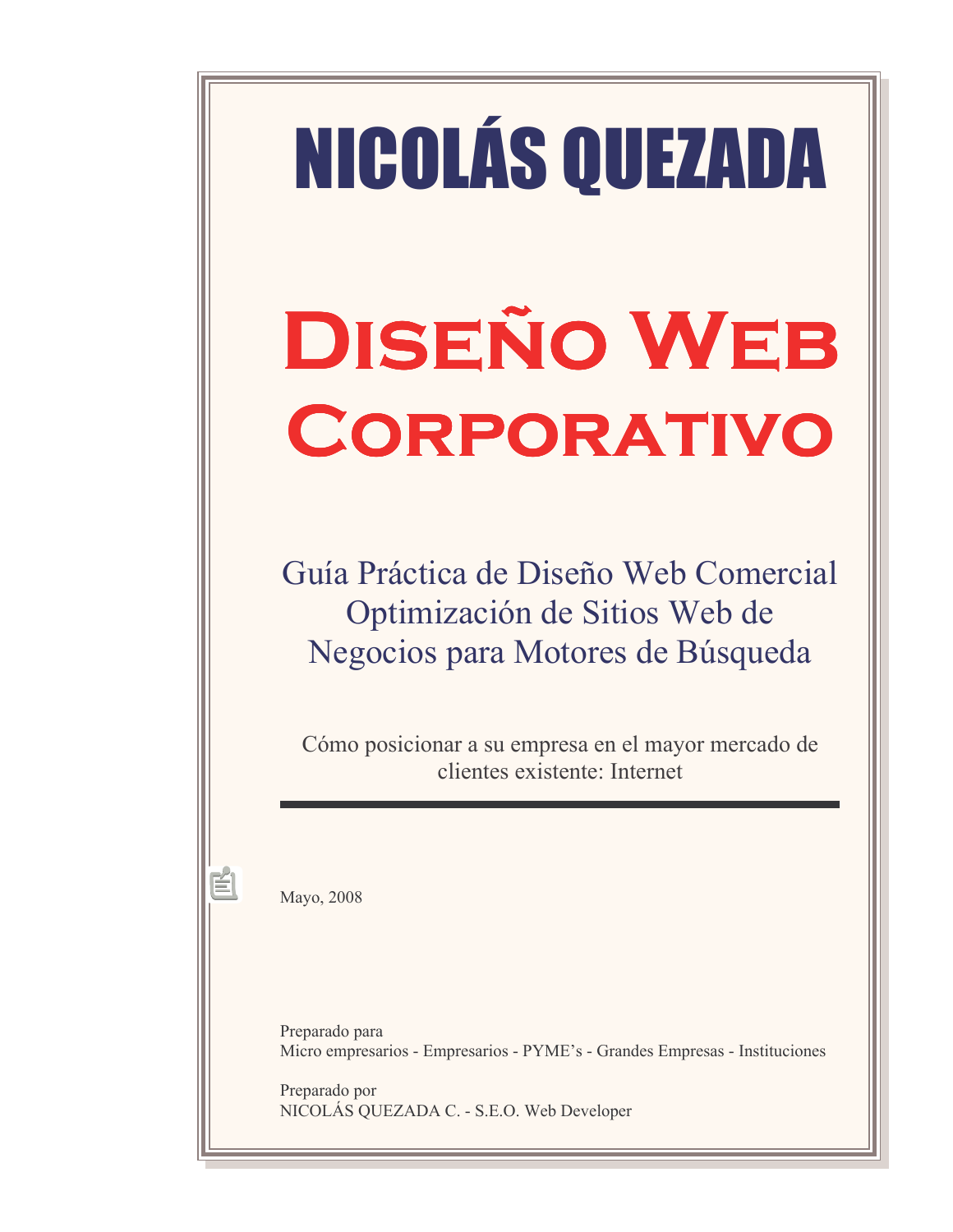# NICOLÁS QUEZADA

# DISEÑO WEB CORPORATIVO

## Guía Práctica de Diseño Web Comercial
## Optimización de Sitios Web de Negocios para Motores de Búsqueda

Cómo posicionar a su empresa en el mayor mercado de clientes existente: Internet

---

Mayo, 2008

Preparado para
Micro empresarios - Empresarios - PYME's - Grandes Empresas - Instituciones

Preparado por
NICOLÁS QUEZADA C. - S.E.O. Web Developer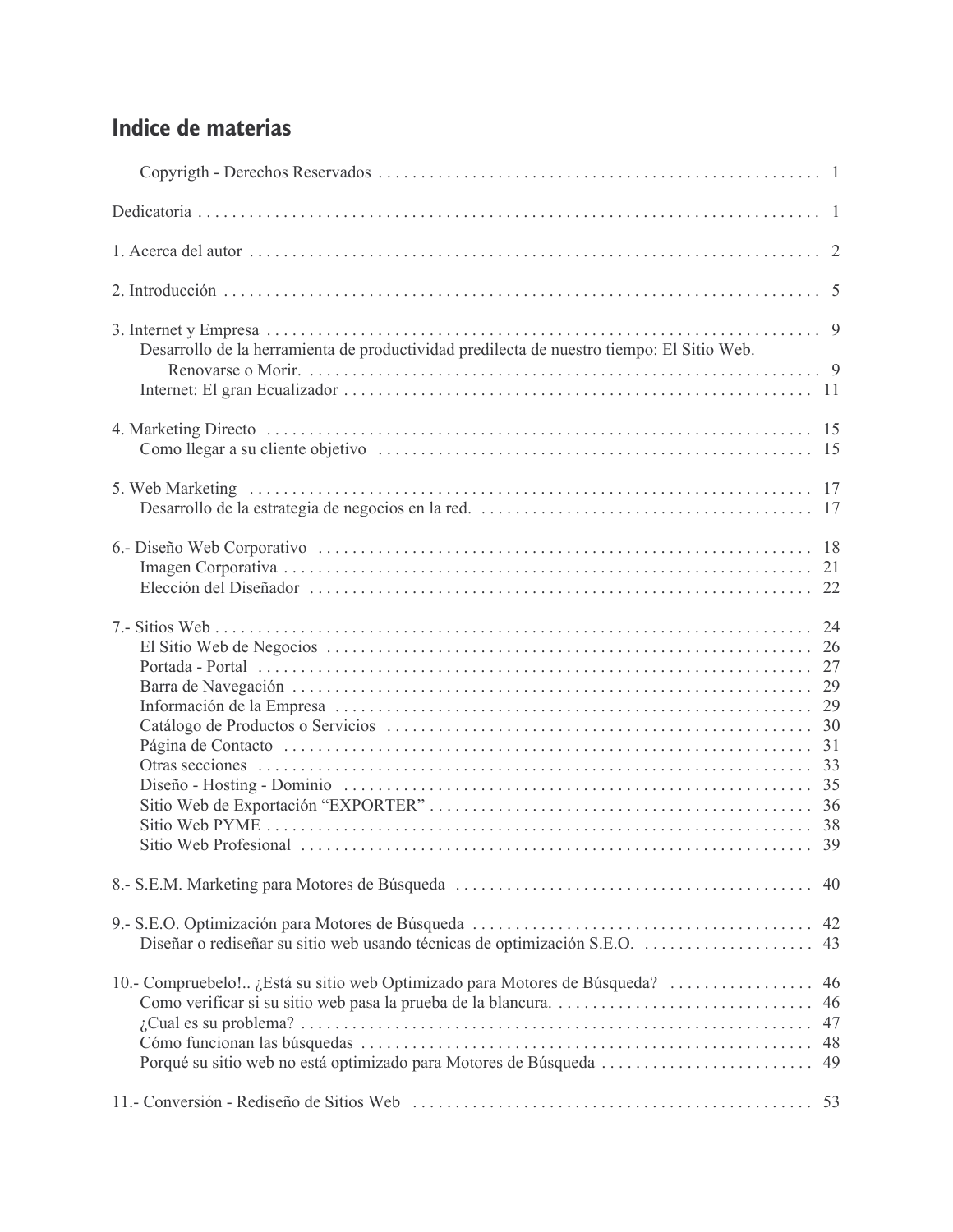## Indice de materias

- Copyrigth - Derechos Reservados . . . . . . . . . . 1

Dedicatoria . . . . . . . . . . 1

1. Acerca del autor . . . . . . . . . . 2

2. Introducción . . . . . . . . . . 5

3. Internet y Empresa . . . . . . . . . . 9
   - Desarrollo de la herramienta de productividad predilecta de nuestro tiempo: El Sitio Web. Renovarse o Morir. . . . . . . . . . . 9
   - Internet: El gran Ecualizador . . . . . . . . . . 11

4. Marketing Directo . . . . . . . . . . 15
   - Como llegar a su cliente objetivo . . . . . . . . . . 15

5. Web Marketing . . . . . . . . . . 17
   - Desarrollo de la estrategia de negocios en la red. . . . . . . . . . . 17

6.- Diseño Web Corporativo . . . . . . . . . . 18
   - Imagen Corporativa . . . . . . . . . . 21
   - Elección del Diseñador . . . . . . . . . . 22

7.- Sitios Web . . . . . . . . . . 24
   - El Sitio Web de Negocios . . . . . . . . . . 26
   - Portada - Portal . . . . . . . . . . 27
   - Barra de Navegación . . . . . . . . . . 29
   - Información de la Empresa . . . . . . . . . . 29
   - Catálogo de Productos o Servicios . . . . . . . . . . 30
   - Página de Contacto . . . . . . . . . . 31
   - Otras secciones . . . . . . . . . . 33
   - Diseño - Hosting - Dominio . . . . . . . . . . 35
   - Sitio Web de Exportación “EXPORTER” . . . . . . . . . . 36
   - Sitio Web PYME . . . . . . . . . . 38
   - Sitio Web Profesional . . . . . . . . . . 39

8.- S.E.M. Marketing para Motores de Búsqueda . . . . . . . . . . 40

9.- S.E.O. Optimización para Motores de Búsqueda . . . . . . . . . . 42
   - Diseñar o rediseñar su sitio web usando técnicas de optimización S.E.O. . . . . . . . . . . 43

10.- Compruebelo!.. ¿Está su sitio web Optimizado para Motores de Búsqueda? . . . . . . . . . . 46
   - Como verificar si su sitio web pasa la prueba de la blancura. . . . . . . . . . . 46
   - ¿Cual es su problema? . . . . . . . . . . 47
   - Cómo funcionan las búsquedas . . . . . . . . . . 48
   - Porqué su sitio web no está optimizado para Motores de Búsqueda . . . . . . . . . . 49

11.- Conversión - Rediseño de Sitios Web . . . . . . . . . . 53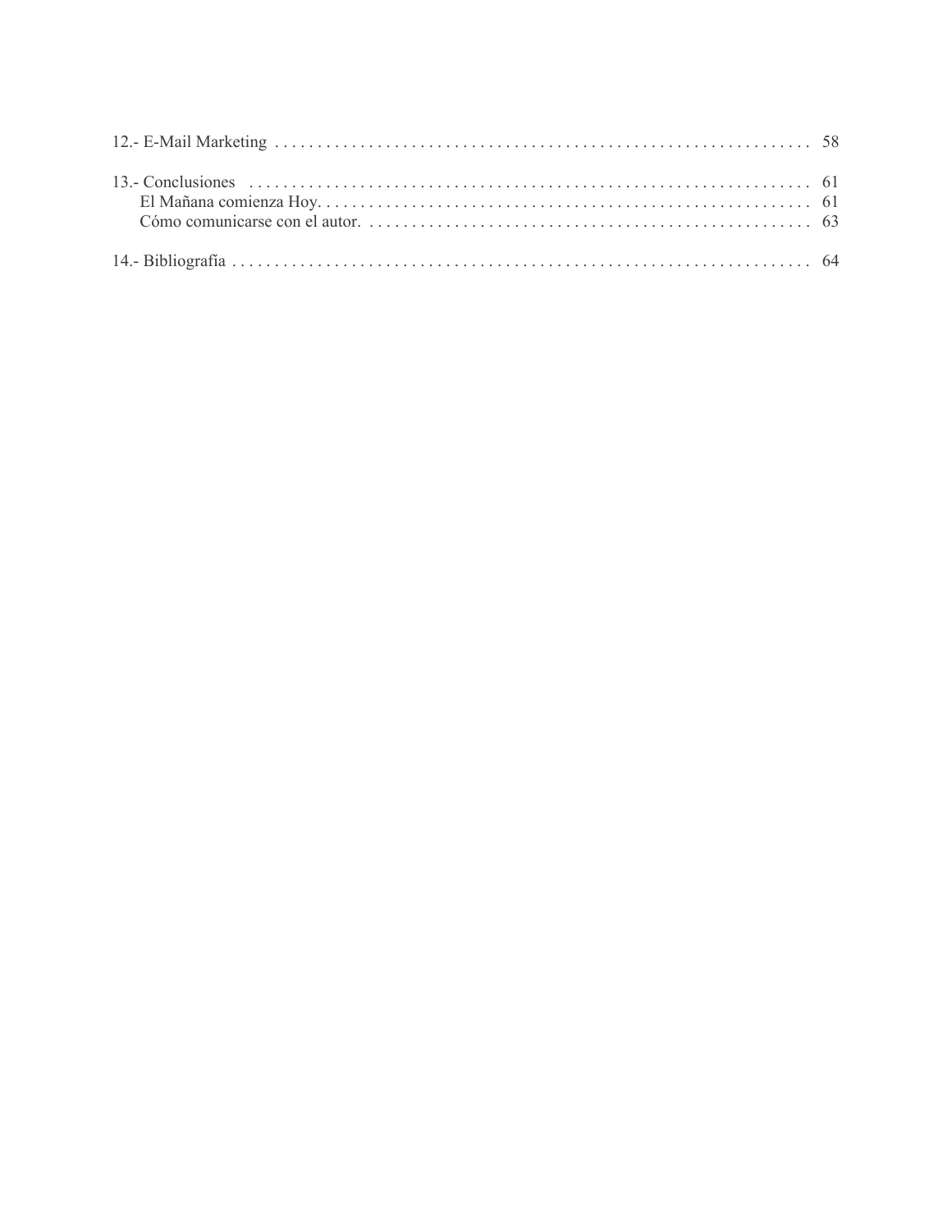12.- E-Mail Marketing . . . . . . . . . . . . . . . . . . . . . . . . . . . . . . . . . . . . . . . . . . . . . . . . . . . . . . . . . . . . . . . 58

13.- Conclusiones . . . . . . . . . . . . . . . . . . . . . . . . . . . . . . . . . . . . . . . . . . . . . . . . . . . . . . . . . . . . . . . . 61
   El Mañana comienza Hoy. . . . . . . . . . . . . . . . . . . . . . . . . . . . . . . . . . . . . . . . . . . . . . . . . . . . . . . . . . . 61
   Cómo comunicarse con el autor. . . . . . . . . . . . . . . . . . . . . . . . . . . . . . . . . . . . . . . . . . . . . . . . . . . . . 63

14.- Bibliografía . . . . . . . . . . . . . . . . . . . . . . . . . . . . . . . . . . . . . . . . . . . . . . . . . . . . . . . . . . . . . . . . . 64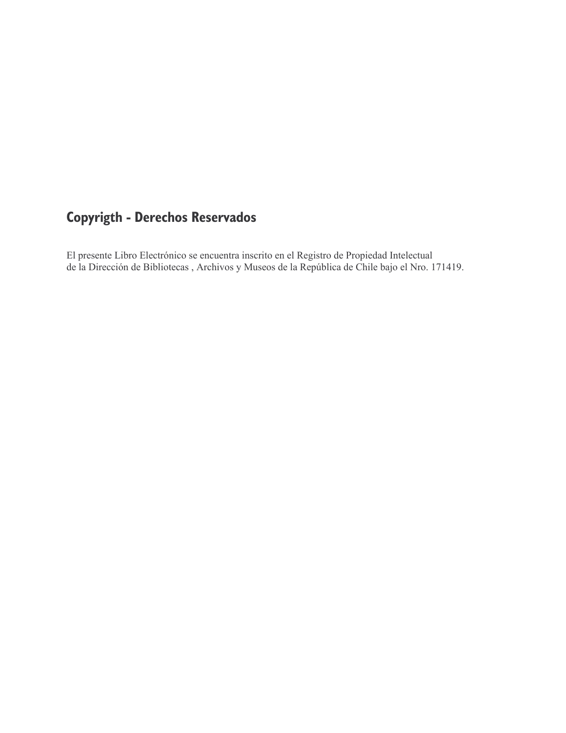## Copyrigth - Derechos Reservados

El presente Libro Electrónico se encuentra inscrito en el Registro de Propiedad Intelectual de la Dirección de Bibliotecas , Archivos y Museos de la República de Chile bajo el Nro. 171419.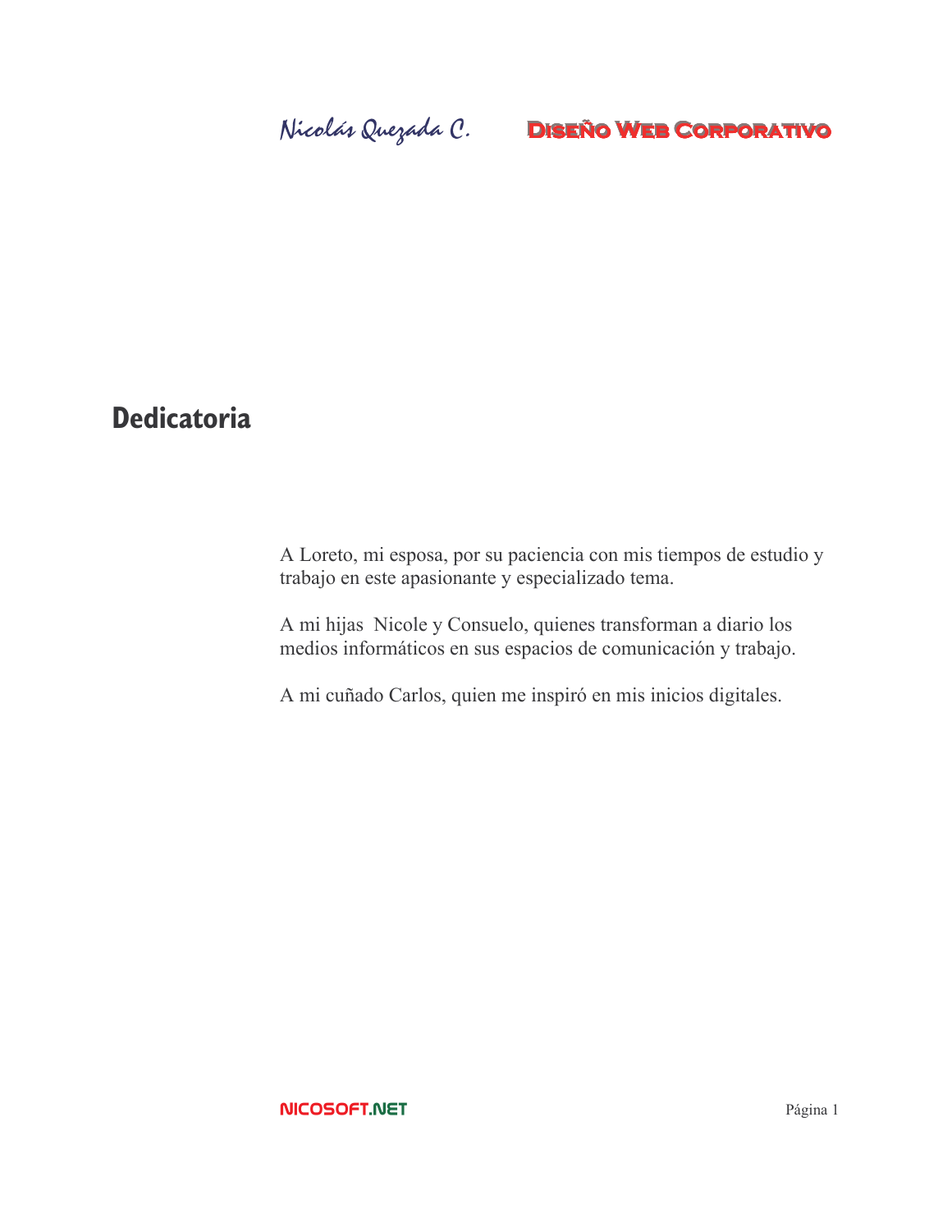# Dedicatoria

A Loreto, mi esposa, por su paciencia con mis tiempos de estudio y trabajo en este apasionante y especializado tema.

A mi hijas  Nicole y Consuelo, quienes transforman a diario los medios informáticos en sus espacios de comunicación y trabajo.

A mi cuñado Carlos, quien me inspiró en mis inicios digitales.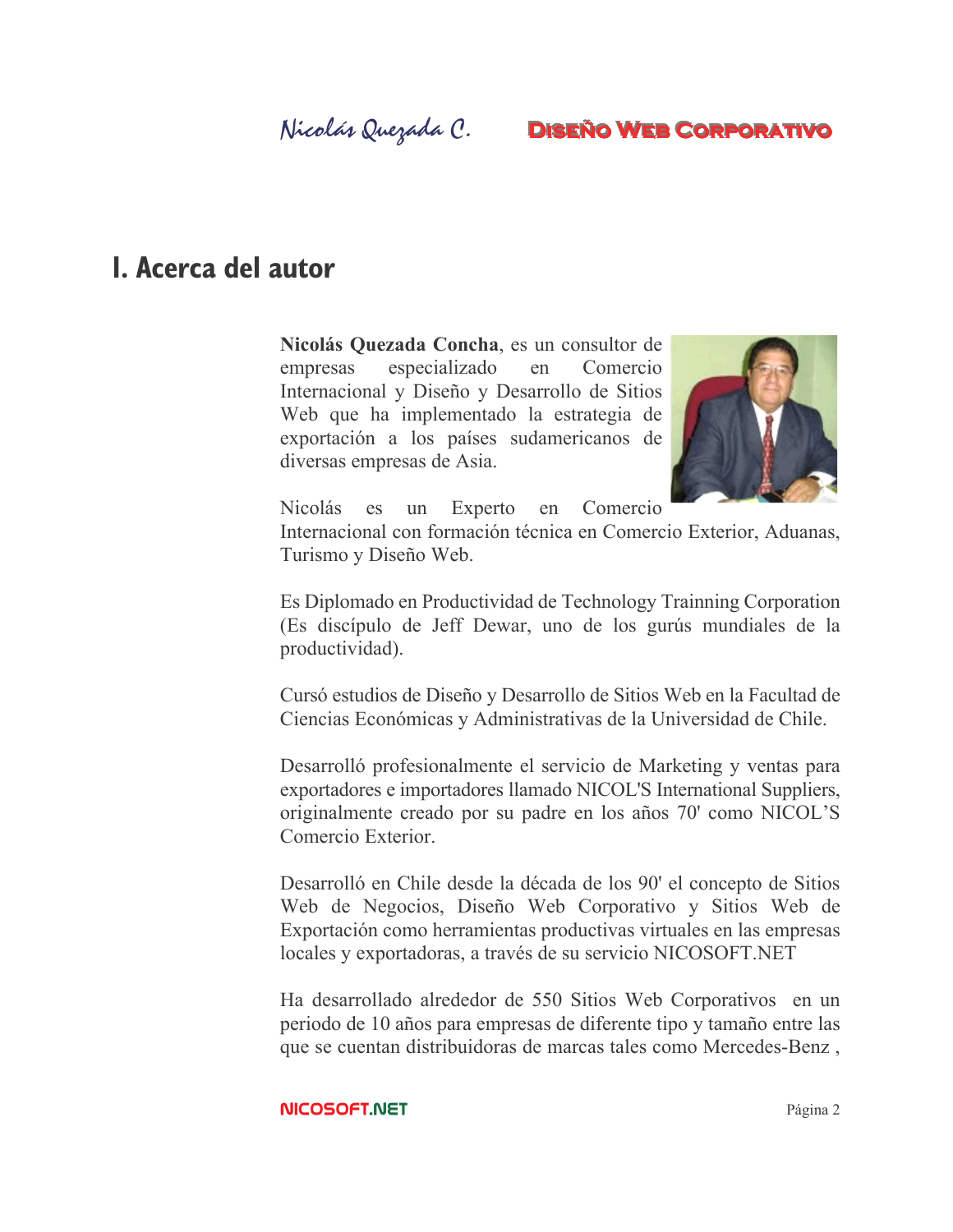# I. Acerca del autor

**Nicolás Quezada Concha**, es un consultor de empresas especializado en Comercio Internacional y Diseño y Desarrollo de Sitios Web que ha implementado la estrategia de exportación a los países sudamericanos de diversas empresas de Asia.

Nicolás es un Experto en Comercio Internacional con formación técnica en Comercio Exterior, Aduanas, Turismo y Diseño Web.

Es Diplomado en Productividad de Technology Trainning Corporation (Es discípulo de Jeff Dewar, uno de los gurús mundiales de la productividad).

Cursó estudios de Diseño y Desarrollo de Sitios Web en la Facultad de Ciencias Económicas y Administrativas de la Universidad de Chile.

Desarrolló profesionalmente el servicio de Marketing y ventas para exportadores e importadores llamado NICOL'S International Suppliers, originalmente creado por su padre en los años 70' como NICOL'S Comercio Exterior.

Desarrolló en Chile desde la década de los 90' el concepto de Sitios Web de Negocios, Diseño Web Corporativo y Sitios Web de Exportación como herramientas productivas virtuales en las empresas locales y exportadoras, a través de su servicio NICOSOFT.NET

Ha desarrollado alrededor de 550 Sitios Web Corporativos en un periodo de 10 años para empresas de diferente tipo y tamaño entre las que se cuentan distribuidoras de marcas tales como Mercedes-Benz ,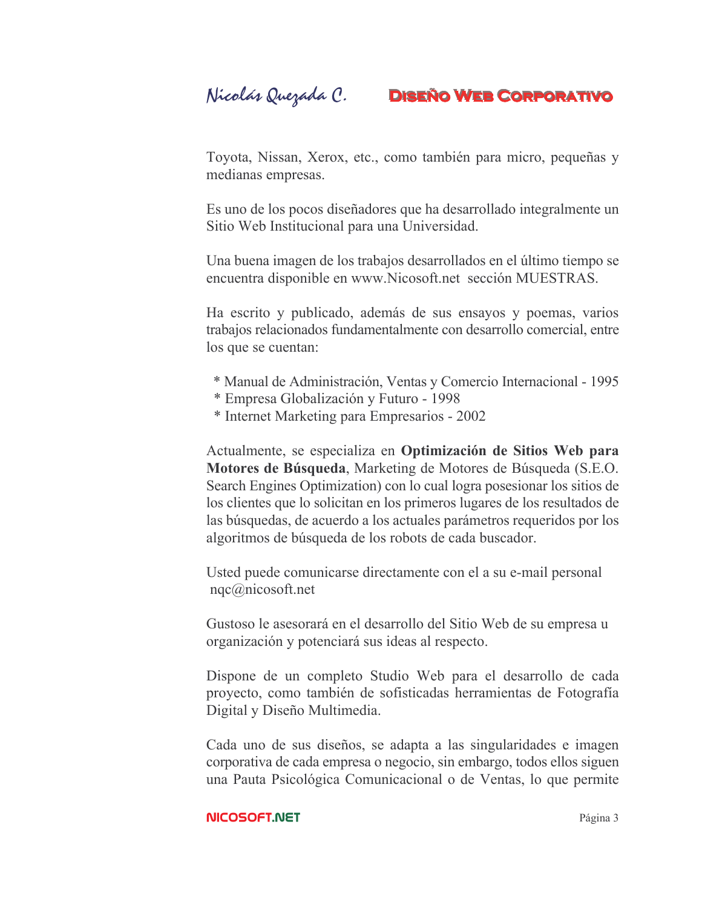Toyota, Nissan, Xerox, etc., como también para micro, pequeñas y medianas empresas.

Es uno de los pocos diseñadores que ha desarrollado integralmente un Sitio Web Institucional para una Universidad.

Una buena imagen de los trabajos desarrollados en el último tiempo se encuentra disponible en www.Nicosoft.net sección MUESTRAS.

Ha escrito y publicado, además de sus ensayos y poemas, varios trabajos relacionados fundamentalmente con desarrollo comercial, entre los que se cuentan:

* Manual de Administración, Ventas y Comercio Internacional - 1995
* Empresa Globalización y Futuro - 1998
* Internet Marketing para Empresarios - 2002

Actualmente, se especializa en **Optimización de Sitios Web para Motores de Búsqueda**, Marketing de Motores de Búsqueda (S.E.O. Search Engines Optimization) con lo cual logra posesionar los sitios de los clientes que lo solicitan en los primeros lugares de los resultados de las búsquedas, de acuerdo a los actuales parámetros requeridos por los algoritmos de búsqueda de los robots de cada buscador.

Usted puede comunicarse directamente con el a su e-mail personal nqc@nicosoft.net

Gustoso le asesorará en el desarrollo del Sitio Web de su empresa u organización y potenciará sus ideas al respecto.

Dispone de un completo Studio Web para el desarrollo de cada proyecto, como también de sofisticadas herramientas de Fotografía Digital y Diseño Multimedia.

Cada uno de sus diseños, se adapta a las singularidades e imagen corporativa de cada empresa o negocio, sin embargo, todos ellos siguen una Pauta Psicológica Comunicacional o de Ventas, lo que permite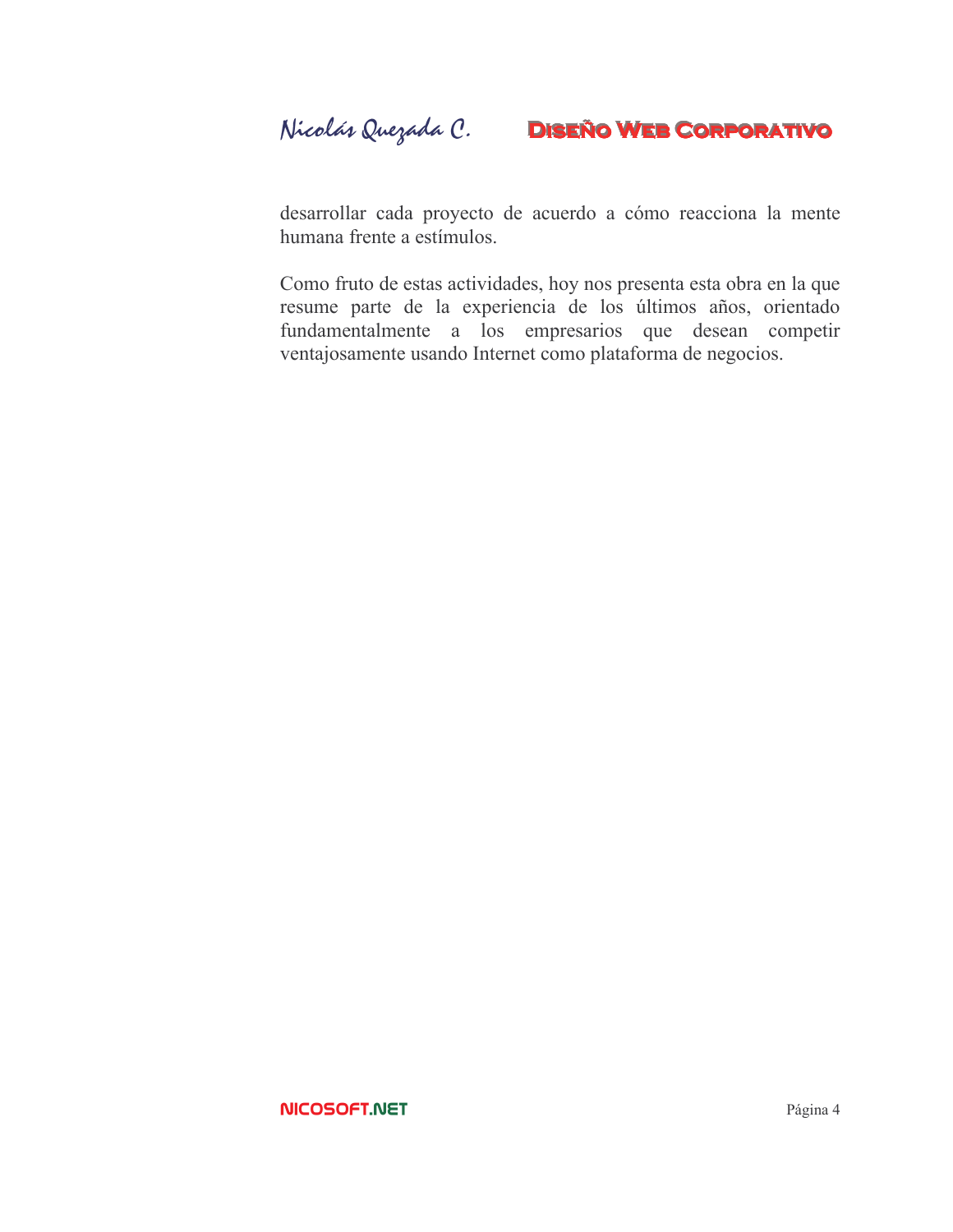desarrollar cada proyecto de acuerdo a cómo reacciona la mente humana frente a estímulos.

Como fruto de estas actividades, hoy nos presenta esta obra en la que resume parte de la experiencia de los últimos años, orientado fundamentalmente a los empresarios que desean competir ventajosamente usando Internet como plataforma de negocios.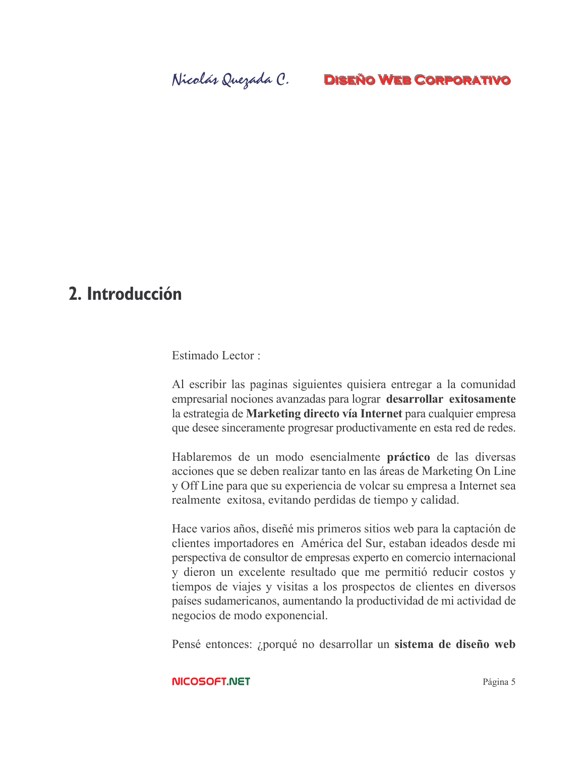## 2. Introducción

Estimado Lector :

Al escribir las paginas siguientes quisiera entregar a la comunidad empresarial nociones avanzadas para lograr **desarrollar exitosamente** la estrategia de **Marketing directo vía Internet** para cualquier empresa que desee sinceramente progresar productivamente en esta red de redes.

Hablaremos de un modo esencialmente **práctico** de las diversas acciones que se deben realizar tanto en las áreas de Marketing On Line y Off Line para que su experiencia de volcar su empresa a Internet sea realmente exitosa, evitando perdidas de tiempo y calidad.

Hace varios años, diseñé mis primeros sitios web para la captación de clientes importadores en América del Sur, estaban ideados desde mi perspectiva de consultor de empresas experto en comercio internacional y dieron un excelente resultado que me permitió reducir costos y tiempos de viajes y visitas a los prospectos de clientes en diversos países sudamericanos, aumentando la productividad de mi actividad de negocios de modo exponencial.

Pensé entonces: ¿porqué no desarrollar un **sistema de diseño web**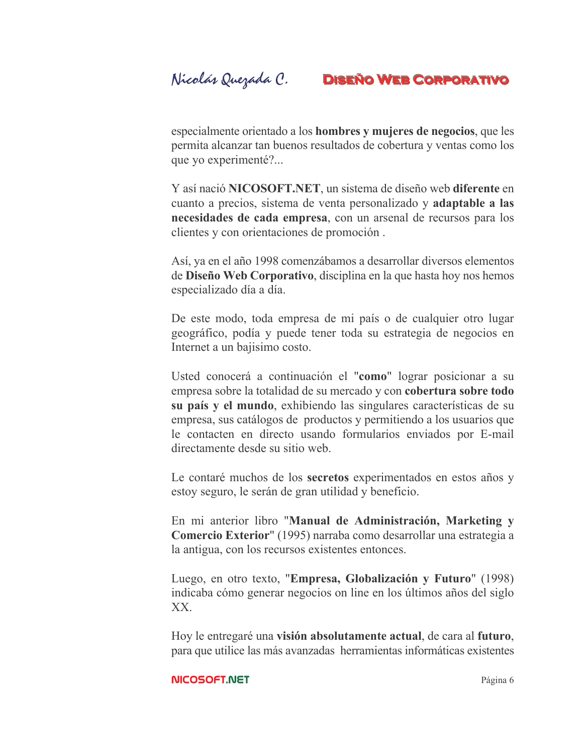especialmente orientado a los **hombres y mujeres de negocios**, que les permita alcanzar tan buenos resultados de cobertura y ventas como los que yo experimenté?...

Y así nació **NICOSOFT.NET**, un sistema de diseño web **diferente** en cuanto a precios, sistema de venta personalizado y **adaptable a las necesidades de cada empresa**, con un arsenal de recursos para los clientes y con orientaciones de promoción .

Así, ya en el año 1998 comenzábamos a desarrollar diversos elementos de **Diseño Web Corporativo**, disciplina en la que hasta hoy nos hemos especializado día a día.

De este modo, toda empresa de mi país o de cualquier otro lugar geográfico, podía y puede tener toda su estrategia de negocios en Internet a un bajisimo costo.

Usted conocerá a continuación el "**como**" lograr posicionar a su empresa sobre la totalidad de su mercado y con **cobertura sobre todo su país y el mundo**, exhibiendo las singulares características de su empresa, sus catálogos de productos y permitiendo a los usuarios que le contacten en directo usando formularios enviados por E-mail directamente desde su sitio web.

Le contaré muchos de los **secretos** experimentados en estos años y estoy seguro, le serán de gran utilidad y beneficio.

En mi anterior libro "**Manual de Administración, Marketing y Comercio Exterior**" (1995) narraba como desarrollar una estrategia a la antigua, con los recursos existentes entonces.

Luego, en otro texto, "**Empresa, Globalización y Futuro**" (1998) indicaba cómo generar negocios on line en los últimos años del siglo XX.

Hoy le entregaré una **visión absolutamente actual**, de cara al **futuro**, para que utilice las más avanzadas herramientas informáticas existentes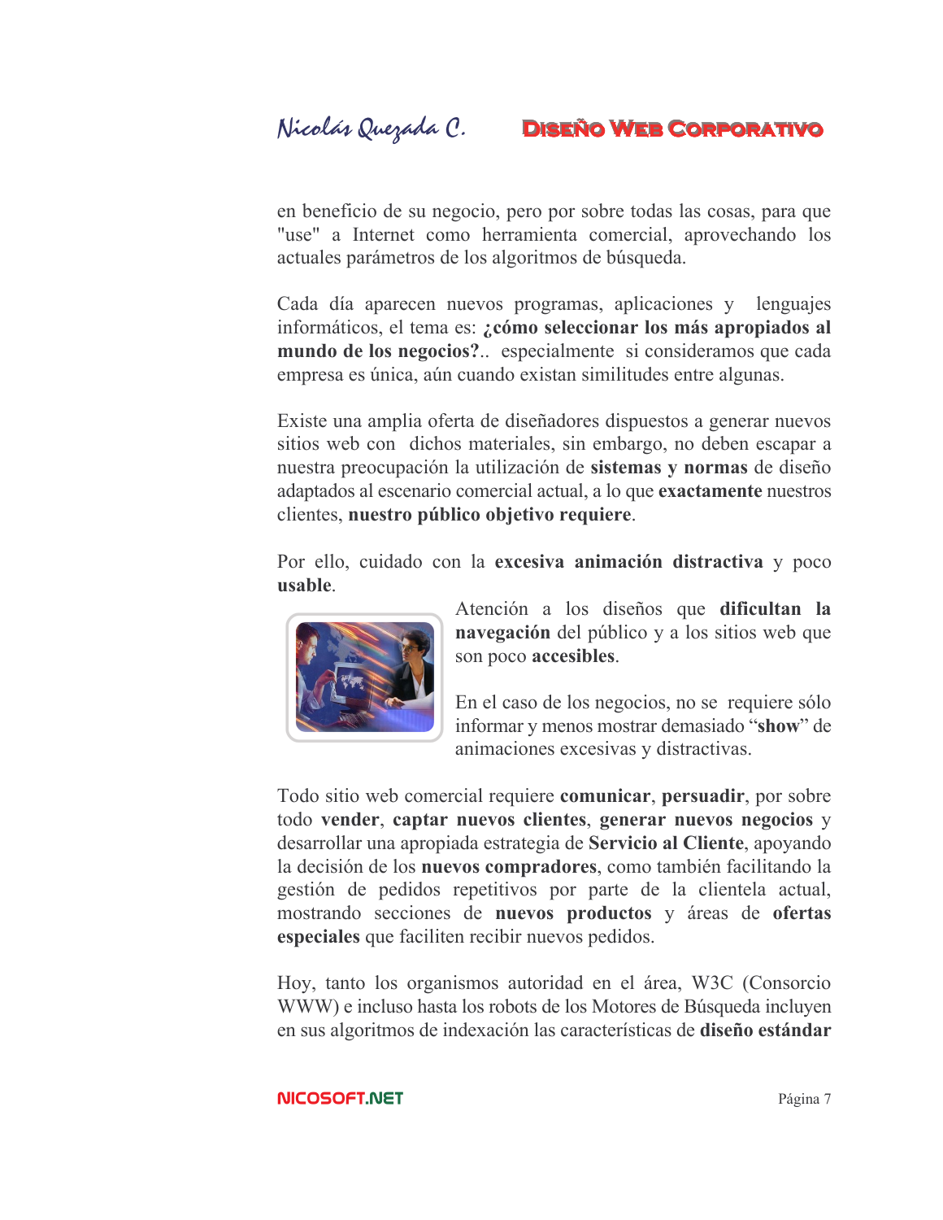en beneficio de su negocio, pero por sobre todas las cosas, para que "use" a Internet como herramienta comercial, aprovechando los actuales parámetros de los algoritmos de búsqueda.

Cada día aparecen nuevos programas, aplicaciones y lenguajes informáticos, el tema es: **¿cómo seleccionar los más apropiados al mundo de los negocios?**.. especialmente si consideramos que cada empresa es única, aún cuando existan similitudes entre algunas.

Existe una amplia oferta de diseñadores dispuestos a generar nuevos sitios web con dichos materiales, sin embargo, no deben escapar a nuestra preocupación la utilización de **sistemas y normas** de diseño adaptados al escenario comercial actual, a lo que **exactamente** nuestros clientes, **nuestro público objetivo requiere**.

Por ello, cuidado con la **excesiva animación distractiva** y poco **usable**.

Atención a los diseños que **dificultan la navegación** del público y a los sitios web que son poco **accesibles**.

En el caso de los negocios, no se requiere sólo informar y menos mostrar demasiado "**show**" de animaciones excesivas y distractivas.

Todo sitio web comercial requiere **comunicar**, **persuadir**, por sobre todo **vender**, **captar nuevos clientes**, **generar nuevos negocios** y desarrollar una apropiada estrategia de **Servicio al Cliente**, apoyando la decisión de los **nuevos compradores**, como también facilitando la gestión de pedidos repetitivos por parte de la clientela actual, mostrando secciones de **nuevos productos** y áreas de **ofertas especiales** que faciliten recibir nuevos pedidos.

Hoy, tanto los organismos autoridad en el área, W3C (Consorcio WWW) e incluso hasta los robots de los Motores de Búsqueda incluyen en sus algoritmos de indexación las características de **diseño estándar**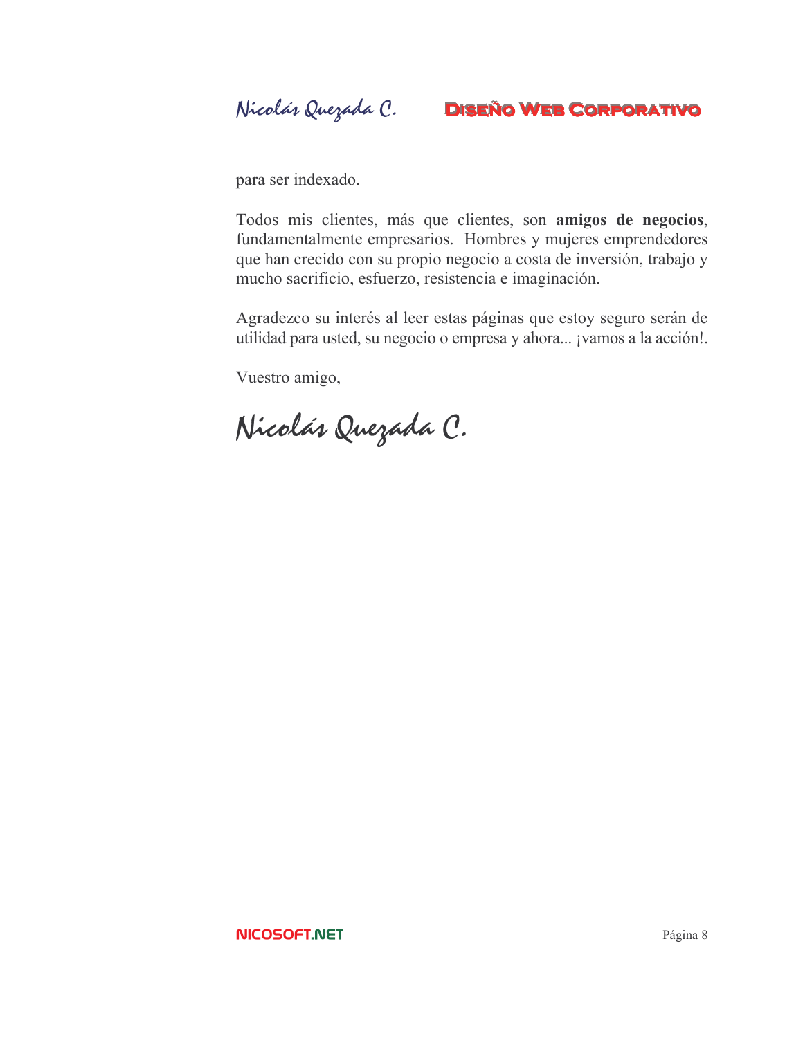para ser indexado.

Todos mis clientes, más que clientes, son **amigos de negocios**, fundamentalmente empresarios. Hombres y mujeres emprendedores que han crecido con su propio negocio a costa de inversión, trabajo y mucho sacrificio, esfuerzo, resistencia e imaginación.

Agradezco su interés al leer estas páginas que estoy seguro serán de utilidad para usted, su negocio o empresa y ahora... ¡vamos a la acción!.

Vuestro amigo,

*Nicolás Quezada C.*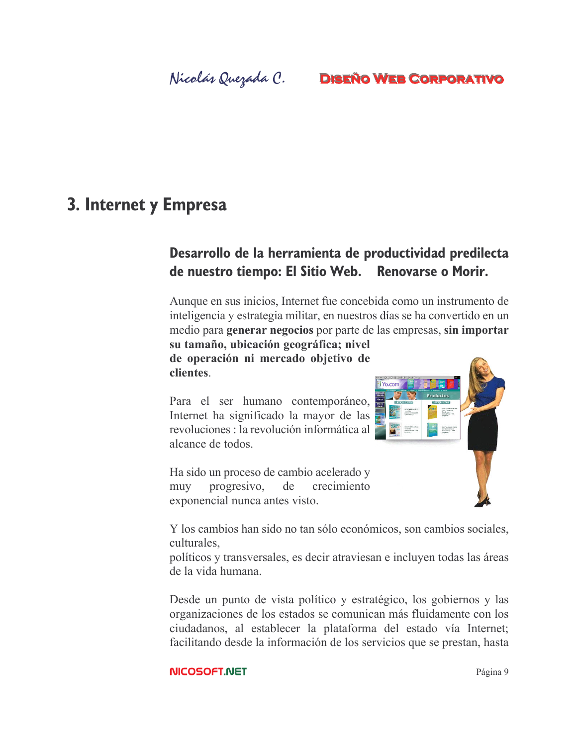# 3. Internet y Empresa

## Desarrollo de la herramienta de productividad predilecta de nuestro tiempo: El Sitio Web. Renovarse o Morir.

Aunque en sus inicios, Internet fue concebida como un instrumento de inteligencia y estrategia militar, en nuestros días se ha convertido en un medio para **generar negocios** por parte de las empresas, **sin importar su tamaño, ubicación geográfica; nivel de operación ni mercado objetivo de clientes**.

Para el ser humano contemporáneo, Internet ha significado la mayor de las revoluciones : la revolución informática al alcance de todos.

Ha sido un proceso de cambio acelerado y muy progresivo, de crecimiento exponencial nunca antes visto.

Y los cambios han sido no tan sólo económicos, son cambios sociales, culturales,
políticos y transversales, es decir atraviesan e incluyen todas las áreas de la vida humana.

Desde un punto de vista político y estratégico, los gobiernos y las organizaciones de los estados se comunican más fluidamente con los ciudadanos, al establecer la plataforma del estado vía Internet; facilitando desde la información de los servicios que se prestan, hasta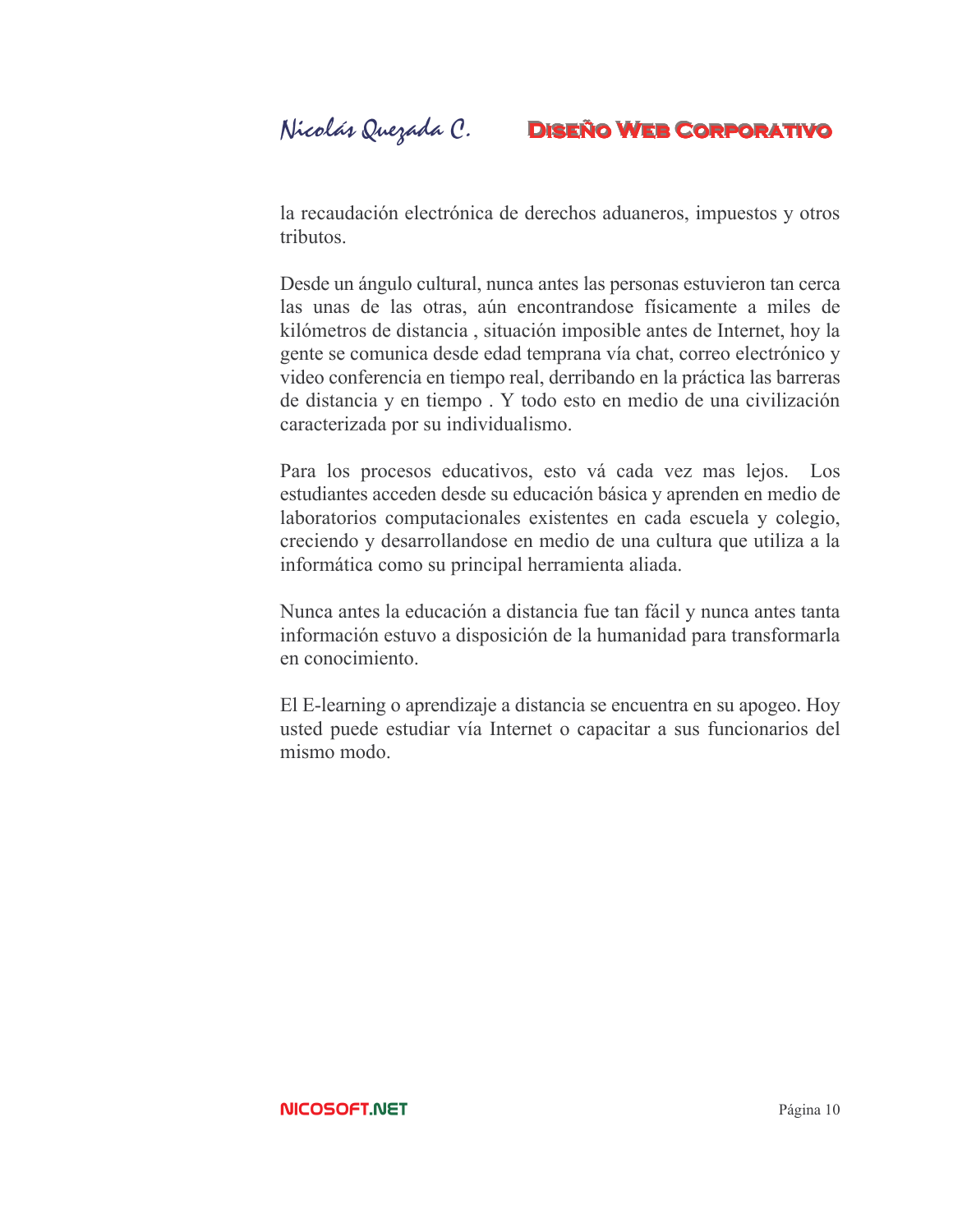la recaudación electrónica de derechos aduaneros, impuestos y otros tributos.

Desde un ángulo cultural, nunca antes las personas estuvieron tan cerca las unas de las otras, aún encontrandose fisicamente a miles de kilómetros de distancia , situación imposible antes de Internet, hoy la gente se comunica desde edad temprana vía chat, correo electrónico y video conferencia en tiempo real, derribando en la práctica las barreras de distancia y en tiempo . Y todo esto en medio de una civilización caracterizada por su individualismo.

Para los procesos educativos, esto vá cada vez mas lejos. Los estudiantes acceden desde su educación básica y aprenden en medio de laboratorios computacionales existentes en cada escuela y colegio, creciendo y desarrollandose en medio de una cultura que utiliza a la informática como su principal herramienta aliada.

Nunca antes la educación a distancia fue tan fácil y nunca antes tanta información estuvo a disposición de la humanidad para transformarla en conocimiento.

El E-learning o aprendizaje a distancia se encuentra en su apogeo. Hoy usted puede estudiar vía Internet o capacitar a sus funcionarios del mismo modo.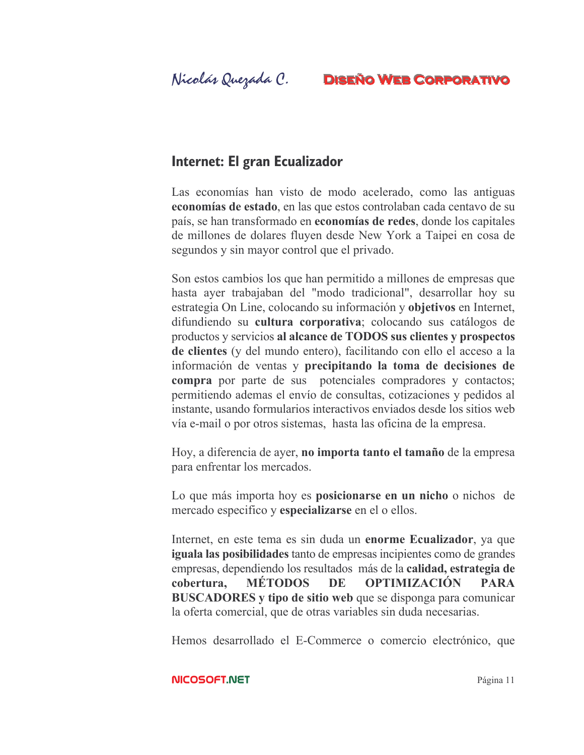## Internet: El gran Ecualizador

Las economías han visto de modo acelerado, como las antiguas **economías de estado**, en las que estos controlaban cada centavo de su país, se han transformado en **economías de redes**, donde los capitales de millones de dolares fluyen desde New York a Taipei en cosa de segundos y sin mayor control que el privado.

Son estos cambios los que han permitido a millones de empresas que hasta ayer trabajaban del "modo tradicional", desarrollar hoy su estrategia On Line, colocando su información y **objetivos** en Internet, difundiendo su **cultura corporativa**; colocando sus catálogos de productos y servicios **al alcance de TODOS sus clientes y prospectos de clientes** (y del mundo entero), facilitando con ello el acceso a la información de ventas y **precipitando la toma de decisiones de compra** por parte de sus potenciales compradores y contactos; permitiendo ademas el envío de consultas, cotizaciones y pedidos al instante, usando formularios interactivos enviados desde los sitios web vía e-mail o por otros sistemas, hasta las oficina de la empresa.

Hoy, a diferencia de ayer, **no importa tanto el tamaño** de la empresa para enfrentar los mercados.

Lo que más importa hoy es **posicionarse en un nicho** o nichos de mercado especifico y **especializarse** en el o ellos.

Internet, en este tema es sin duda un **enorme Ecualizador**, ya que **iguala las posibilidades** tanto de empresas incipientes como de grandes empresas, dependiendo los resultados más de la **calidad, estrategia de cobertura, MÉTODOS DE OPTIMIZACIÓN PARA BUSCADORES y tipo de sitio web** que se disponga para comunicar la oferta comercial, que de otras variables sin duda necesarias.

Hemos desarrollado el E-Commerce o comercio electrónico, que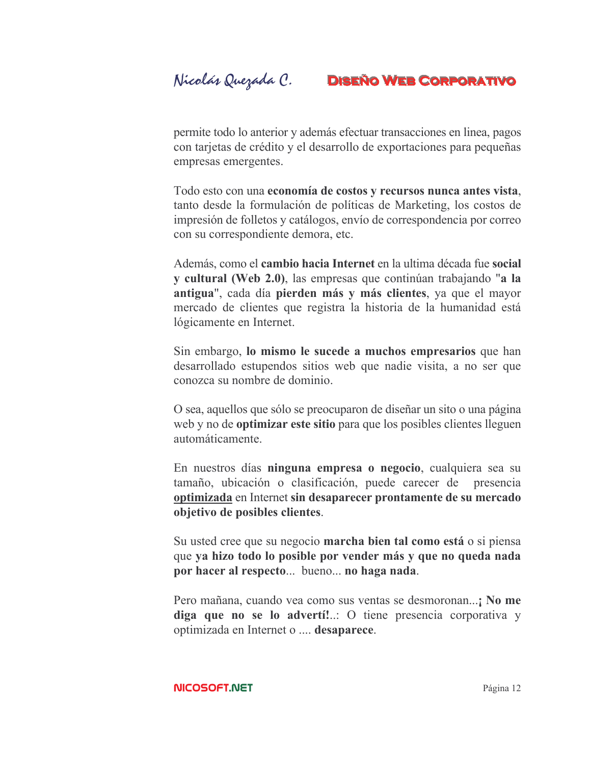permite todo lo anterior y además efectuar transacciones en linea, pagos con tarjetas de crédito y el desarrollo de exportaciones para pequeñas empresas emergentes.

Todo esto con una **economía de costos y recursos nunca antes vista**, tanto desde la formulación de políticas de Marketing, los costos de impresión de folletos y catálogos, envío de correspondencia por correo con su correspondiente demora, etc.

Además, como el **cambio hacia Internet** en la ultima década fue **social y cultural (Web 2.0)**, las empresas que continúan trabajando "**a la antigua**", cada día **pierden más y más clientes**, ya que el mayor mercado de clientes que registra la historia de la humanidad está lógicamente en Internet.

Sin embargo, **lo mismo le sucede a muchos empresarios** que han desarrollado estupendos sitios web que nadie visita, a no ser que conozca su nombre de dominio.

O sea, aquellos que sólo se preocuparon de diseñar un sito o una página web y no de **optimizar este sitio** para que los posibles clientes lleguen automáticamente.

En nuestros días **ninguna empresa o negocio**, cualquiera sea su tamaño, ubicación o clasificación, puede carecer de presencia **optimizada** en Internet **sin desaparecer prontamente de su mercado objetivo de posibles clientes**.

Su usted cree que su negocio **marcha bien tal como está** o si piensa que **ya hizo todo lo posible por vender más y que no queda nada por hacer al respecto**... bueno... **no haga nada**.

Pero mañana, cuando vea como sus ventas se desmoronan...**¡ No me diga que no se lo advertí!**..: O tiene presencia corporativa y optimizada en Internet o .... **desaparece**.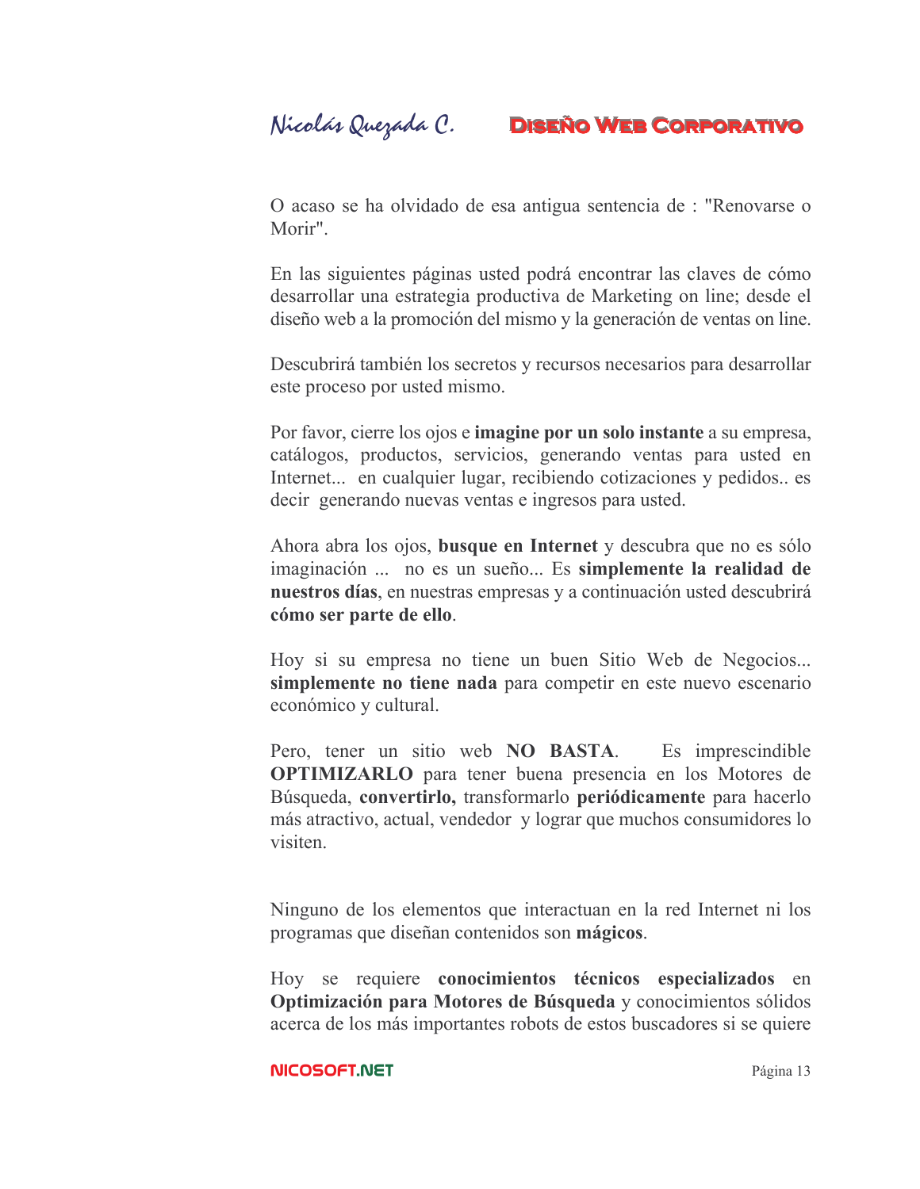O acaso se ha olvidado de esa antigua sentencia de : "Renovarse o Morir".

En las siguientes páginas usted podrá encontrar las claves de cómo desarrollar una estrategia productiva de Marketing on line; desde el diseño web a la promoción del mismo y la generación de ventas on line.

Descubrirá también los secretos y recursos necesarios para desarrollar este proceso por usted mismo.

Por favor, cierre los ojos e **imagine por un solo instante** a su empresa, catálogos, productos, servicios, generando ventas para usted en Internet... en cualquier lugar, recibiendo cotizaciones y pedidos.. es decir generando nuevas ventas e ingresos para usted.

Ahora abra los ojos, **busque en Internet** y descubra que no es sólo imaginación ... no es un sueño... Es **simplemente la realidad de nuestros días**, en nuestras empresas y a continuación usted descubrirá **cómo ser parte de ello**.

Hoy si su empresa no tiene un buen Sitio Web de Negocios... **simplemente no tiene nada** para competir en este nuevo escenario económico y cultural.

Pero, tener un sitio web **NO BASTA**. Es imprescindible **OPTIMIZARLO** para tener buena presencia en los Motores de Búsqueda, **convertirlo,** transformarlo **periódicamente** para hacerlo más atractivo, actual, vendedor y lograr que muchos consumidores lo visiten.

Ninguno de los elementos que interactuan en la red Internet ni los programas que diseñan contenidos son **mágicos**.

Hoy se requiere **conocimientos técnicos especializados** en **Optimización para Motores de Búsqueda** y conocimientos sólidos acerca de los más importantes robots de estos buscadores si se quiere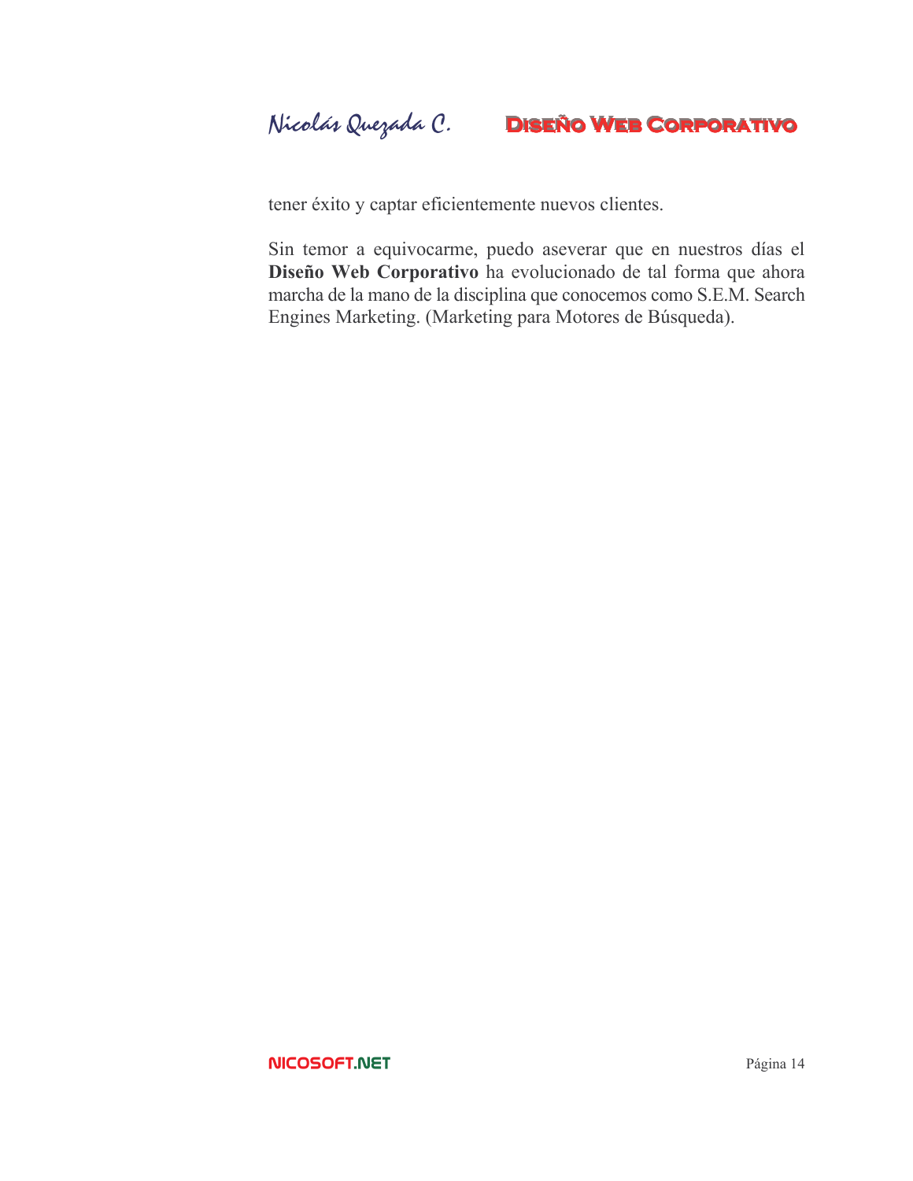tener éxito y captar eficientemente nuevos clientes.

Sin temor a equivocarme, puedo aseverar que en nuestros días el **Diseño Web Corporativo** ha evolucionado de tal forma que ahora marcha de la mano de la disciplina que conocemos como S.E.M. Search Engines Marketing. (Marketing para Motores de Búsqueda).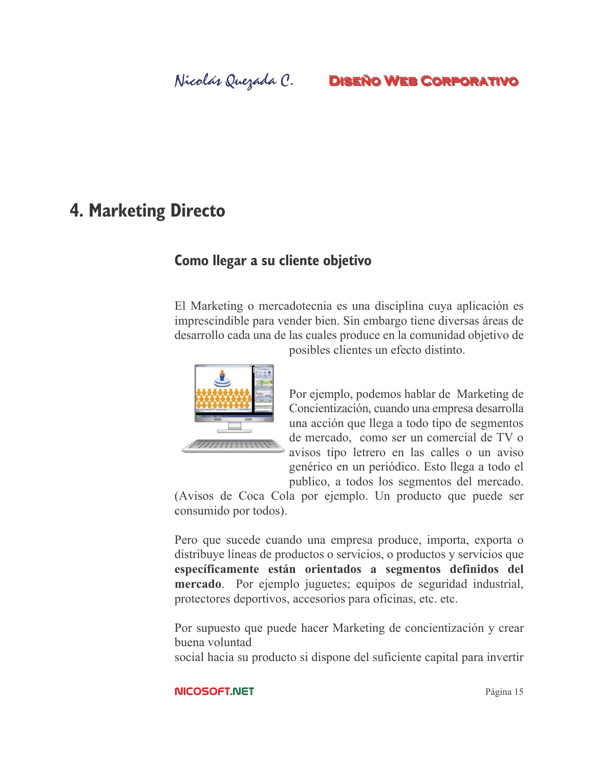# 4. Marketing Directo

## Como llegar a su cliente objetivo

El Marketing o mercadotecnia es una disciplina cuya aplicación es imprescindible para vender bien. Sin embargo tiene diversas áreas de desarrollo cada una de las cuales produce en la comunidad objetivo de posibles clientes un efecto distinto.

Por ejemplo, podemos hablar de Marketing de Concientización, cuando una empresa desarrolla una acción que llega a todo tipo de segmentos de mercado, como ser un comercial de TV o avisos tipo letrero en las calles o un aviso genérico en un periódico. Esto llega a todo el publico, a todos los segmentos del mercado. (Avisos de Coca Cola por ejemplo. Un producto que puede ser consumido por todos).

Pero que sucede cuando una empresa produce, importa, exporta o distribuye líneas de productos o servicios, o productos y servicios que **específicamente están orientados a segmentos definidos del mercado**. Por ejemplo juguetes; equipos de seguridad industrial, protectores deportivos, accesorios para oficinas, etc. etc.

Por supuesto que puede hacer Marketing de concientización y crear buena voluntad
social hacia su producto si dispone del suficiente capital para invertir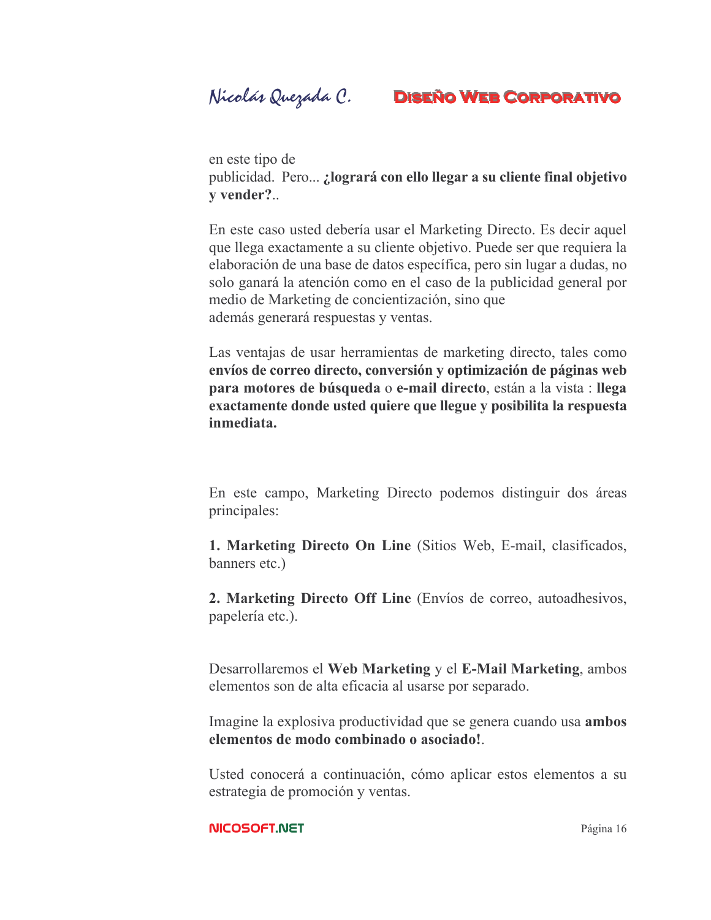en este tipo de publicidad. Pero... **¿logrará con ello llegar a su cliente final objetivo y vender?**..

En este caso usted debería usar el Marketing Directo. Es decir aquel que llega exactamente a su cliente objetivo. Puede ser que requiera la elaboración de una base de datos específica, pero sin lugar a dudas, no solo ganará la atención como en el caso de la publicidad general por medio de Marketing de concientización, sino que además generará respuestas y ventas.

Las ventajas de usar herramientas de marketing directo, tales como **envíos de correo directo, conversión y optimización de páginas web para motores de búsqueda** o **e-mail directo**, están a la vista : **llega exactamente donde usted quiere que llegue y posibilita la respuesta inmediata.**

En este campo, Marketing Directo podemos distinguir dos áreas principales:

**1. Marketing Directo On Line** (Sitios Web, E-mail, clasificados, banners etc.)

**2. Marketing Directo Off Line** (Envíos de correo, autoadhesivos, papelería etc.).

Desarrollaremos el **Web Marketing** y el **E-Mail Marketing**, ambos elementos son de alta eficacia al usarse por separado.

Imagine la explosiva productividad que se genera cuando usa **ambos elementos de modo combinado o asociado!**.

Usted conocerá a continuación, cómo aplicar estos elementos a su estrategia de promoción y ventas.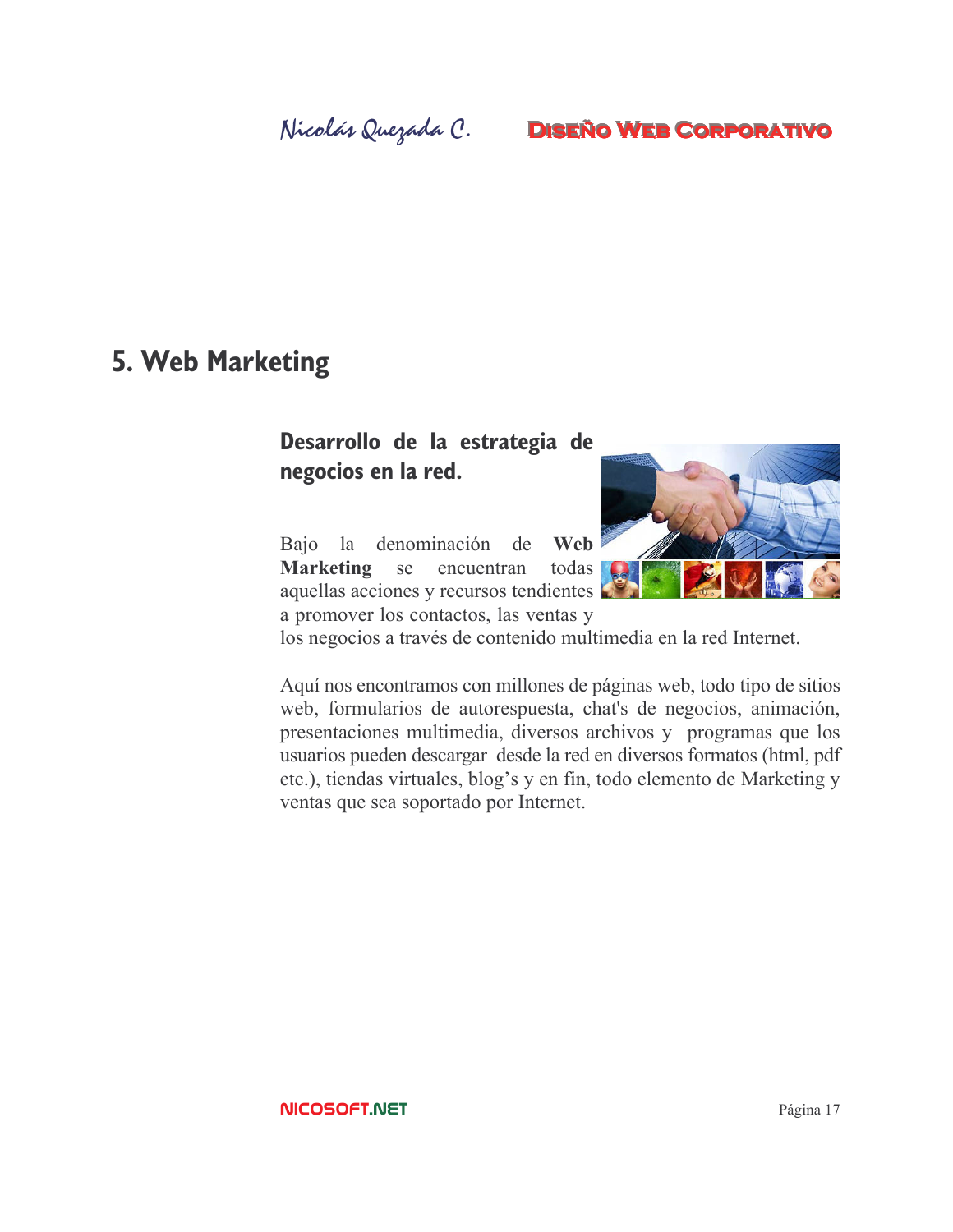# 5. Web Marketing

## Desarrollo de la estrategia de negocios en la red.

Bajo la denominación de **Web Marketing** se encuentran todas aquellas acciones y recursos tendientes a promover los contactos, las ventas y los negocios a través de contenido multimedia en la red Internet.

Aquí nos encontramos con millones de páginas web, todo tipo de sitios web, formularios de autorespuesta, chat's de negocios, animación, presentaciones multimedia, diversos archivos y programas que los usuarios pueden descargar desde la red en diversos formatos (html, pdf etc.), tiendas virtuales, blog's y en fin, todo elemento de Marketing y ventas que sea soportado por Internet.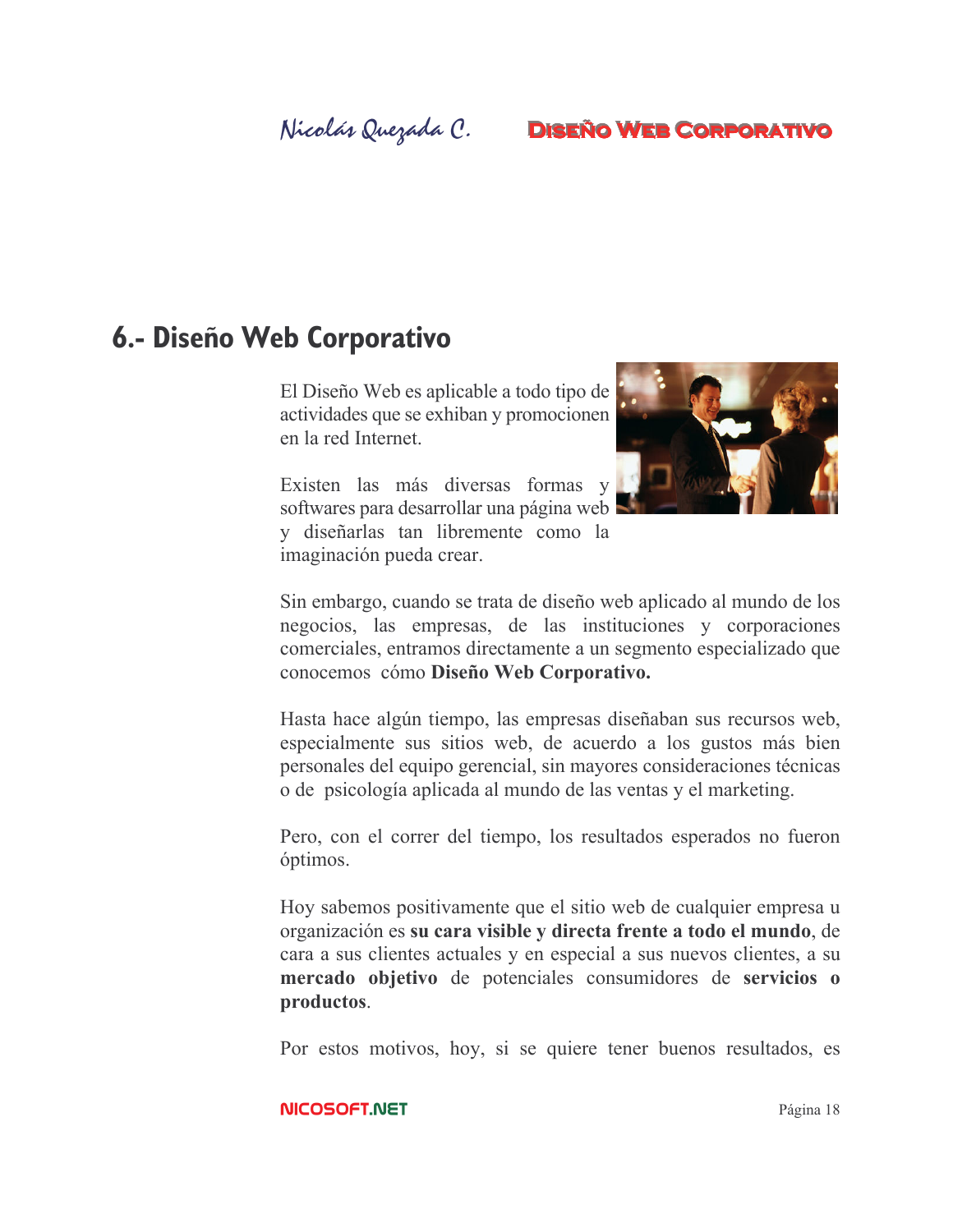## 6.- Diseño Web Corporativo

El Diseño Web es aplicable a todo tipo de actividades que se exhiban y promocionen en la red Internet.

Existen las más diversas formas y softwares para desarrollar una página web y diseñarlas tan libremente como la imaginación pueda crear.

Sin embargo, cuando se trata de diseño web aplicado al mundo de los negocios, las empresas, de las instituciones y corporaciones comerciales, entramos directamente a un segmento especializado que conocemos cómo **Diseño Web Corporativo.**

Hasta hace algún tiempo, las empresas diseñaban sus recursos web, especialmente sus sitios web, de acuerdo a los gustos más bien personales del equipo gerencial, sin mayores consideraciones técnicas o de psicología aplicada al mundo de las ventas y el marketing.

Pero, con el correr del tiempo, los resultados esperados no fueron óptimos.

Hoy sabemos positivamente que el sitio web de cualquier empresa u organización es **su cara visible y directa frente a todo el mundo**, de cara a sus clientes actuales y en especial a sus nuevos clientes, a su **mercado objetivo** de potenciales consumidores de **servicios o productos**.

Por estos motivos, hoy, si se quiere tener buenos resultados, es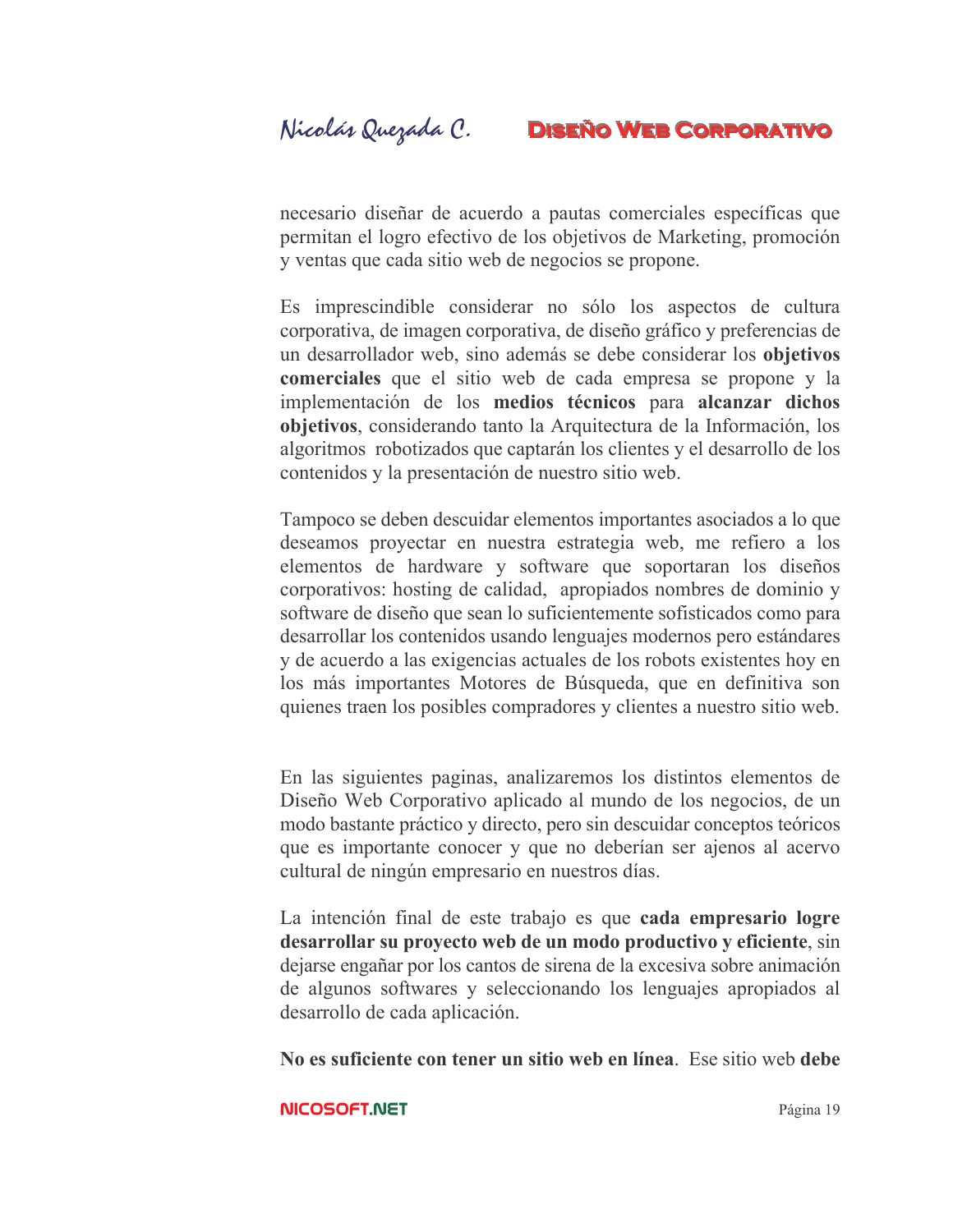necesario diseñar de acuerdo a pautas comerciales específicas que permitan el logro efectivo de los objetivos de Marketing, promoción y ventas que cada sitio web de negocios se propone.

Es imprescindible considerar no sólo los aspectos de cultura corporativa, de imagen corporativa, de diseño gráfico y preferencias de un desarrollador web, sino además se debe considerar los **objetivos comerciales** que el sitio web de cada empresa se propone y la implementación de los **medios técnicos** para **alcanzar dichos objetivos**, considerando tanto la Arquitectura de la Información, los algoritmos robotizados que captarán los clientes y el desarrollo de los contenidos y la presentación de nuestro sitio web.

Tampoco se deben descuidar elementos importantes asociados a lo que deseamos proyectar en nuestra estrategia web, me refiero a los elementos de hardware y software que soportaran los diseños corporativos: hosting de calidad, apropiados nombres de dominio y software de diseño que sean lo suficientemente sofisticados como para desarrollar los contenidos usando lenguajes modernos pero estándares y de acuerdo a las exigencias actuales de los robots existentes hoy en los más importantes Motores de Búsqueda, que en definitiva son quienes traen los posibles compradores y clientes a nuestro sitio web.

En las siguientes paginas, analizaremos los distintos elementos de Diseño Web Corporativo aplicado al mundo de los negocios, de un modo bastante práctico y directo, pero sin descuidar conceptos teóricos que es importante conocer y que no deberían ser ajenos al acervo cultural de ningún empresario en nuestros días.

La intención final de este trabajo es que **cada empresario logre desarrollar su proyecto web de un modo productivo y eficiente**, sin dejarse engañar por los cantos de sirena de la excesiva sobre animación de algunos softwares y seleccionando los lenguajes apropiados al desarrollo de cada aplicación.

**No es suficiente con tener un sitio web en línea**. Ese sitio web **debe**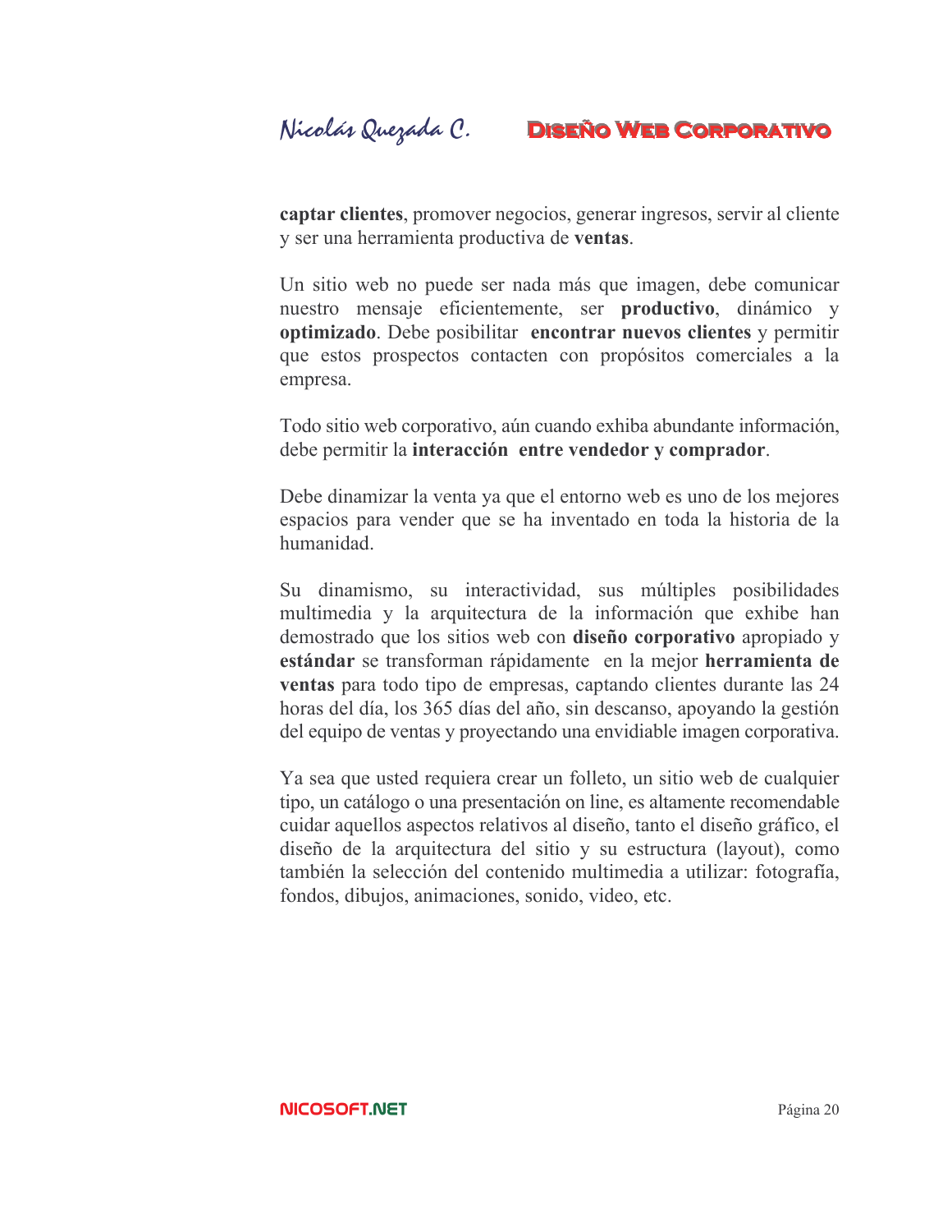**captar clientes**, promover negocios, generar ingresos, servir al cliente y ser una herramienta productiva de **ventas**.

Un sitio web no puede ser nada más que imagen, debe comunicar nuestro mensaje eficientemente, ser **productivo**, dinámico y **optimizado**. Debe posibilitar **encontrar nuevos clientes** y permitir que estos prospectos contacten con propósitos comerciales a la empresa.

Todo sitio web corporativo, aún cuando exhiba abundante información, debe permitir la **interacción entre vendedor y comprador**.

Debe dinamizar la venta ya que el entorno web es uno de los mejores espacios para vender que se ha inventado en toda la historia de la humanidad.

Su dinamismo, su interactividad, sus múltiples posibilidades multimedia y la arquitectura de la información que exhibe han demostrado que los sitios web con **diseño corporativo** apropiado y **estándar** se transforman rápidamente en la mejor **herramienta de ventas** para todo tipo de empresas, captando clientes durante las 24 horas del día, los 365 días del año, sin descanso, apoyando la gestión del equipo de ventas y proyectando una envidiable imagen corporativa.

Ya sea que usted requiera crear un folleto, un sitio web de cualquier tipo, un catálogo o una presentación on line, es altamente recomendable cuidar aquellos aspectos relativos al diseño, tanto el diseño gráfico, el diseño de la arquitectura del sitio y su estructura (layout), como también la selección del contenido multimedia a utilizar: fotografía, fondos, dibujos, animaciones, sonido, video, etc.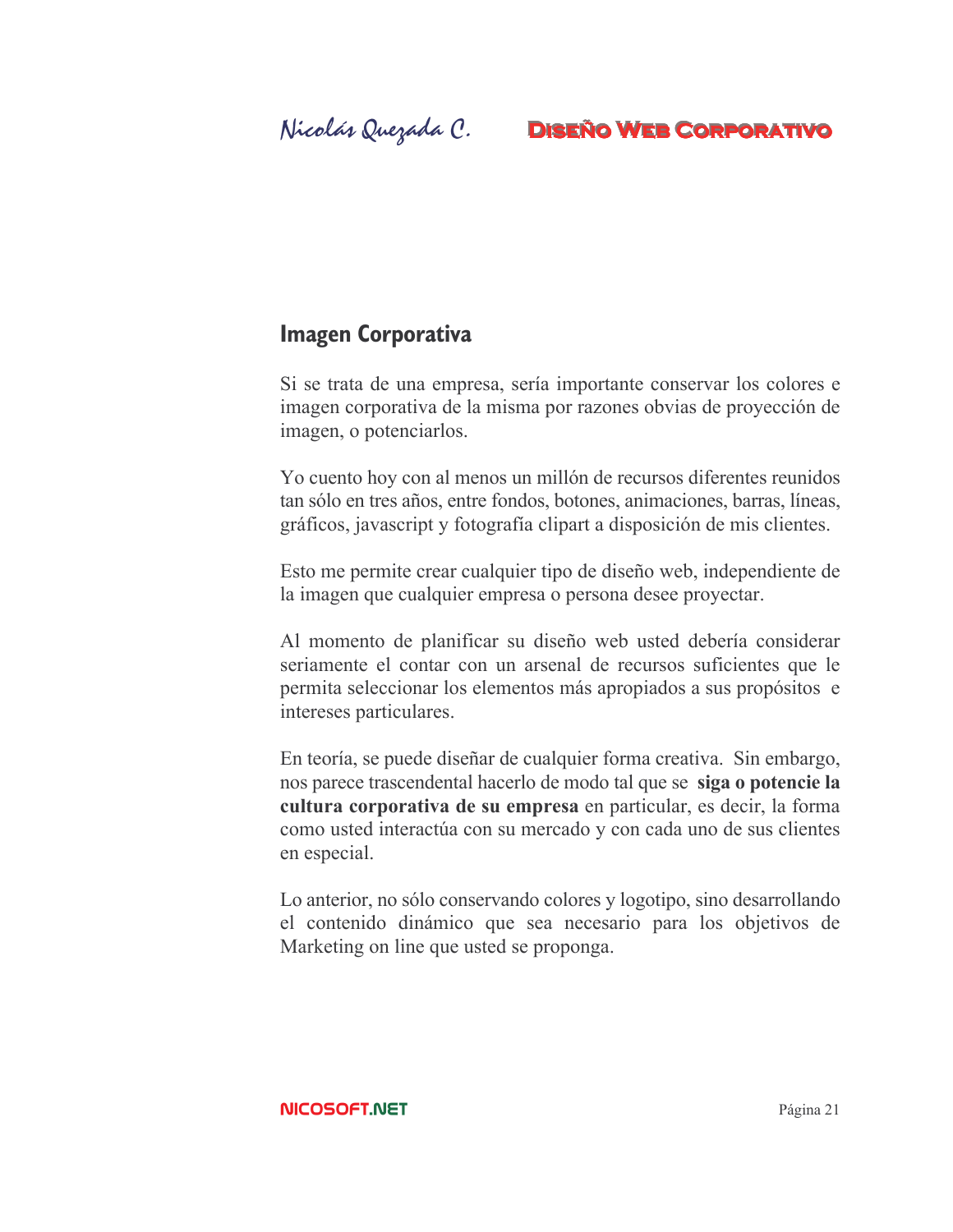## Imagen Corporativa

Si se trata de una empresa, sería importante conservar los colores e imagen corporativa de la misma por razones obvias de proyección de imagen, o potenciarlos.

Yo cuento hoy con al menos un millón de recursos diferentes reunidos tan sólo en tres años, entre fondos, botones, animaciones, barras, líneas, gráficos, javascript y fotografía clipart a disposición de mis clientes.

Esto me permite crear cualquier tipo de diseño web, independiente de la imagen que cualquier empresa o persona desee proyectar.

Al momento de planificar su diseño web usted debería considerar seriamente el contar con un arsenal de recursos suficientes que le permita seleccionar los elementos más apropiados a sus propósitos e intereses particulares.

En teoría, se puede diseñar de cualquier forma creativa. Sin embargo, nos parece trascendental hacerlo de modo tal que se **siga o potencie la cultura corporativa de su empresa** en particular, es decir, la forma como usted interactúa con su mercado y con cada uno de sus clientes en especial.

Lo anterior, no sólo conservando colores y logotipo, sino desarrollando el contenido dinámico que sea necesario para los objetivos de Marketing on line que usted se proponga.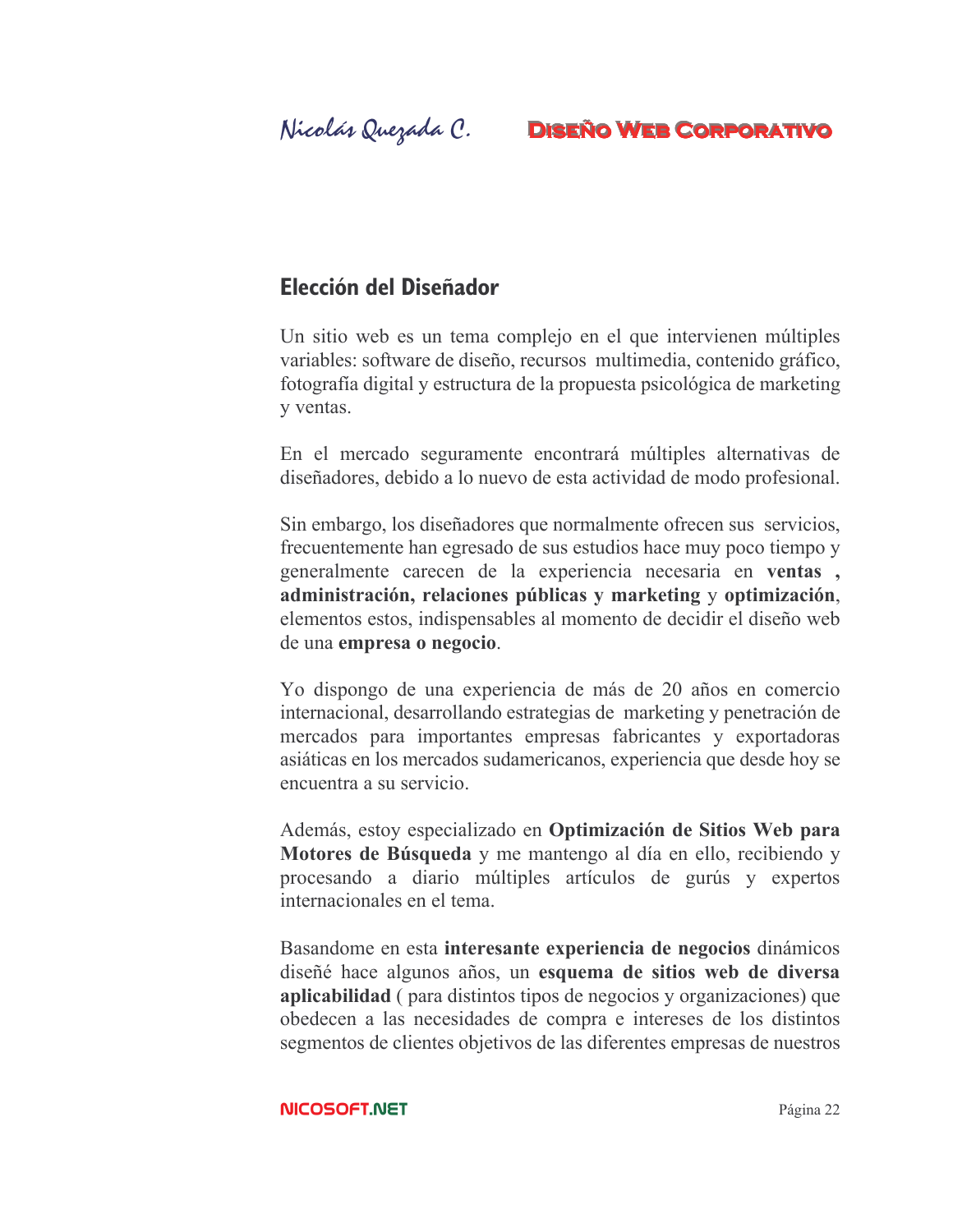## Elección del Diseñador

Un sitio web es un tema complejo en el que intervienen múltiples variables: software de diseño, recursos multimedia, contenido gráfico, fotografía digital y estructura de la propuesta psicológica de marketing y ventas.

En el mercado seguramente encontrará múltiples alternativas de diseñadores, debido a lo nuevo de esta actividad de modo profesional.

Sin embargo, los diseñadores que normalmente ofrecen sus servicios, frecuentemente han egresado de sus estudios hace muy poco tiempo y generalmente carecen de la experiencia necesaria en **ventas , administración, relaciones públicas y marketing** y **optimización**, elementos estos, indispensables al momento de decidir el diseño web de una **empresa o negocio**.

Yo dispongo de una experiencia de más de 20 años en comercio internacional, desarrollando estrategias de marketing y penetración de mercados para importantes empresas fabricantes y exportadoras asiáticas en los mercados sudamericanos, experiencia que desde hoy se encuentra a su servicio.

Además, estoy especializado en **Optimización de Sitios Web para Motores de Búsqueda** y me mantengo al día en ello, recibiendo y procesando a diario múltiples artículos de gurús y expertos internacionales en el tema.

Basandome en esta **interesante experiencia de negocios** dinámicos diseñé hace algunos años, un **esquema de sitios web de diversa aplicabilidad** ( para distintos tipos de negocios y organizaciones) que obedecen a las necesidades de compra e intereses de los distintos segmentos de clientes objetivos de las diferentes empresas de nuestros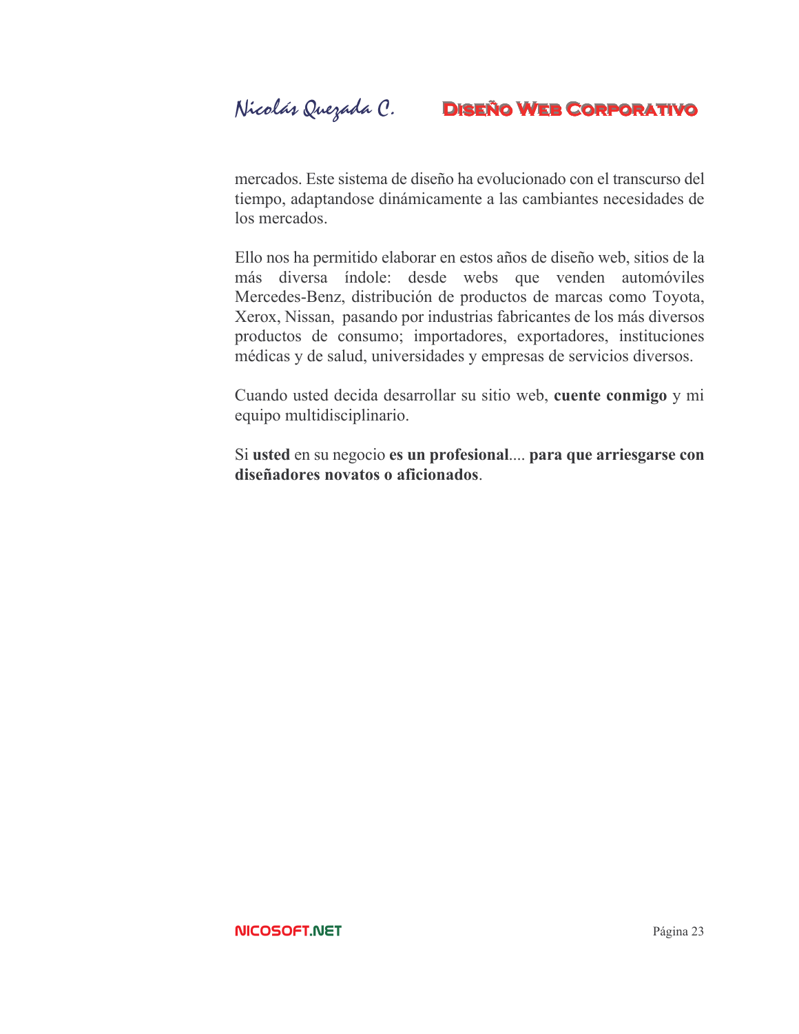mercados. Este sistema de diseño ha evolucionado con el transcurso del tiempo, adaptandose dinámicamente a las cambiantes necesidades de los mercados.

Ello nos ha permitido elaborar en estos años de diseño web, sitios de la más diversa índole: desde webs que venden automóviles Mercedes-Benz, distribución de productos de marcas como Toyota, Xerox, Nissan, pasando por industrias fabricantes de los más diversos productos de consumo; importadores, exportadores, instituciones médicas y de salud, universidades y empresas de servicios diversos.

Cuando usted decida desarrollar su sitio web, **cuente conmigo** y mi equipo multidisciplinario.

Si **usted** en su negocio **es un profesional**.... **para que arriesgarse con diseñadores novatos o aficionados**.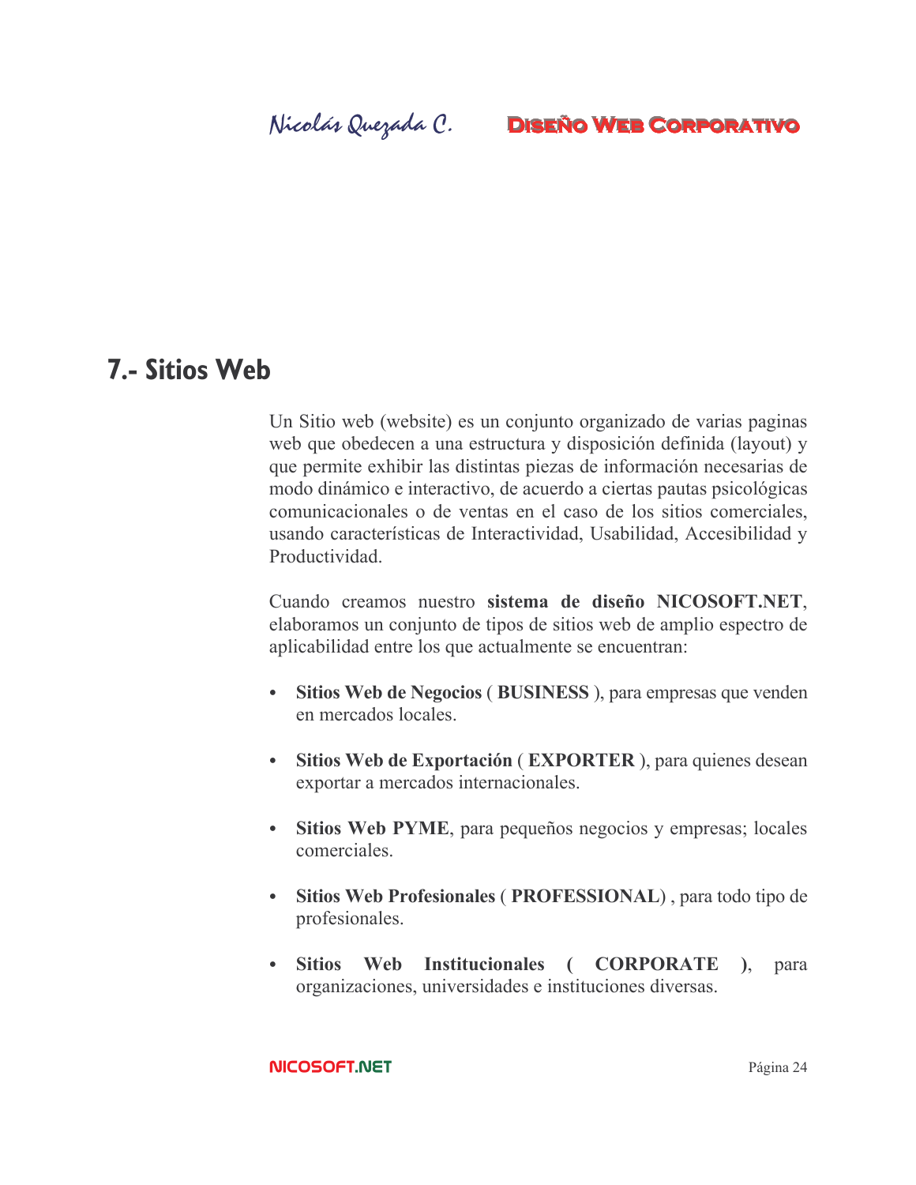# 7.- Sitios Web

Un Sitio web (website) es un conjunto organizado de varias paginas web que obedecen a una estructura y disposición definida (layout) y que permite exhibir las distintas piezas de información necesarias de modo dinámico e interactivo, de acuerdo a ciertas pautas psicológicas comunicacionales o de ventas en el caso de los sitios comerciales, usando características de Interactividad, Usabilidad, Accesibilidad y Productividad.

Cuando creamos nuestro **sistema de diseño NICOSOFT.NET**, elaboramos un conjunto de tipos de sitios web de amplio espectro de aplicabilidad entre los que actualmente se encuentran:

- **Sitios Web de Negocios** ( **BUSINESS** ), para empresas que venden en mercados locales.
- **Sitios Web de Exportación** ( **EXPORTER** ), para quienes desean exportar a mercados internacionales.
- **Sitios Web PYME**, para pequeños negocios y empresas; locales comerciales.
- **Sitios Web Profesionales** ( **PROFESSIONAL**) , para todo tipo de profesionales.
- **Sitios Web Institucionales** ( **CORPORATE** ), para organizaciones, universidades e instituciones diversas.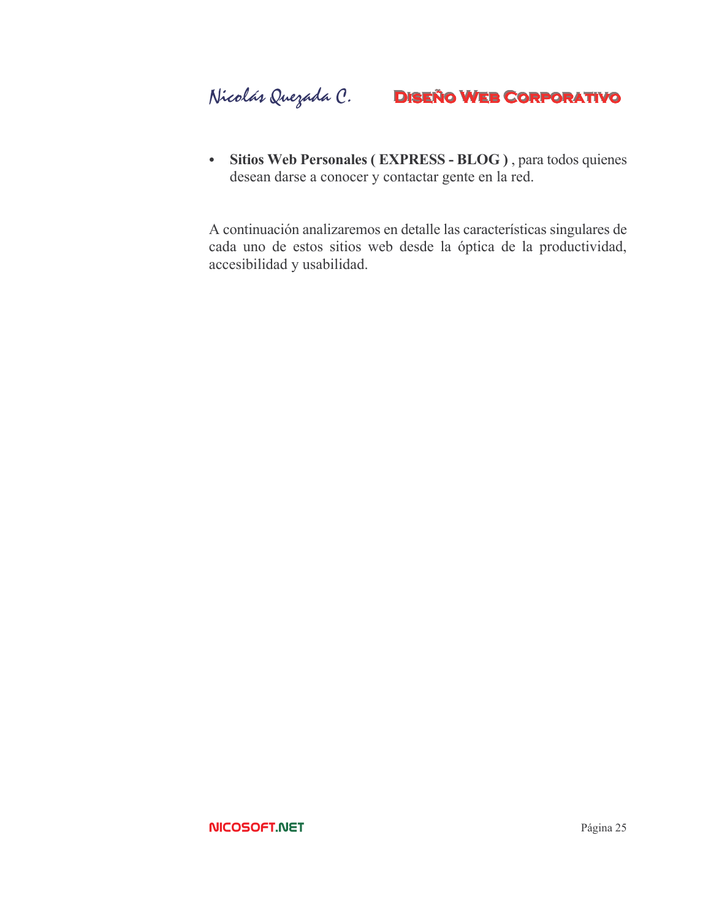- **Sitios Web Personales ( EXPRESS - BLOG )** , para todos quienes desean darse a conocer y contactar gente en la red.

A continuación analizaremos en detalle las características singulares de cada uno de estos sitios web desde la óptica de la productividad, accesibilidad y usabilidad.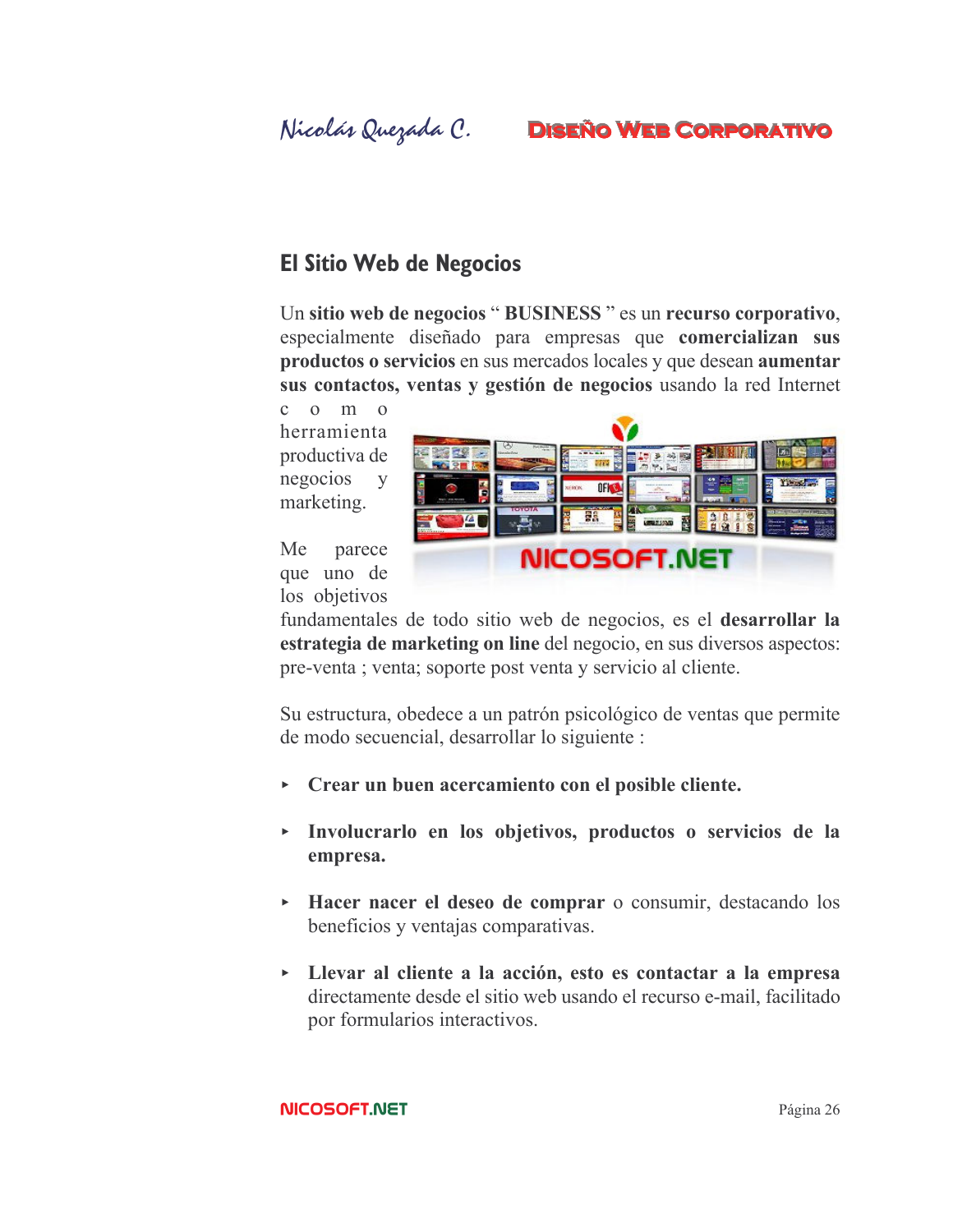## El Sitio Web de Negocios

Un **sitio web de negocios** " **BUSINESS** " es un **recurso corporativo**, especialmente diseñado para empresas que **comercializan sus productos o servicios** en sus mercados locales y que desean **aumentar sus contactos, ventas y gestión de negocios** usando la red Internet como herramienta productiva de negocios y marketing.

Me parece que uno de los objetivos fundamentales de todo sitio web de negocios, es el **desarrollar la estrategia de marketing on line** del negocio, en sus diversos aspectos: pre-venta ; venta; soporte post venta y servicio al cliente.

Su estructura, obedece a un patrón psicológico de ventas que permite de modo secuencial, desarrollar lo siguiente :

- **Crear un buen acercamiento con el posible cliente.**
- **Involucrarlo en los objetivos, productos o servicios de la empresa.**
- **Hacer nacer el deseo de comprar** o consumir, destacando los beneficios y ventajas comparativas.
- **Llevar al cliente a la acción, esto es contactar a la empresa** directamente desde el sitio web usando el recurso e-mail, facilitado por formularios interactivos.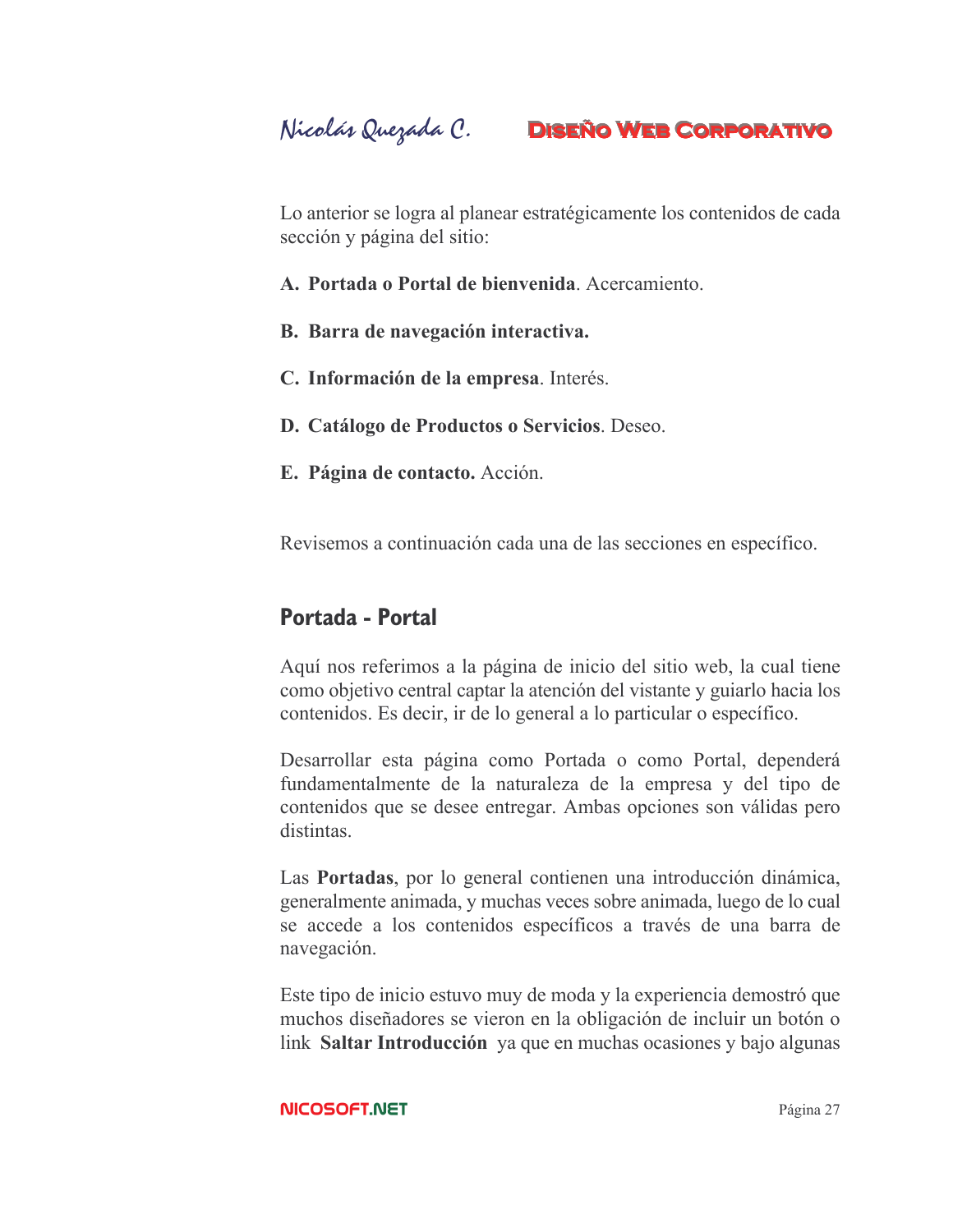Lo anterior se logra al planear estratégicamente los contenidos de cada sección y página del sitio:

A. **Portada o Portal de bienvenida**. Acercamiento.

B. **Barra de navegación interactiva.**

C. **Información de la empresa**. Interés.

D. **Catálogo de Productos o Servicios**. Deseo.

E. **Página de contacto.** Acción.

Revisemos a continuación cada una de las secciones en específico.

## Portada - Portal

Aquí nos referimos a la página de inicio del sitio web, la cual tiene como objetivo central captar la atención del vistante y guiarlo hacia los contenidos. Es decir, ir de lo general a lo particular o específico.

Desarrollar esta página como Portada o como Portal, dependerá fundamentalmente de la naturaleza de la empresa y del tipo de contenidos que se desee entregar. Ambas opciones son válidas pero distintas.

Las **Portadas**, por lo general contienen una introducción dinámica, generalmente animada, y muchas veces sobre animada, luego de lo cual se accede a los contenidos específicos a través de una barra de navegación.

Este tipo de inicio estuvo muy de moda y la experiencia demostró que muchos diseñadores se vieron en la obligación de incluir un botón o link **Saltar Introducción** ya que en muchas ocasiones y bajo algunas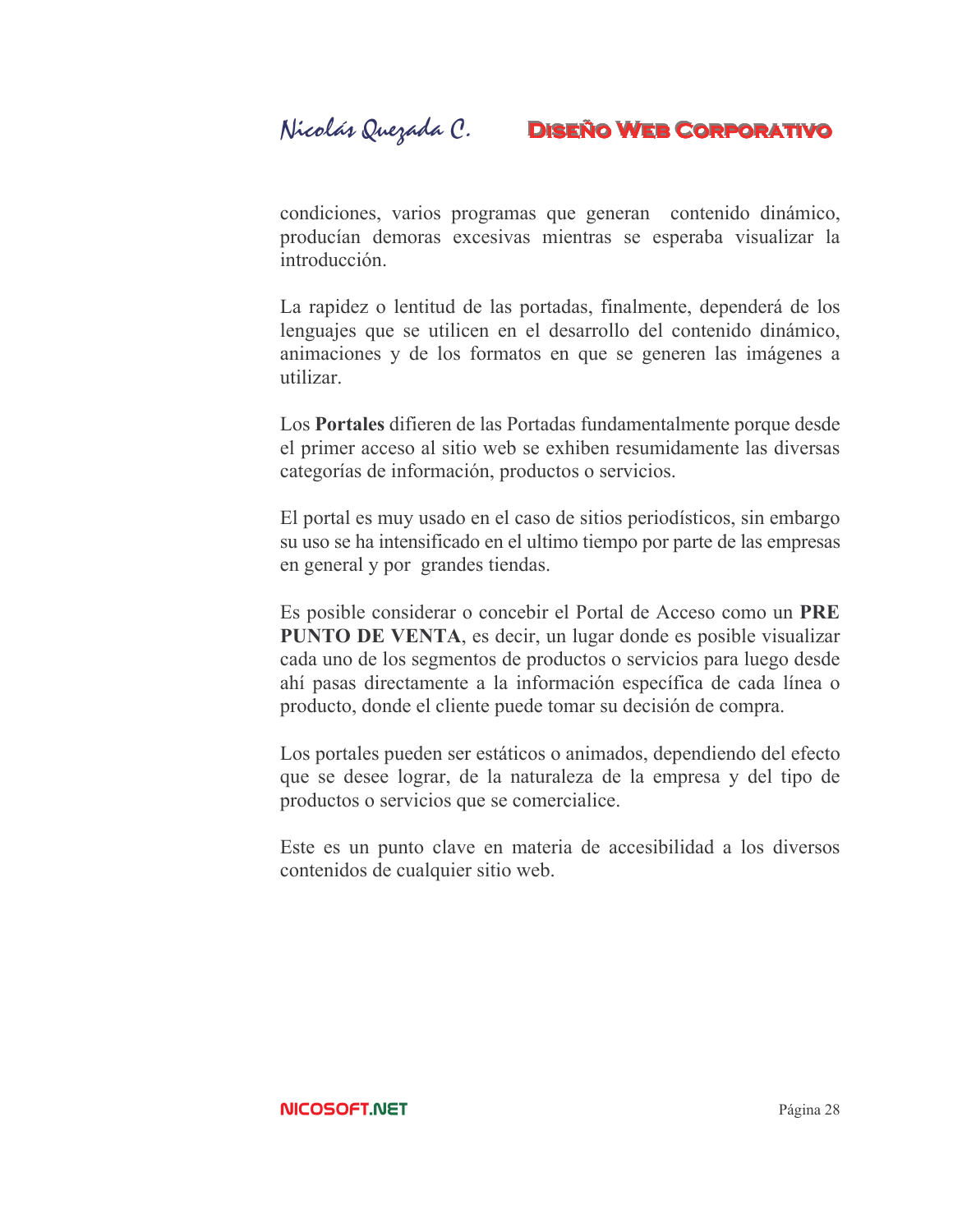condiciones, varios programas que generan contenido dinámico, producían demoras excesivas mientras se esperaba visualizar la introducción.

La rapidez o lentitud de las portadas, finalmente, dependerá de los lenguajes que se utilicen en el desarrollo del contenido dinámico, animaciones y de los formatos en que se generen las imágenes a utilizar.

Los **Portales** difieren de las Portadas fundamentalmente porque desde el primer acceso al sitio web se exhiben resumidamente las diversas categorías de información, productos o servicios.

El portal es muy usado en el caso de sitios periodísticos, sin embargo su uso se ha intensificado en el ultimo tiempo por parte de las empresas en general y por grandes tiendas.

Es posible considerar o concebir el Portal de Acceso como un **PRE PUNTO DE VENTA**, es decir, un lugar donde es posible visualizar cada uno de los segmentos de productos o servicios para luego desde ahí pasas directamente a la información específica de cada línea o producto, donde el cliente puede tomar su decisión de compra.

Los portales pueden ser estáticos o animados, dependiendo del efecto que se desee lograr, de la naturaleza de la empresa y del tipo de productos o servicios que se comercialice.

Este es un punto clave en materia de accesibilidad a los diversos contenidos de cualquier sitio web.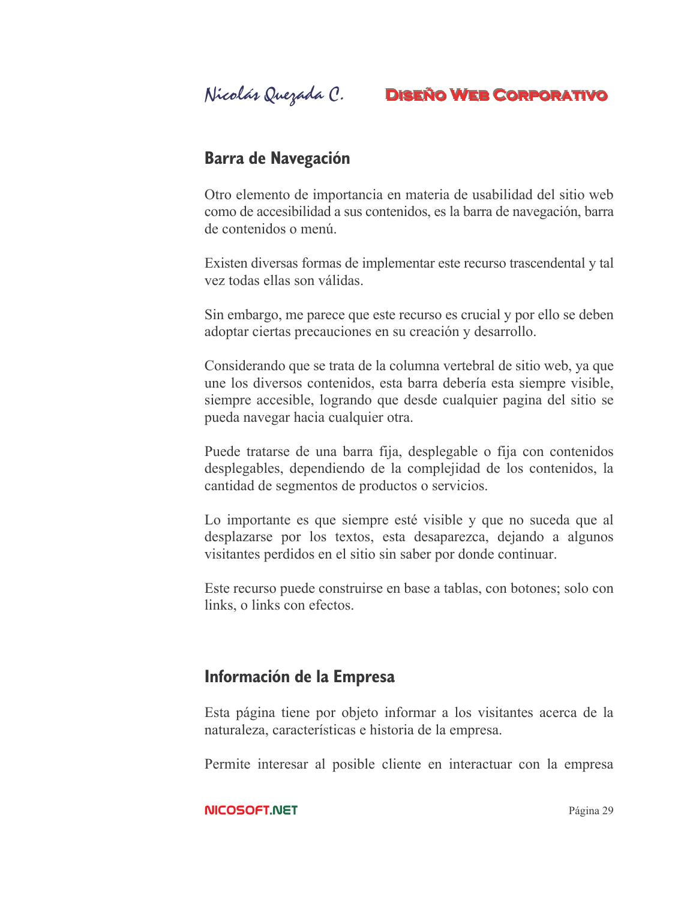## Barra de Navegación

Otro elemento de importancia en materia de usabilidad del sitio web como de accesibilidad a sus contenidos, es la barra de navegación, barra de contenidos o menú.

Existen diversas formas de implementar este recurso trascendental y tal vez todas ellas son válidas.

Sin embargo, me parece que este recurso es crucial y por ello se deben adoptar ciertas precauciones en su creación y desarrollo.

Considerando que se trata de la columna vertebral de sitio web, ya que une los diversos contenidos, esta barra debería esta siempre visible, siempre accesible, logrando que desde cualquier pagina del sitio se pueda navegar hacia cualquier otra.

Puede tratarse de una barra fija, desplegable o fija con contenidos desplegables, dependiendo de la complejidad de los contenidos, la cantidad de segmentos de productos o servicios.

Lo importante es que siempre esté visible y que no suceda que al desplazarse por los textos, esta desaparezca, dejando a algunos visitantes perdidos en el sitio sin saber por donde continuar.

Este recurso puede construirse en base a tablas, con botones; solo con links, o links con efectos.

## Información de la Empresa

Esta página tiene por objeto informar a los visitantes acerca de la naturaleza, características e historia de la empresa.

Permite interesar al posible cliente en interactuar con la empresa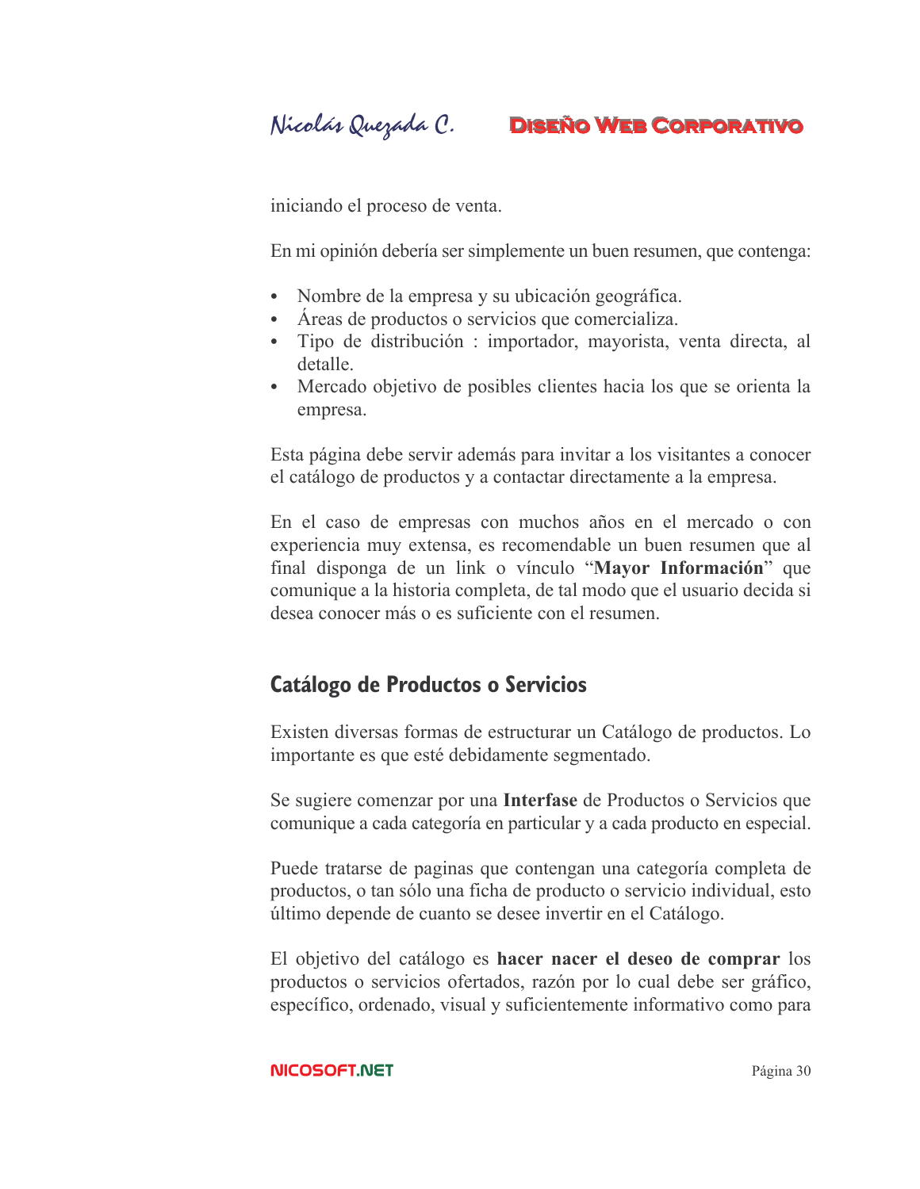iniciando el proceso de venta.

En mi opinión debería ser simplemente un buen resumen, que contenga:

- Nombre de la empresa y su ubicación geográfica.
- Áreas de productos o servicios que comercializa.
- Tipo de distribución : importador, mayorista, venta directa, al detalle.
- Mercado objetivo de posibles clientes hacia los que se orienta la empresa.

Esta página debe servir además para invitar a los visitantes a conocer el catálogo de productos y a contactar directamente a la empresa.

En el caso de empresas con muchos años en el mercado o con experiencia muy extensa, es recomendable un buen resumen que al final disponga de un link o vínculo "**Mayor Información**" que comunique a la historia completa, de tal modo que el usuario decida si desea conocer más o es suficiente con el resumen.

## Catálogo de Productos o Servicios

Existen diversas formas de estructurar un Catálogo de productos. Lo importante es que esté debidamente segmentado.

Se sugiere comenzar por una **Interfase** de Productos o Servicios que comunique a cada categoría en particular y a cada producto en especial.

Puede tratarse de paginas que contengan una categoría completa de productos, o tan sólo una ficha de producto o servicio individual, esto último depende de cuanto se desee invertir en el Catálogo.

El objetivo del catálogo es **hacer nacer el deseo de comprar** los productos o servicios ofertados, razón por lo cual debe ser gráfico, específico, ordenado, visual y suficientemente informativo como para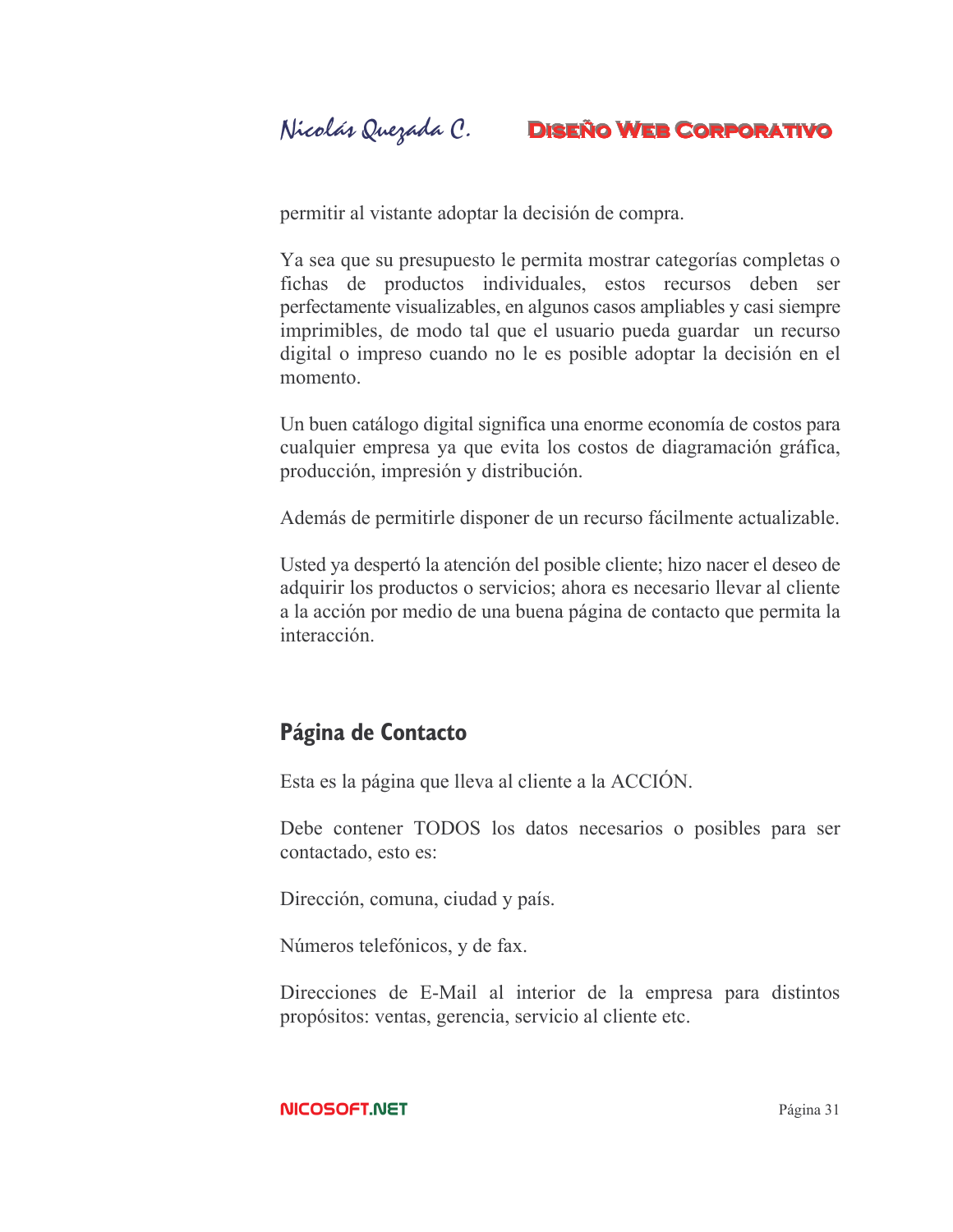permitir al vistante adoptar la decisión de compra.

Ya sea que su presupuesto le permita mostrar categorías completas o fichas de productos individuales, estos recursos deben ser perfectamente visualizables, en algunos casos ampliables y casi siempre imprimibles, de modo tal que el usuario pueda guardar un recurso digital o impreso cuando no le es posible adoptar la decisión en el momento.

Un buen catálogo digital significa una enorme economía de costos para cualquier empresa ya que evita los costos de diagramación gráfica, producción, impresión y distribución.

Además de permitirle disponer de un recurso fácilmente actualizable.

Usted ya despertó la atención del posible cliente; hizo nacer el deseo de adquirir los productos o servicios; ahora es necesario llevar al cliente a la acción por medio de una buena página de contacto que permita la interacción.

## Página de Contacto

Esta es la página que lleva al cliente a la ACCIÓN.

Debe contener TODOS los datos necesarios o posibles para ser contactado, esto es:

Dirección, comuna, ciudad y país.

Números telefónicos, y de fax.

Direcciones de E-Mail al interior de la empresa para distintos propósitos: ventas, gerencia, servicio al cliente etc.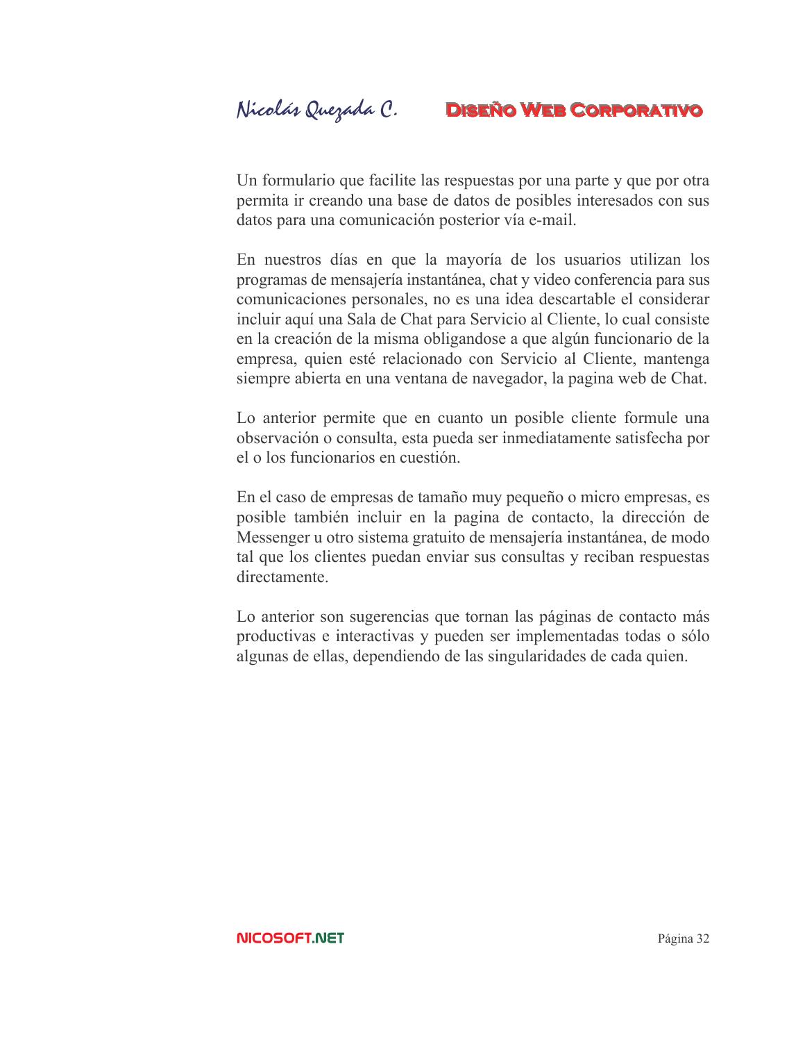Un formulario que facilite las respuestas por una parte y que por otra permita ir creando una base de datos de posibles interesados con sus datos para una comunicación posterior vía e-mail.

En nuestros días en que la mayoría de los usuarios utilizan los programas de mensajería instantánea, chat y video conferencia para sus comunicaciones personales, no es una idea descartable el considerar incluir aquí una Sala de Chat para Servicio al Cliente, lo cual consiste en la creación de la misma obligandose a que algún funcionario de la empresa, quien esté relacionado con Servicio al Cliente, mantenga siempre abierta en una ventana de navegador, la pagina web de Chat.

Lo anterior permite que en cuanto un posible cliente formule una observación o consulta, esta pueda ser inmediatamente satisfecha por el o los funcionarios en cuestión.

En el caso de empresas de tamaño muy pequeño o micro empresas, es posible también incluir en la pagina de contacto, la dirección de Messenger u otro sistema gratuito de mensajería instantánea, de modo tal que los clientes puedan enviar sus consultas y reciban respuestas directamente.

Lo anterior son sugerencias que tornan las páginas de contacto más productivas e interactivas y pueden ser implementadas todas o sólo algunas de ellas, dependiendo de las singularidades de cada quien.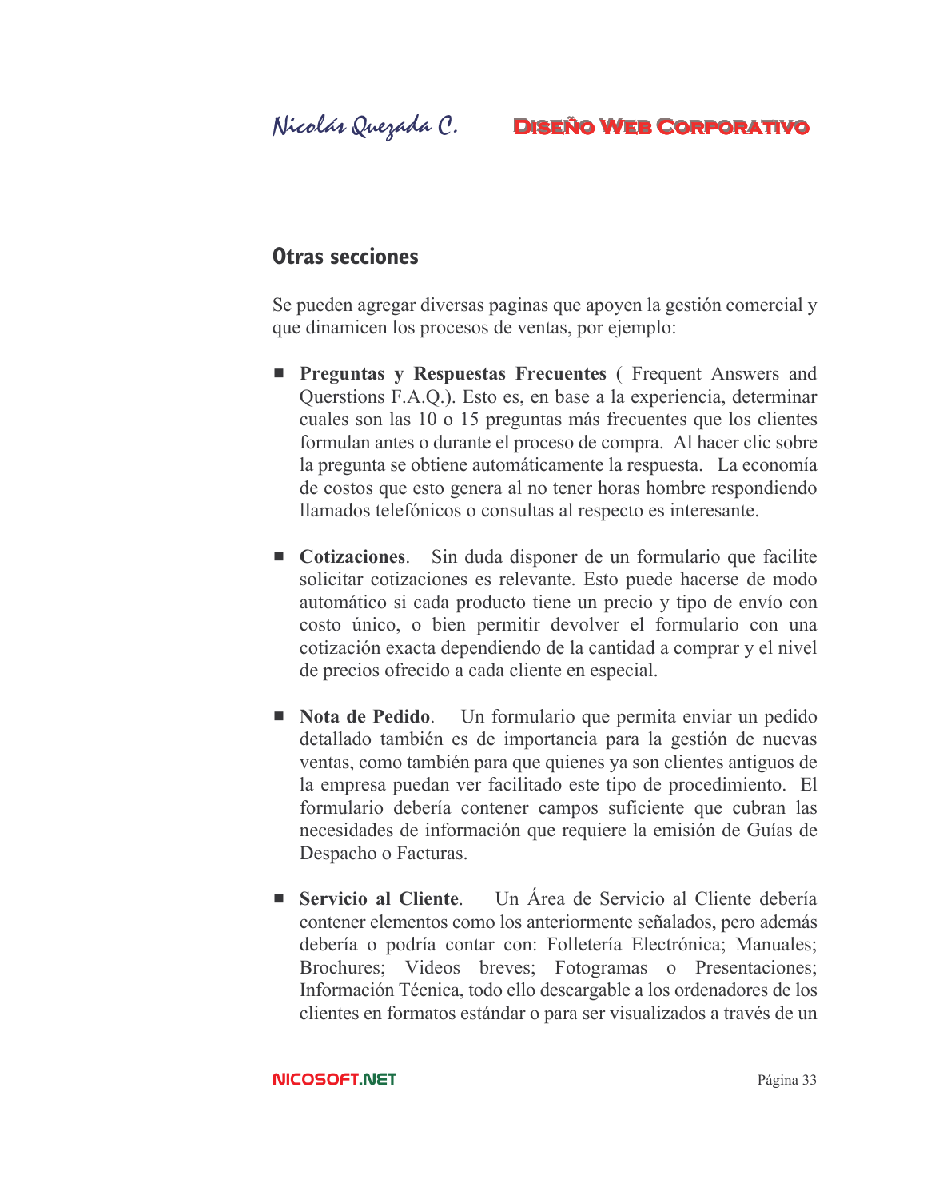## Otras secciones

Se pueden agregar diversas paginas que apoyen la gestión comercial y que dinamicen los procesos de ventas, por ejemplo:

- **Preguntas y Respuestas Frecuentes** ( Frequent Answers and Querstions F.A.Q.). Esto es, en base a la experiencia, determinar cuales son las 10 o 15 preguntas más frecuentes que los clientes formulan antes o durante el proceso de compra. Al hacer clic sobre la pregunta se obtiene automáticamente la respuesta. La economía de costos que esto genera al no tener horas hombre respondiendo llamados telefónicos o consultas al respecto es interesante.

- **Cotizaciones**. Sin duda disponer de un formulario que facilite solicitar cotizaciones es relevante. Esto puede hacerse de modo automático si cada producto tiene un precio y tipo de envío con costo único, o bien permitir devolver el formulario con una cotización exacta dependiendo de la cantidad a comprar y el nivel de precios ofrecido a cada cliente en especial.

- **Nota de Pedido**. Un formulario que permita enviar un pedido detallado también es de importancia para la gestión de nuevas ventas, como también para que quienes ya son clientes antiguos de la empresa puedan ver facilitado este tipo de procedimiento. El formulario debería contener campos suficiente que cubran las necesidades de información que requiere la emisión de Guías de Despacho o Facturas.

- **Servicio al Cliente**. Un Área de Servicio al Cliente debería contener elementos como los anteriormente señalados, pero además debería o podría contar con: Folletería Electrónica; Manuales; Brochures; Videos breves; Fotogramas o Presentaciones; Información Técnica, todo ello descargable a los ordenadores de los clientes en formatos estándar o para ser visualizados a través de un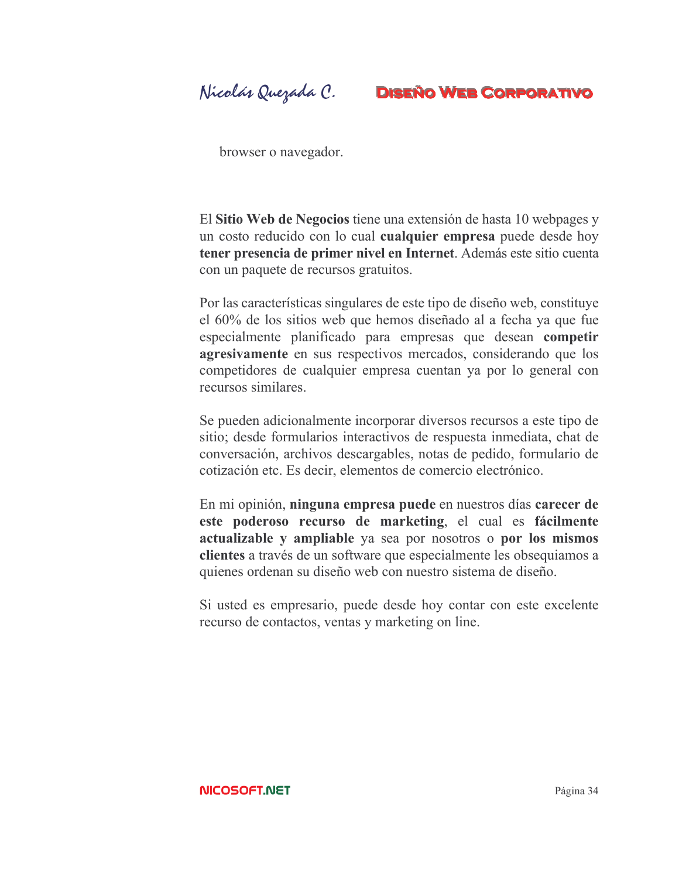browser o navegador.

El **Sitio Web de Negocios** tiene una extensión de hasta 10 webpages y un costo reducido con lo cual **cualquier empresa** puede desde hoy **tener presencia de primer nivel en Internet**. Además este sitio cuenta con un paquete de recursos gratuitos.

Por las características singulares de este tipo de diseño web, constituye el 60% de los sitios web que hemos diseñado al a fecha ya que fue especialmente planificado para empresas que desean **competir agresivamente** en sus respectivos mercados, considerando que los competidores de cualquier empresa cuentan ya por lo general con recursos similares.

Se pueden adicionalmente incorporar diversos recursos a este tipo de sitio; desde formularios interactivos de respuesta inmediata, chat de conversación, archivos descargables, notas de pedido, formulario de cotización etc. Es decir, elementos de comercio electrónico.

En mi opinión, **ninguna empresa puede** en nuestros días **carecer de este poderoso recurso de marketing**, el cual es **fácilmente actualizable y ampliable** ya sea por nosotros o **por los mismos clientes** a través de un software que especialmente les obsequiamos a quienes ordenan su diseño web con nuestro sistema de diseño.

Si usted es empresario, puede desde hoy contar con este excelente recurso de contactos, ventas y marketing on line.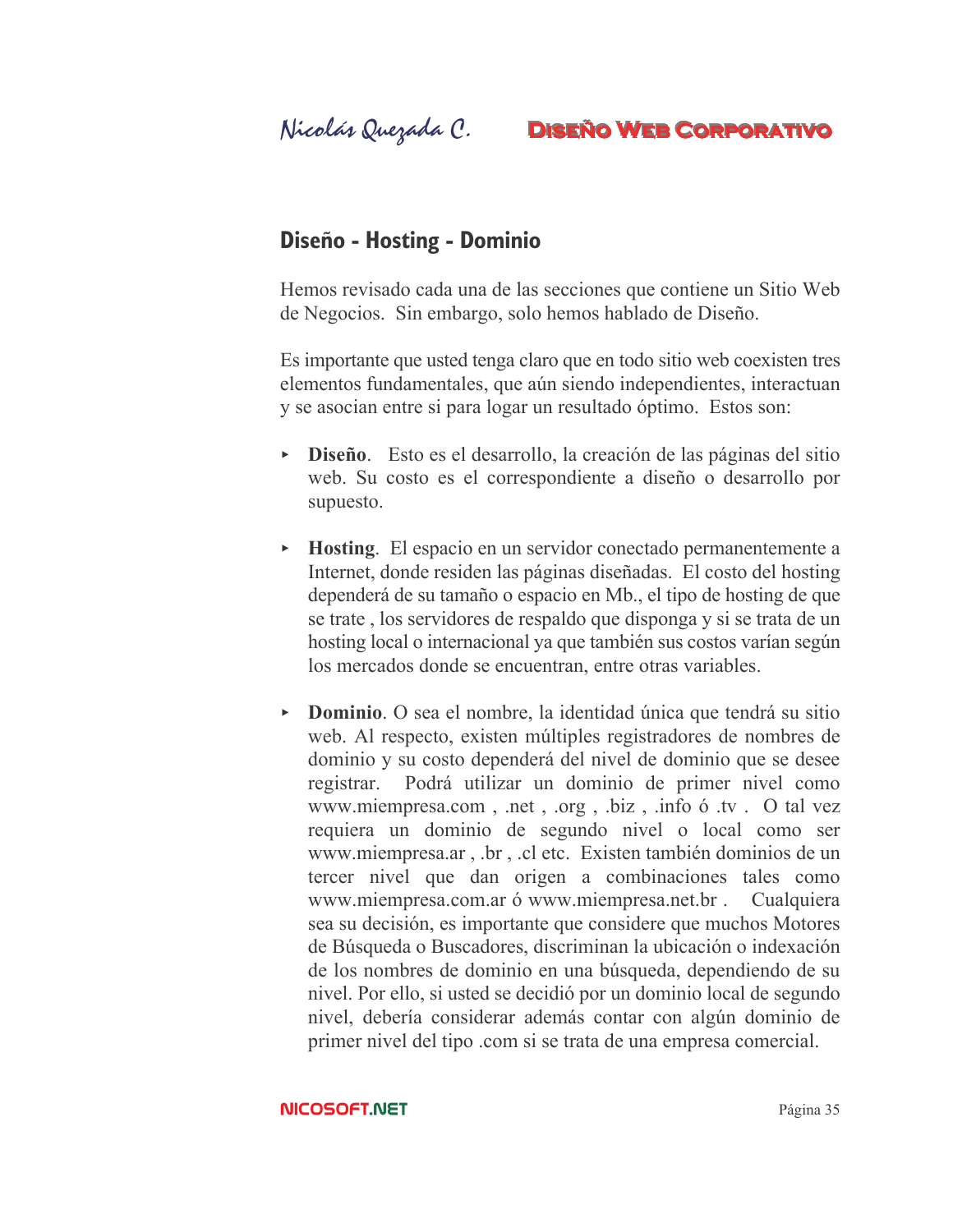## Diseño - Hosting - Dominio

Hemos revisado cada una de las secciones que contiene un Sitio Web de Negocios. Sin embargo, solo hemos hablado de Diseño.

Es importante que usted tenga claro que en todo sitio web coexisten tres elementos fundamentales, que aún siendo independientes, interactuan y se asocian entre si para logar un resultado óptimo. Estos son:

- **Diseño**. Esto es el desarrollo, la creación de las páginas del sitio web. Su costo es el correspondiente a diseño o desarrollo por supuesto.

- **Hosting**. El espacio en un servidor conectado permanentemente a Internet, donde residen las páginas diseñadas. El costo del hosting dependerá de su tamaño o espacio en Mb., el tipo de hosting de que se trate , los servidores de respaldo que disponga y si se trata de un hosting local o internacional ya que también sus costos varían según los mercados donde se encuentran, entre otras variables.

- **Dominio**. O sea el nombre, la identidad única que tendrá su sitio web. Al respecto, existen múltiples registradores de nombres de dominio y su costo dependerá del nivel de dominio que se desee registrar. Podrá utilizar un dominio de primer nivel como www.miempresa.com , .net , .org , .biz , .info ó .tv . O tal vez requiera un dominio de segundo nivel o local como ser www.miempresa.ar , .br , .cl etc. Existen también dominios de un tercer nivel que dan origen a combinaciones tales como www.miempresa.com.ar ó www.miempresa.net.br . Cualquiera sea su decisión, es importante que considere que muchos Motores de Búsqueda o Buscadores, discriminan la ubicación o indexación de los nombres de dominio en una búsqueda, dependiendo de su nivel. Por ello, si usted se decidió por un dominio local de segundo nivel, debería considerar además contar con algún dominio de primer nivel del tipo .com si se trata de una empresa comercial.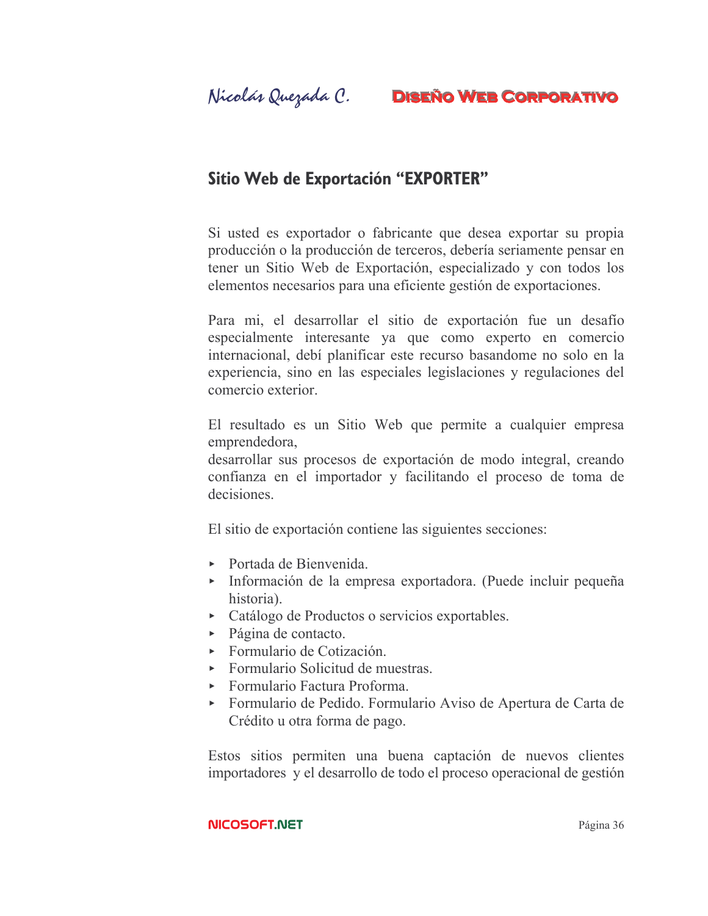## Sitio Web de Exportación "EXPORTER"

Si usted es exportador o fabricante que desea exportar su propia producción o la producción de terceros, debería seriamente pensar en tener un Sitio Web de Exportación, especializado y con todos los elementos necesarios para una eficiente gestión de exportaciones.

Para mi, el desarrollar el sitio de exportación fue un desafío especialmente interesante ya que como experto en comercio internacional, debí planificar este recurso basandome no solo en la experiencia, sino en las especiales legislaciones y regulaciones del comercio exterior.

El resultado es un Sitio Web que permite a cualquier empresa emprendedora,
desarrollar sus procesos de exportación de modo integral, creando confianza en el importador y facilitando el proceso de toma de decisiones.

El sitio de exportación contiene las siguientes secciones:

- Portada de Bienvenida.
- Información de la empresa exportadora. (Puede incluir pequeña historia).
- Catálogo de Productos o servicios exportables.
- Página de contacto.
- Formulario de Cotización.
- Formulario Solicitud de muestras.
- Formulario Factura Proforma.
- Formulario de Pedido. Formulario Aviso de Apertura de Carta de Crédito u otra forma de pago.

Estos sitios permiten una buena captación de nuevos clientes importadores y el desarrollo de todo el proceso operacional de gestión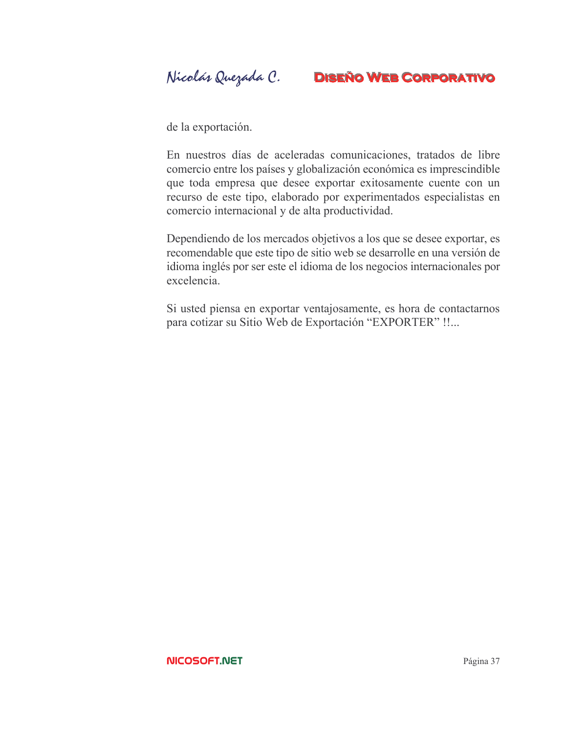de la exportación.

En nuestros días de aceleradas comunicaciones, tratados de libre comercio entre los países y globalización económica es imprescindible que toda empresa que desee exportar exitosamente cuente con un recurso de este tipo, elaborado por experimentados especialistas en comercio internacional y de alta productividad.

Dependiendo de los mercados objetivos a los que se desee exportar, es recomendable que este tipo de sitio web se desarrolle en una versión de idioma inglés por ser este el idioma de los negocios internacionales por excelencia.

Si usted piensa en exportar ventajosamente, es hora de contactarnos para cotizar su Sitio Web de Exportación “EXPORTER” !!...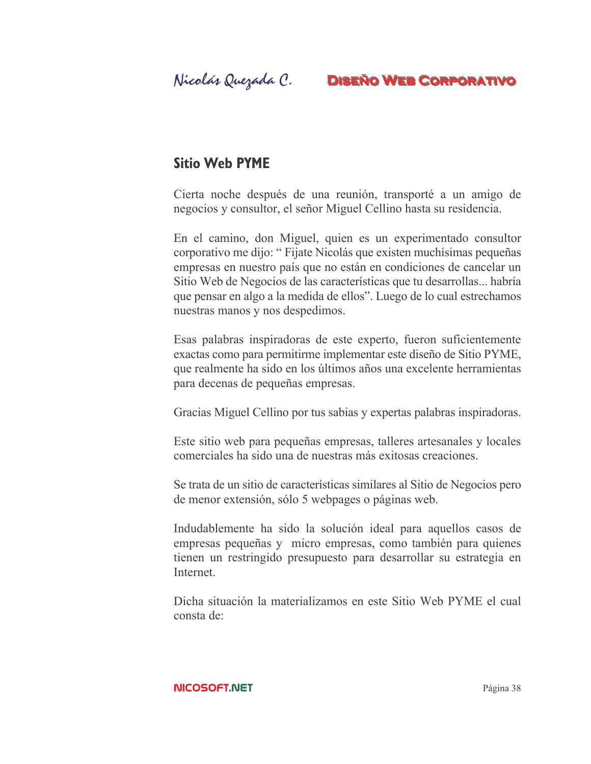## Sitio Web PYME

Cierta noche después de una reunión, transporté a un amigo de negocios y consultor, el señor Miguel Cellino hasta su residencia.

En el camino, don Miguel, quien es un experimentado consultor corporativo me dijo: " Fijate Nicolás que existen muchísimas pequeñas empresas en nuestro país que no están en condiciones de cancelar un Sitio Web de Negocios de las características que tu desarrollas... habría que pensar en algo a la medida de ellos". Luego de lo cual estrechamos nuestras manos y nos despedimos.

Esas palabras inspiradoras de este experto, fueron suficientemente exactas como para permitirme implementar este diseño de Sitio PYME, que realmente ha sido en los últimos años una excelente herramientas para decenas de pequeñas empresas.

Gracias Miguel Cellino por tus sabias y expertas palabras inspiradoras.

Este sitio web para pequeñas empresas, talleres artesanales y locales comerciales ha sido una de nuestras más exitosas creaciones.

Se trata de un sitio de características similares al Sitio de Negocios pero de menor extensión, sólo 5 webpages o páginas web.

Indudablemente ha sido la solución ideal para aquellos casos de empresas pequeñas y micro empresas, como también para quienes tienen un restringido presupuesto para desarrollar su estrategia en Internet.

Dicha situación la materializamos en este Sitio Web PYME el cual consta de: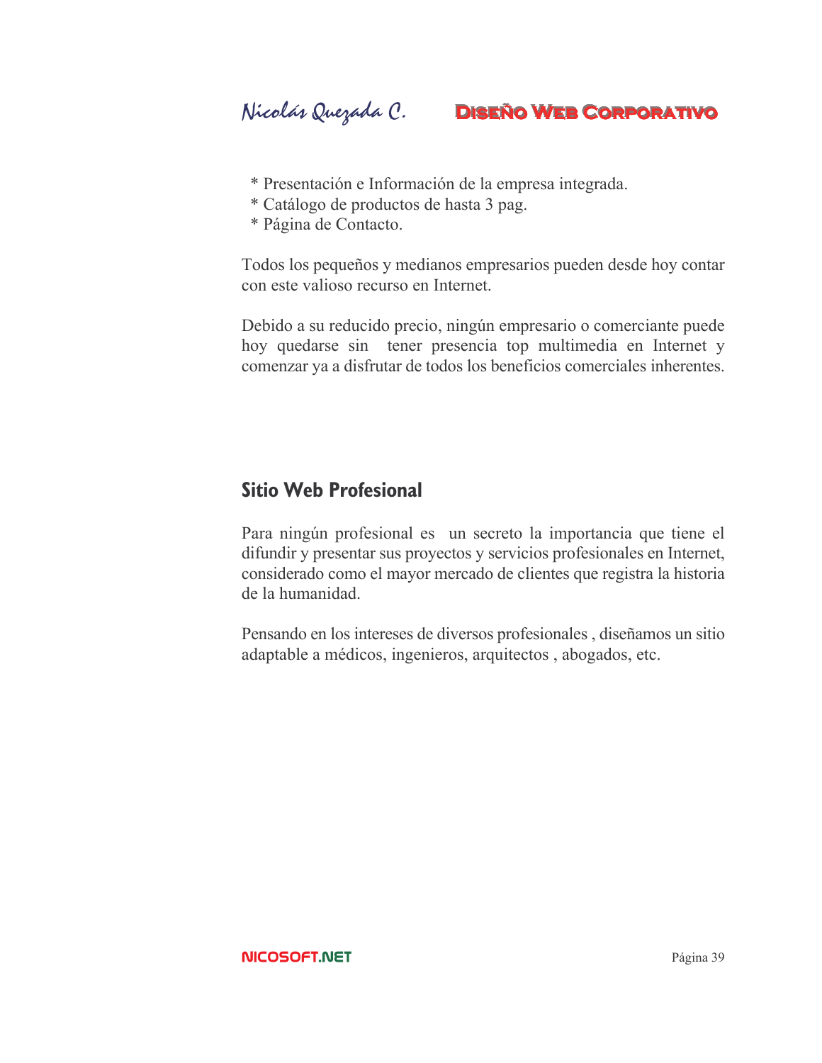* Presentación e Información de la empresa integrada.
* Catálogo de productos de hasta 3 pag.
* Página de Contacto.

Todos los pequeños y medianos empresarios pueden desde hoy contar con este valioso recurso en Internet.

Debido a su reducido precio, ningún empresario o comerciante puede hoy quedarse sin tener presencia top multimedia en Internet y comenzar ya a disfrutar de todos los beneficios comerciales inherentes.

## Sitio Web Profesional

Para ningún profesional es un secreto la importancia que tiene el difundir y presentar sus proyectos y servicios profesionales en Internet, considerado como el mayor mercado de clientes que registra la historia de la humanidad.

Pensando en los intereses de diversos profesionales , diseñamos un sitio adaptable a médicos, ingenieros, arquitectos , abogados, etc.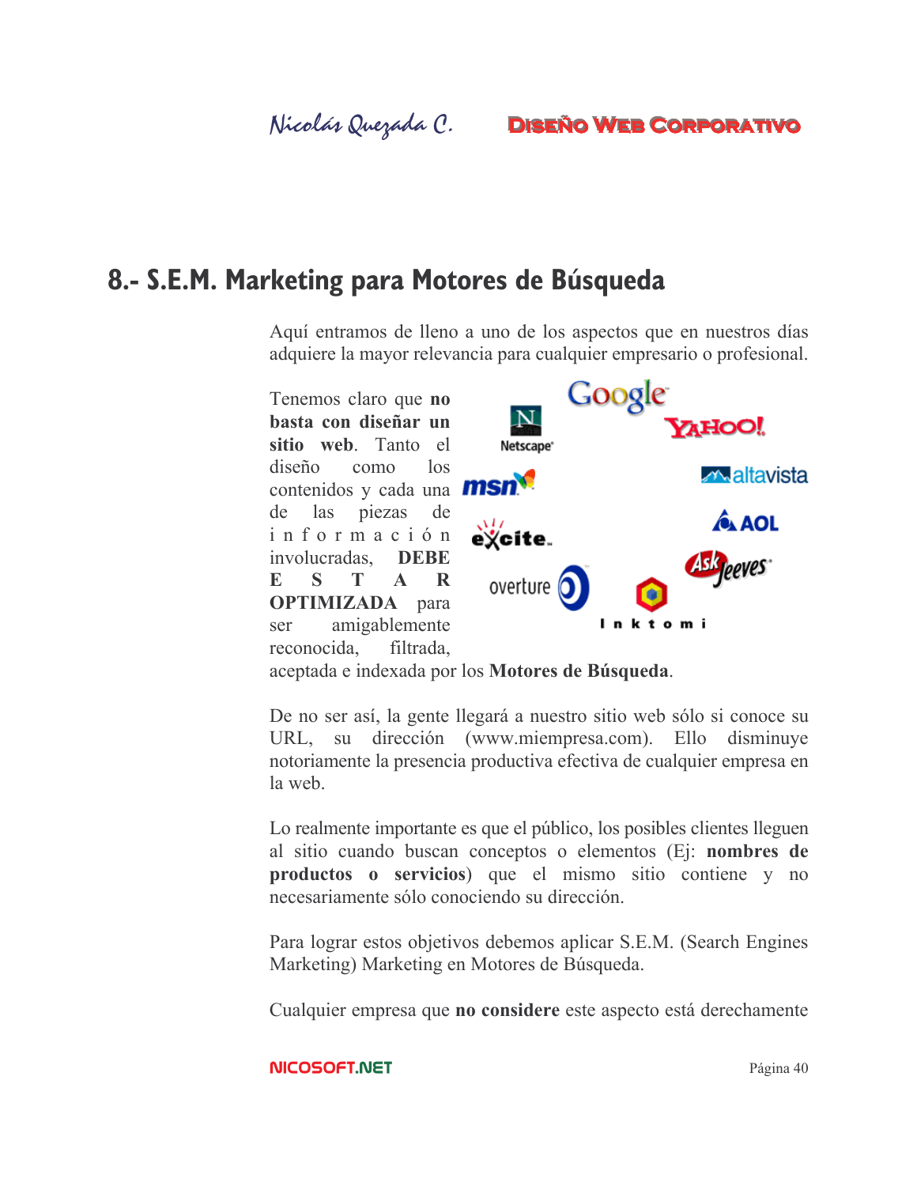# 8.- S.E.M. Marketing para Motores de Búsqueda

Aquí entramos de lleno a uno de los aspectos que en nuestros días adquiere la mayor relevancia para cualquier empresario o profesional.

Tenemos claro que **no basta con diseñar un sitio web**. Tanto el diseño como los contenidos y cada una de las piezas de información involucradas, **DEBE ESTAR OPTIMIZADA** para ser amigablemente reconocida, filtrada, aceptada e indexada por los **Motores de Búsqueda**.

De no ser así, la gente llegará a nuestro sitio web sólo si conoce su URL, su dirección (www.miempresa.com). Ello disminuye notoriamente la presencia productiva efectiva de cualquier empresa en la web.

Lo realmente importante es que el público, los posibles clientes lleguen al sitio cuando buscan conceptos o elementos (Ej: **nombres de productos o servicios**) que el mismo sitio contiene y no necesariamente sólo conociendo su dirección.

Para lograr estos objetivos debemos aplicar S.E.M. (Search Engines Marketing) Marketing en Motores de Búsqueda.

Cualquier empresa que **no considere** este aspecto está derechamente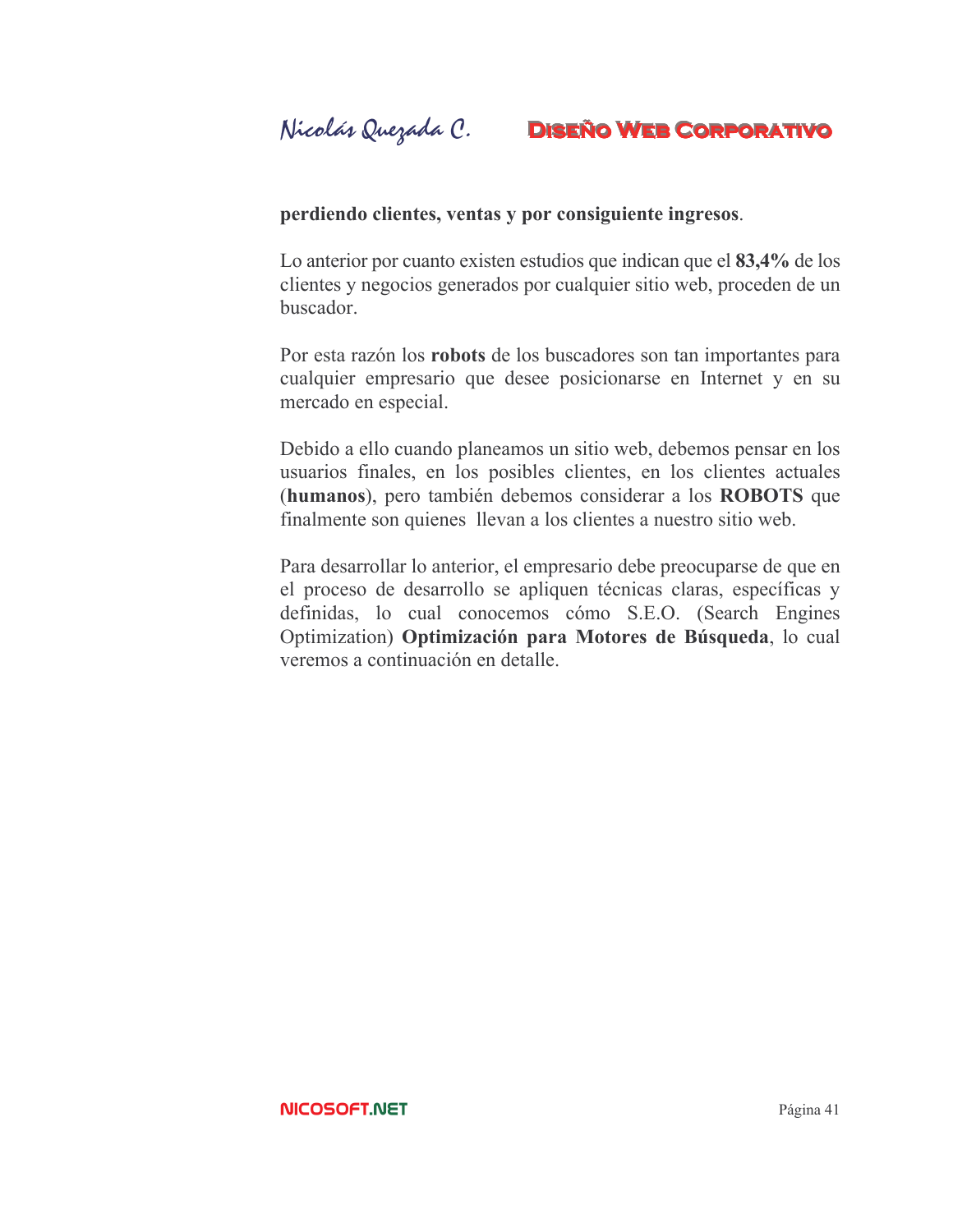**perdiendo clientes, ventas y por consiguiente ingresos**.

Lo anterior por cuanto existen estudios que indican que el **83,4%** de los clientes y negocios generados por cualquier sitio web, proceden de un buscador.

Por esta razón los **robots** de los buscadores son tan importantes para cualquier empresario que desee posicionarse en Internet y en su mercado en especial.

Debido a ello cuando planeamos un sitio web, debemos pensar en los usuarios finales, en los posibles clientes, en los clientes actuales (**humanos**), pero también debemos considerar a los **ROBOTS** que finalmente son quienes llevan a los clientes a nuestro sitio web.

Para desarrollar lo anterior, el empresario debe preocuparse de que en el proceso de desarrollo se apliquen técnicas claras, específicas y definidas, lo cual conocemos cómo S.E.O. (Search Engines Optimization) **Optimización para Motores de Búsqueda**, lo cual veremos a continuación en detalle.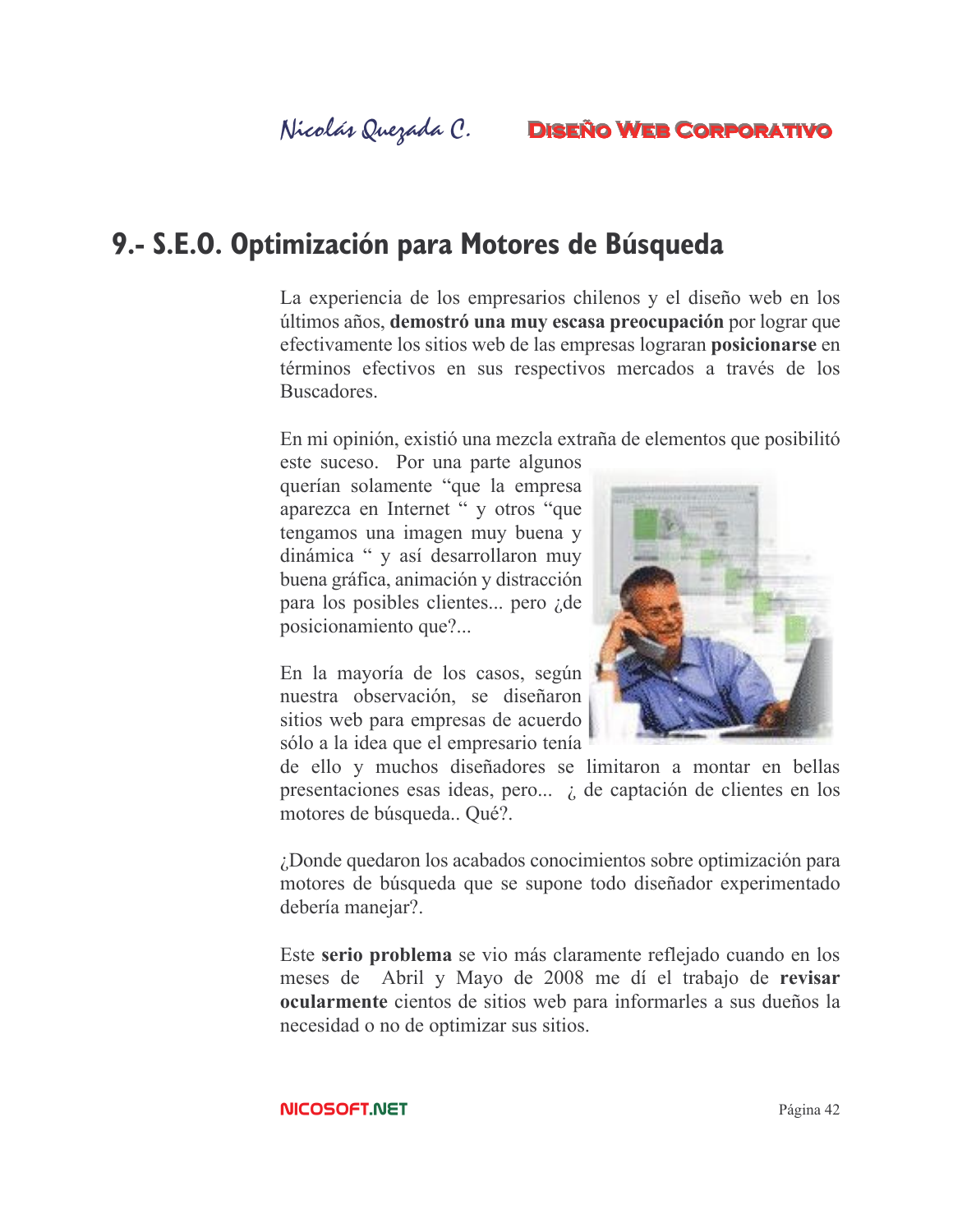# 9.- S.E.O. Optimización para Motores de Búsqueda

La experiencia de los empresarios chilenos y el diseño web en los últimos años, **demostró una muy escasa preocupación** por lograr que efectivamente los sitios web de las empresas lograran **posicionarse** en términos efectivos en sus respectivos mercados a través de los Buscadores.

En mi opinión, existió una mezcla extraña de elementos que posibilitó este suceso. Por una parte algunos querían solamente "que la empresa aparezca en Internet " y otros "que tengamos una imagen muy buena y dinámica " y así desarrollaron muy buena gráfica, animación y distracción para los posibles clientes... pero ¿de posicionamiento que?...

En la mayoría de los casos, según nuestra observación, se diseñaron sitios web para empresas de acuerdo sólo a la idea que el empresario tenía de ello y muchos diseñadores se limitaron a montar en bellas presentaciones esas ideas, pero... ¿ de captación de clientes en los motores de búsqueda.. Qué?.

¿Donde quedaron los acabados conocimientos sobre optimización para motores de búsqueda que se supone todo diseñador experimentado debería manejar?.

Este **serio problema** se vio más claramente reflejado cuando en los meses de Abril y Mayo de 2008 me dí el trabajo de **revisar ocularmente** cientos de sitios web para informarles a sus dueños la necesidad o no de optimizar sus sitios.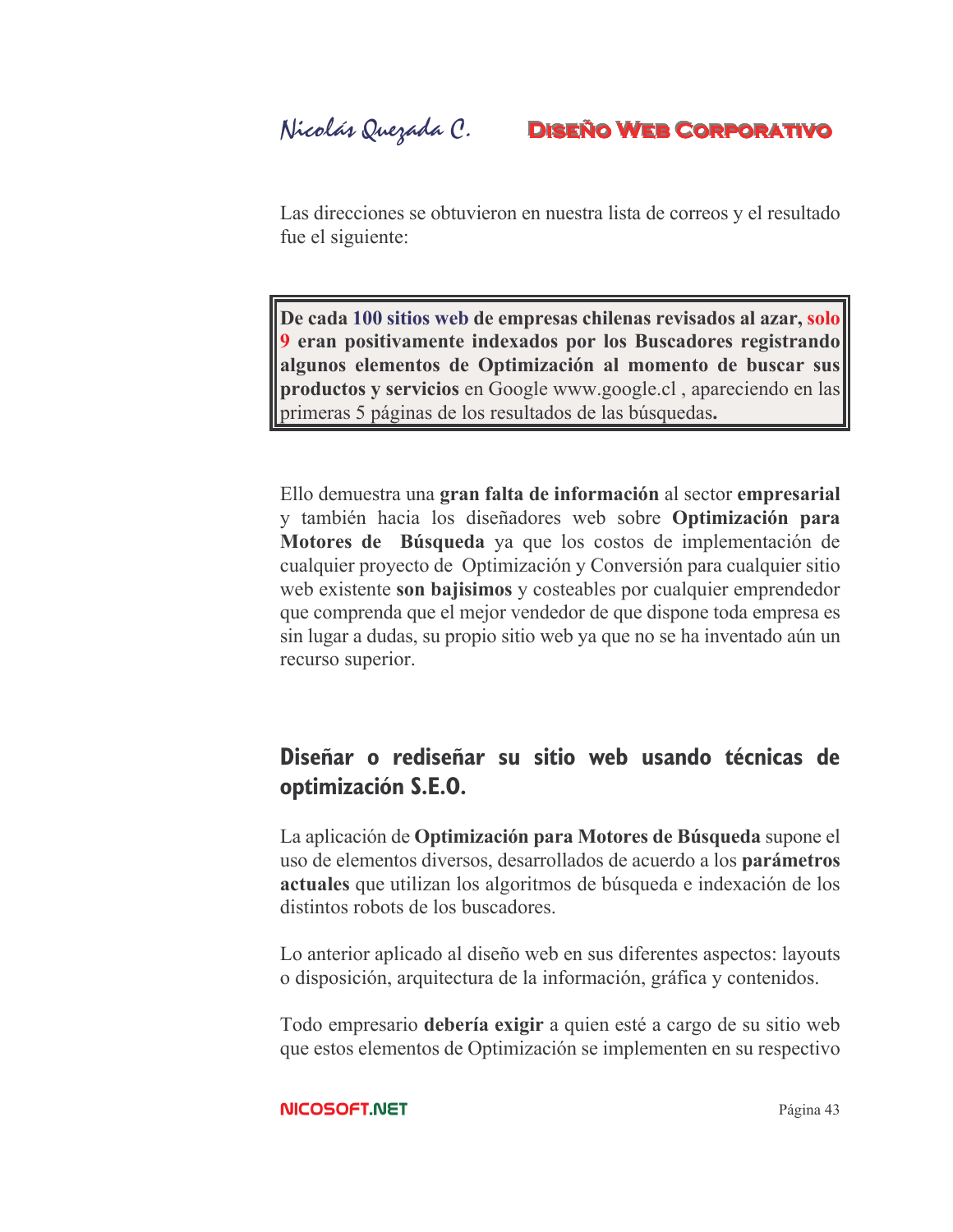Las direcciones se obtuvieron en nuestra lista de correos y el resultado fue el siguiente:

> **De cada 100 sitios web de empresas chilenas revisados al azar, solo 9 eran positivamente indexados por los Buscadores registrando algunos elementos de Optimización al momento de buscar sus productos y servicios** en Google www.google.cl , apareciendo en las primeras 5 páginas de los resultados de las búsquedas**.**

Ello demuestra una **gran falta de información** al sector **empresarial** y también hacia los diseñadores web sobre **Optimización para Motores de Búsqueda** ya que los costos de implementación de cualquier proyecto de Optimización y Conversión para cualquier sitio web existente **son bajisimos** y costeables por cualquier emprendedor que comprenda que el mejor vendedor de que dispone toda empresa es sin lugar a dudas, su propio sitio web ya que no se ha inventado aún un recurso superior.

## Diseñar o rediseñar su sitio web usando técnicas de optimización S.E.O.

La aplicación de **Optimización para Motores de Búsqueda** supone el uso de elementos diversos, desarrollados de acuerdo a los **parámetros actuales** que utilizan los algoritmos de búsqueda e indexación de los distintos robots de los buscadores.

Lo anterior aplicado al diseño web en sus diferentes aspectos: layouts o disposición, arquitectura de la información, gráfica y contenidos.

Todo empresario **debería exigir** a quien esté a cargo de su sitio web que estos elementos de Optimización se implementen en su respectivo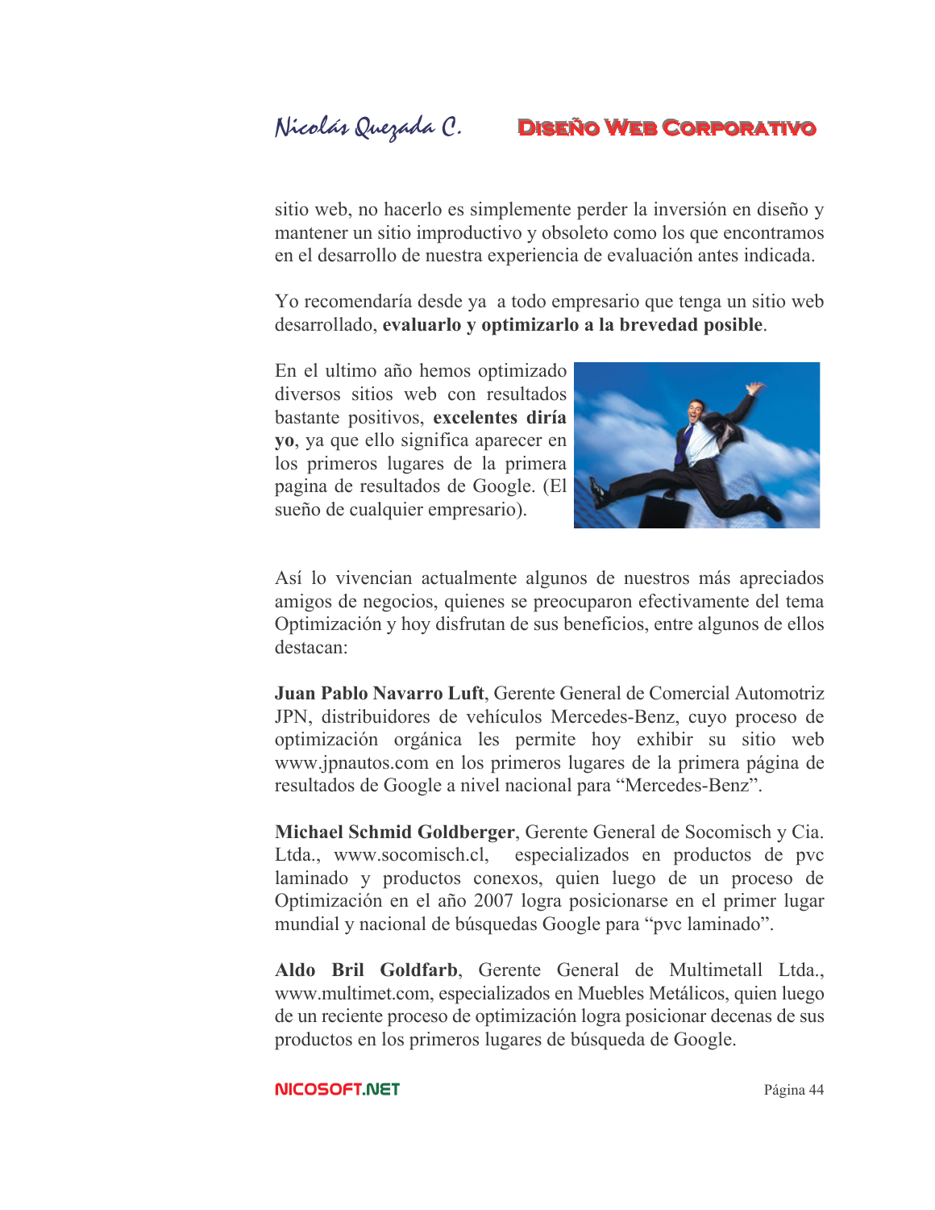sitio web, no hacerlo es simplemente perder la inversión en diseño y mantener un sitio improductivo y obsoleto como los que encontramos en el desarrollo de nuestra experiencia de evaluación antes indicada.

Yo recomendaría desde ya a todo empresario que tenga un sitio web desarrollado, **evaluarlo y optimizarlo a la brevedad posible**.

En el ultimo año hemos optimizado diversos sitios web con resultados bastante positivos, **excelentes diría yo**, ya que ello significa aparecer en los primeros lugares de la primera pagina de resultados de Google. (El sueño de cualquier empresario).

Así lo vivencian actualmente algunos de nuestros más apreciados amigos de negocios, quienes se preocuparon efectivamente del tema Optimización y hoy disfrutan de sus beneficios, entre algunos de ellos destacan:

**Juan Pablo Navarro Luft**, Gerente General de Comercial Automotriz JPN, distribuidores de vehículos Mercedes-Benz, cuyo proceso de optimización orgánica les permite hoy exhibir su sitio web www.jpnautos.com en los primeros lugares de la primera página de resultados de Google a nivel nacional para "Mercedes-Benz".

**Michael Schmid Goldberger**, Gerente General de Socomisch y Cia. Ltda., www.socomisch.cl, especializados en productos de pvc laminado y productos conexos, quien luego de un proceso de Optimización en el año 2007 logra posicionarse en el primer lugar mundial y nacional de búsquedas Google para "pvc laminado".

**Aldo Bril Goldfarb**, Gerente General de Multimetall Ltda., www.multimet.com, especializados en Muebles Metálicos, quien luego de un reciente proceso de optimización logra posicionar decenas de sus productos en los primeros lugares de búsqueda de Google.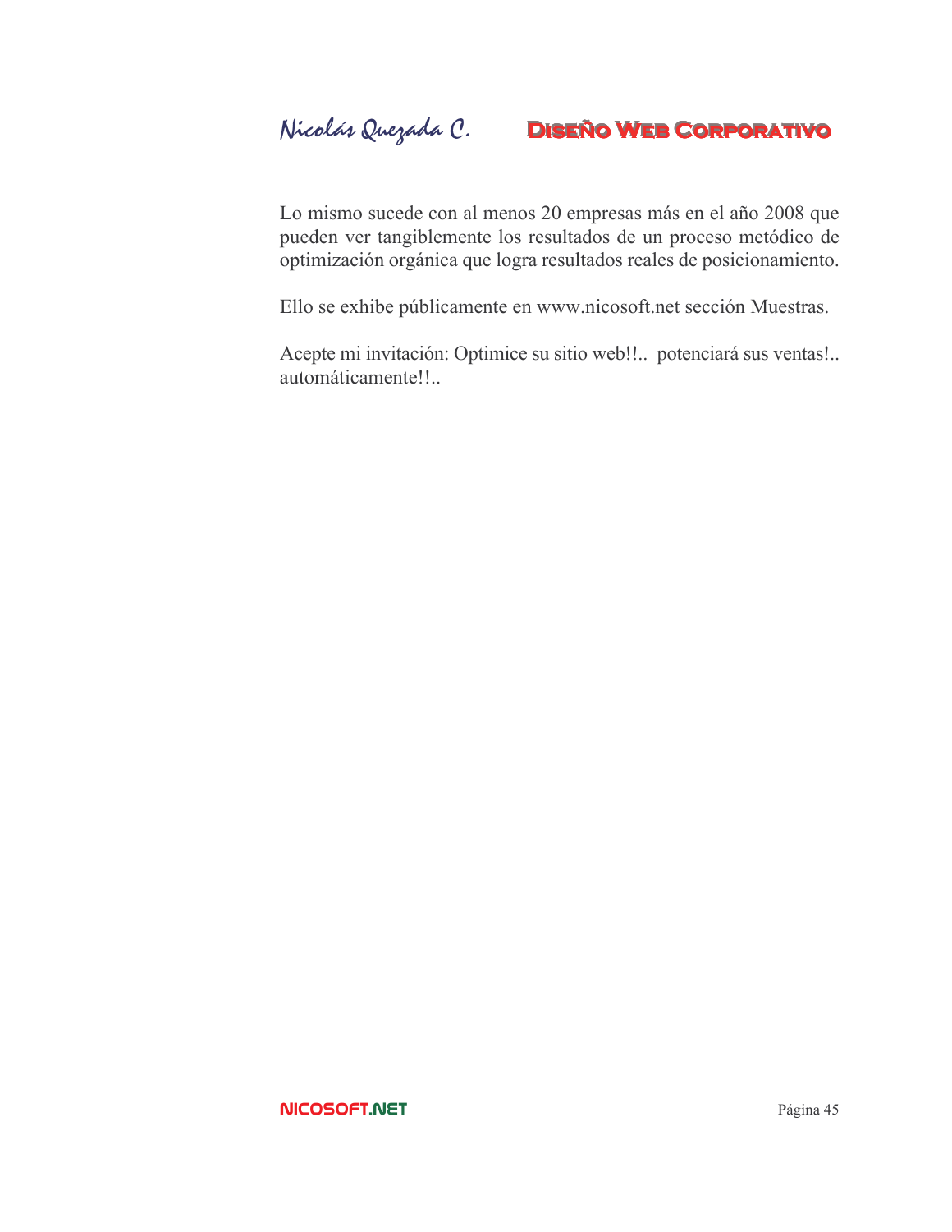Lo mismo sucede con al menos 20 empresas más en el año 2008 que pueden ver tangiblemente los resultados de un proceso metódico de optimización orgánica que logra resultados reales de posicionamiento.

Ello se exhibe públicamente en www.nicosoft.net sección Muestras.

Acepte mi invitación: Optimice su sitio web!!.. potenciará sus ventas!.. automáticamente!!..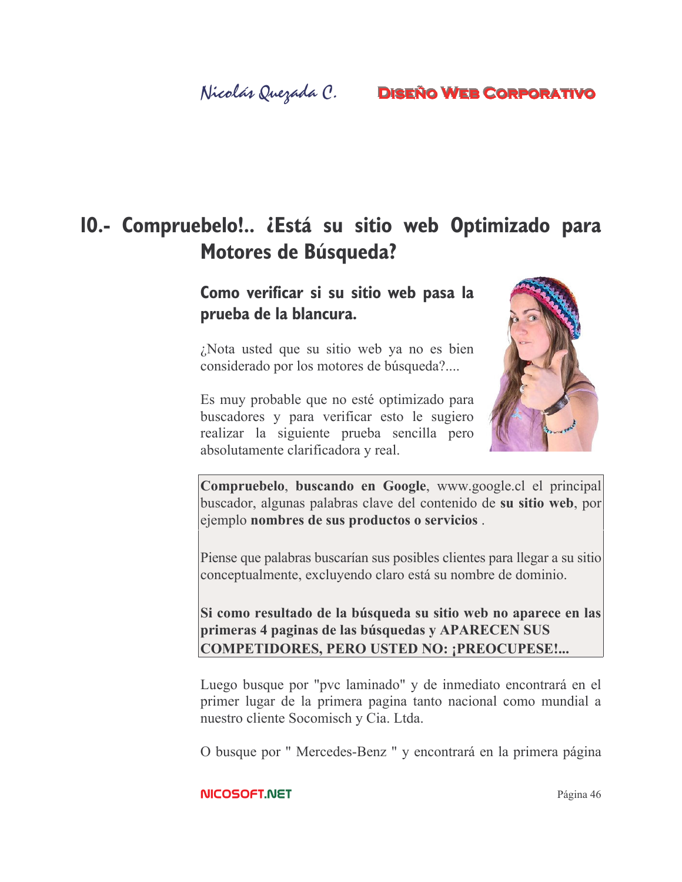# 10.- Compruebelo!.. ¿Está su sitio web Optimizado para Motores de Búsqueda?

## Como verificar si su sitio web pasa la prueba de la blancura.

¿Nota usted que su sitio web ya no es bien considerado por los motores de búsqueda?....

Es muy probable que no esté optimizado para buscadores y para verificar esto le sugiero realizar la siguiente prueba sencilla pero absolutamente clarificadora y real.

**Compruebelo**, **buscando en Google**, www.google.cl el principal buscador, algunas palabras clave del contenido de **su sitio web**, por ejemplo **nombres de sus productos o servicios** .

Piense que palabras buscarían sus posibles clientes para llegar a su sitio conceptualmente, excluyendo claro está su nombre de dominio.

**Si como resultado de la búsqueda su sitio web no aparece en las primeras 4 paginas de las búsquedas y APARECEN SUS COMPETIDORES, PERO USTED NO: ¡PREOCUPESE!...**

Luego busque por "pvc laminado" y de inmediato encontrará en el primer lugar de la primera pagina tanto nacional como mundial a nuestro cliente Socomisch y Cia. Ltda.

O busque por " Mercedes-Benz " y encontrará en la primera página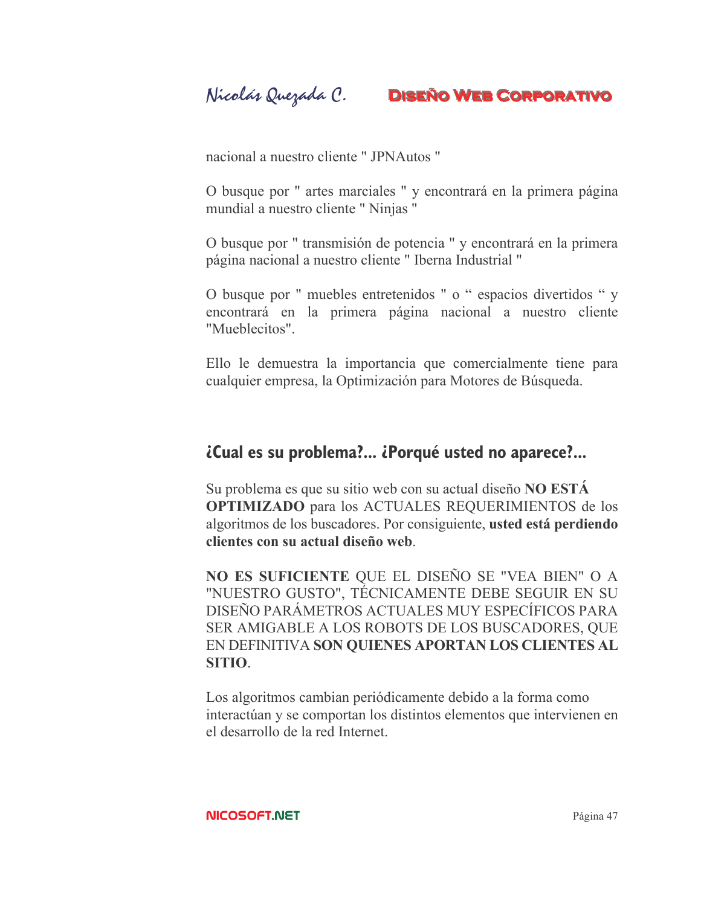nacional a nuestro cliente " JPNAutos "

O busque por " artes marciales " y encontrará en la primera página mundial a nuestro cliente " Ninjas "

O busque por " transmisión de potencia " y encontrará en la primera página nacional a nuestro cliente " Iberna Industrial "

O busque por " muebles entretenidos " o “ espacios divertidos “ y encontrará en la primera página nacional a nuestro cliente "Mueblecitos".

Ello le demuestra la importancia que comercialmente tiene para cualquier empresa, la Optimización para Motores de Búsqueda.

## ¿Cual es su problema?... ¿Porqué usted no aparece?...

Su problema es que su sitio web con su actual diseño **NO ESTÁ OPTIMIZADO** para los ACTUALES REQUERIMIENTOS de los algoritmos de los buscadores. Por consiguiente, **usted está perdiendo clientes con su actual diseño web**.

**NO ES SUFICIENTE** QUE EL DISEÑO SE "VEA BIEN" O A "NUESTRO GUSTO", TÉCNICAMENTE DEBE SEGUIR EN SU DISEÑO PARÁMETROS ACTUALES MUY ESPECÍFICOS PARA SER AMIGABLE A LOS ROBOTS DE LOS BUSCADORES, QUE EN DEFINITIVA **SON QUIENES APORTAN LOS CLIENTES AL SITIO**.

Los algoritmos cambian periódicamente debido a la forma como interactúan y se comportan los distintos elementos que intervienen en el desarrollo de la red Internet.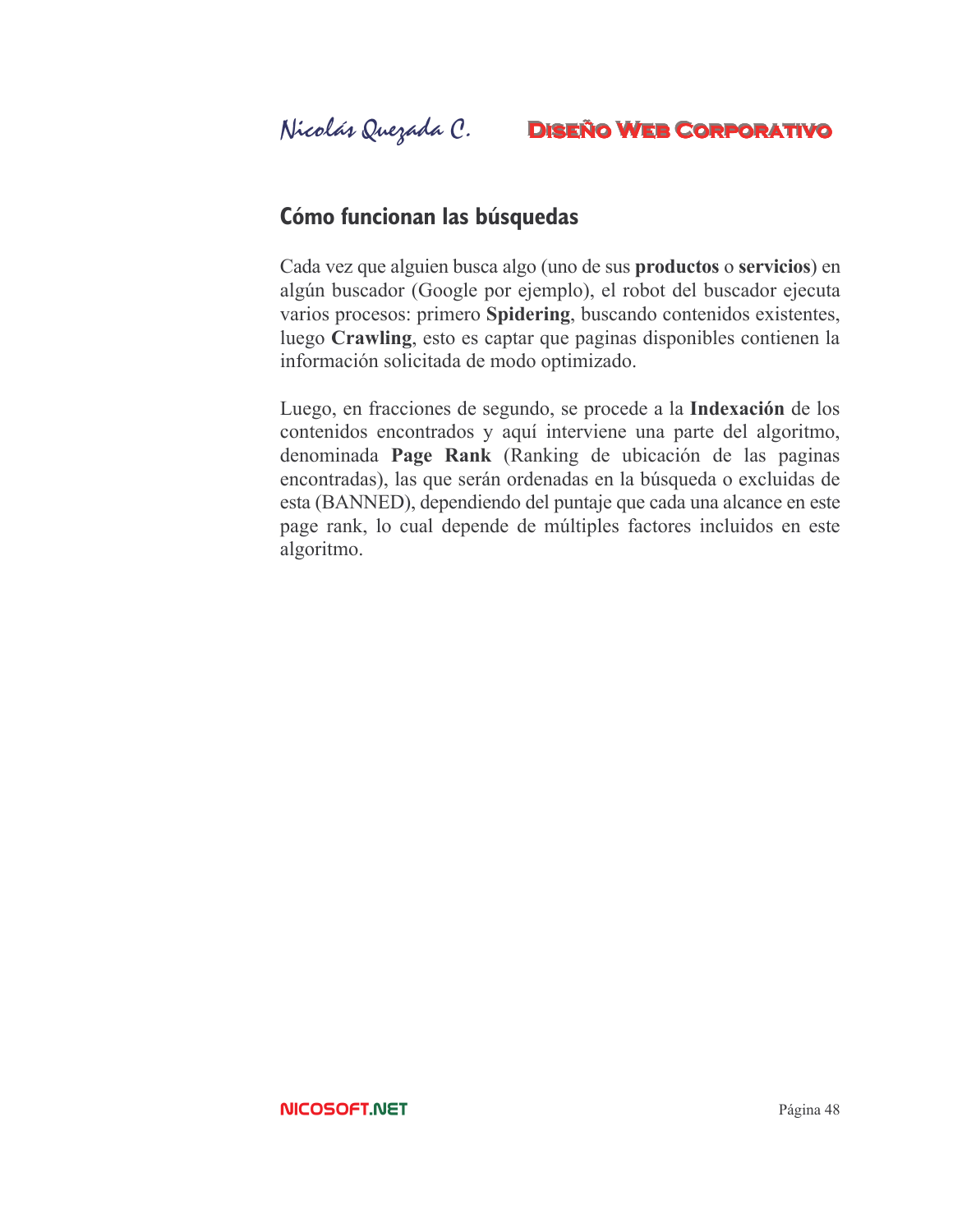## Cómo funcionan las búsquedas

Cada vez que alguien busca algo (uno de sus **productos** o **servicios**) en algún buscador (Google por ejemplo), el robot del buscador ejecuta varios procesos: primero **Spidering**, buscando contenidos existentes, luego **Crawling**, esto es captar que paginas disponibles contienen la información solicitada de modo optimizado.

Luego, en fracciones de segundo, se procede a la **Indexación** de los contenidos encontrados y aquí interviene una parte del algoritmo, denominada **Page Rank** (Ranking de ubicación de las paginas encontradas), las que serán ordenadas en la búsqueda o excluidas de esta (BANNED), dependiendo del puntaje que cada una alcance en este page rank, lo cual depende de múltiples factores incluidos en este algoritmo.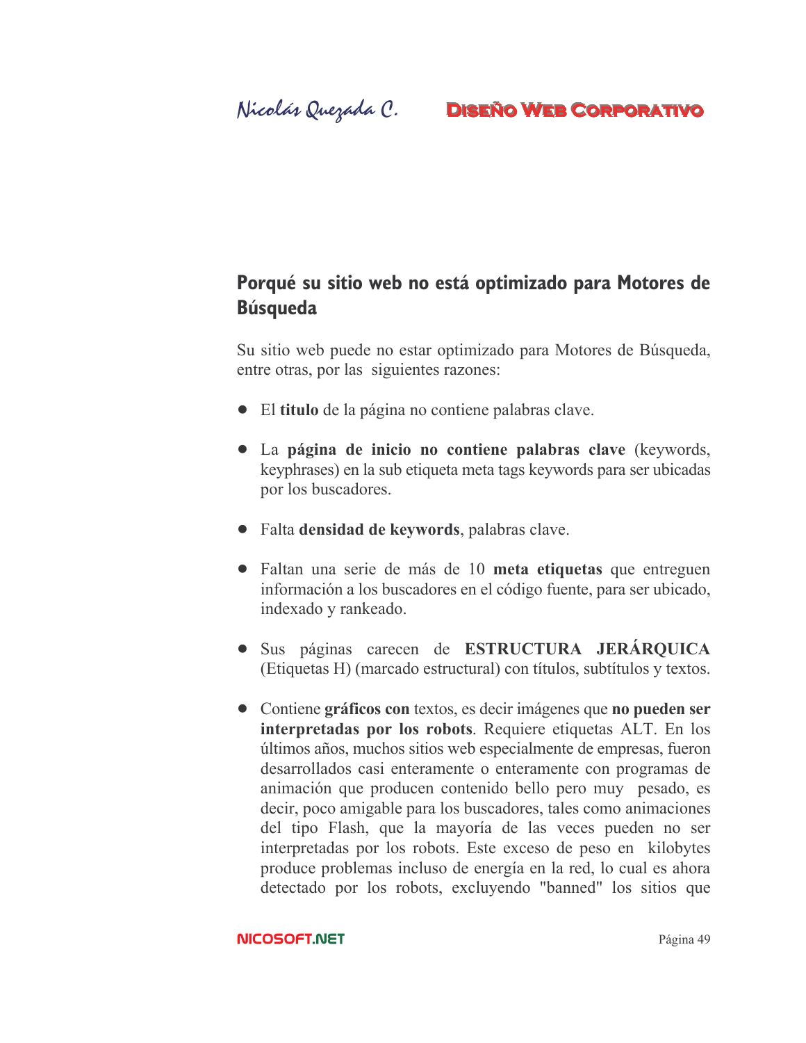## Porqué su sitio web no está optimizado para Motores de Búsqueda

Su sitio web puede no estar optimizado para Motores de Búsqueda, entre otras, por las siguientes razones:

- El **titulo** de la página no contiene palabras clave.
- La **página de inicio no contiene palabras clave** (keywords, keyphrases) en la sub etiqueta meta tags keywords para ser ubicadas por los buscadores.
- Falta **densidad de keywords**, palabras clave.
- Faltan una serie de más de 10 **meta etiquetas** que entreguen información a los buscadores en el código fuente, para ser ubicado, indexado y rankeado.
- Sus páginas carecen de **ESTRUCTURA JERÁRQUICA** (Etiquetas H) (marcado estructural) con títulos, subtítulos y textos.
- Contiene **gráficos con** textos, es decir imágenes que **no pueden ser interpretadas por los robots**. Requiere etiquetas ALT. En los últimos años, muchos sitios web especialmente de empresas, fueron desarrollados casi enteramente o enteramente con programas de animación que producen contenido bello pero muy pesado, es decir, poco amigable para los buscadores, tales como animaciones del tipo Flash, que la mayoría de las veces pueden no ser interpretadas por los robots. Este exceso de peso en kilobytes produce problemas incluso de energía en la red, lo cual es ahora detectado por los robots, excluyendo "banned" los sitios que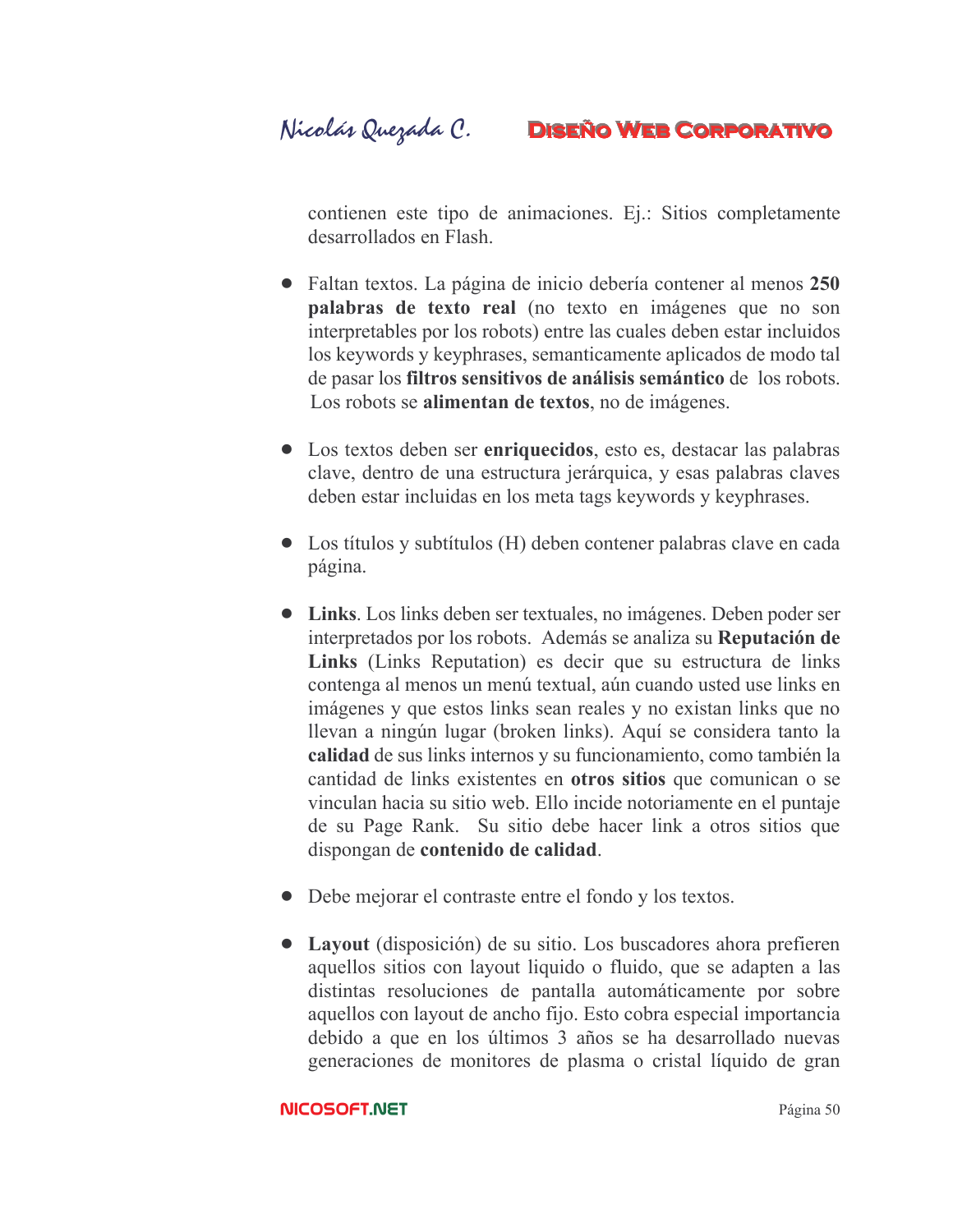contienen este tipo de animaciones. Ej.: Sitios completamente desarrollados en Flash.

- Faltan textos. La página de inicio debería contener al menos **250 palabras de texto real** (no texto en imágenes que no son interpretables por los robots) entre las cuales deben estar incluidos los keywords y keyphrases, semanticamente aplicados de modo tal de pasar los **filtros sensitivos de análisis semántico** de los robots. Los robots se **alimentan de textos**, no de imágenes.

- Los textos deben ser **enriquecidos**, esto es, destacar las palabras clave, dentro de una estructura jerárquica, y esas palabras claves deben estar incluidas en los meta tags keywords y keyphrases.

- Los títulos y subtítulos (H) deben contener palabras clave en cada página.

- **Links**. Los links deben ser textuales, no imágenes. Deben poder ser interpretados por los robots. Además se analiza su **Reputación de Links** (Links Reputation) es decir que su estructura de links contenga al menos un menú textual, aún cuando usted use links en imágenes y que estos links sean reales y no existan links que no llevan a ningún lugar (broken links). Aquí se considera tanto la **calidad** de sus links internos y su funcionamiento, como también la cantidad de links existentes en **otros sitios** que comunican o se vinculan hacia su sitio web. Ello incide notoriamente en el puntaje de su Page Rank. Su sitio debe hacer link a otros sitios que dispongan de **contenido de calidad**.

- Debe mejorar el contraste entre el fondo y los textos.

- **Layout** (disposición) de su sitio. Los buscadores ahora prefieren aquellos sitios con layout liquido o fluido, que se adapten a las distintas resoluciones de pantalla automáticamente por sobre aquellos con layout de ancho fijo. Esto cobra especial importancia debido a que en los últimos 3 años se ha desarrollado nuevas generaciones de monitores de plasma o cristal líquido de gran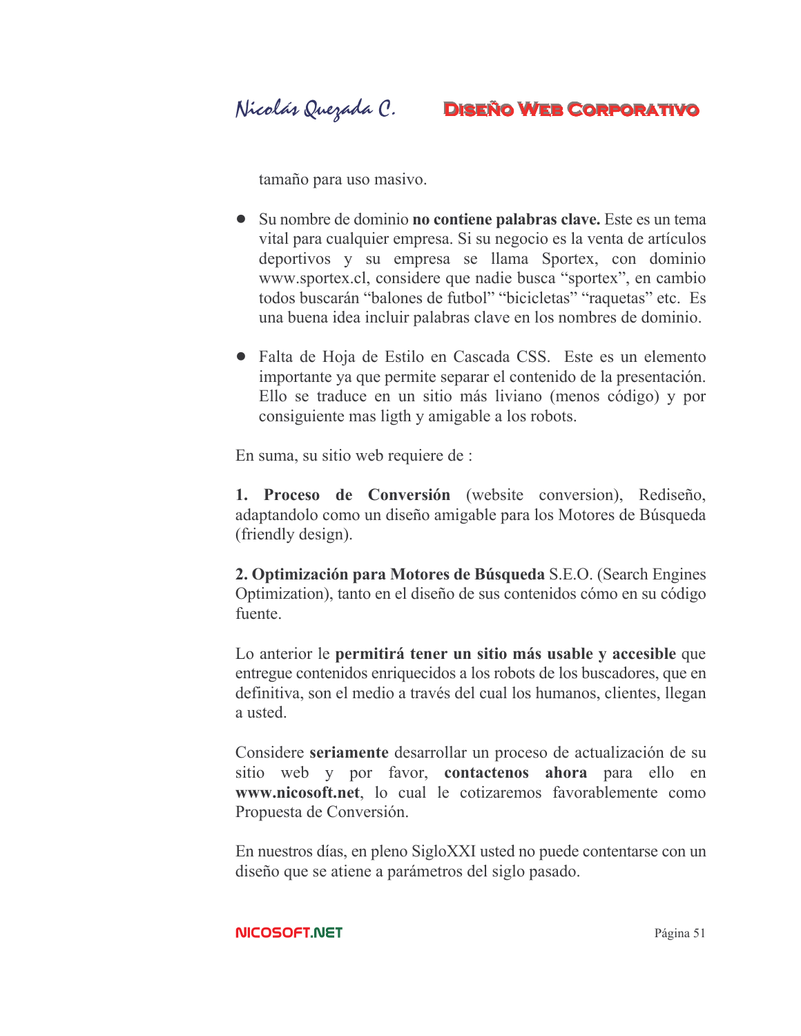tamaño para uso masivo.

- Su nombre de dominio **no contiene palabras clave.** Este es un tema vital para cualquier empresa. Si su negocio es la venta de artículos deportivos y su empresa se llama Sportex, con dominio www.sportex.cl, considere que nadie busca "sportex", en cambio todos buscarán "balones de futbol" "bicicletas" "raquetas" etc. Es una buena idea incluir palabras clave en los nombres de dominio.

- Falta de Hoja de Estilo en Cascada CSS. Este es un elemento importante ya que permite separar el contenido de la presentación. Ello se traduce en un sitio más liviano (menos código) y por consiguiente mas ligth y amigable a los robots.

En suma, su sitio web requiere de :

**1. Proceso de Conversión** (website conversion), Rediseño, adaptandolo como un diseño amigable para los Motores de Búsqueda (friendly design).

**2. Optimización para Motores de Búsqueda** S.E.O. (Search Engines Optimization), tanto en el diseño de sus contenidos cómo en su código fuente.

Lo anterior le **permitirá tener un sitio más usable y accesible** que entregue contenidos enriquecidos a los robots de los buscadores, que en definitiva, son el medio a través del cual los humanos, clientes, llegan a usted.

Considere **seriamente** desarrollar un proceso de actualización de su sitio web y por favor, **contactenos ahora** para ello en **www.nicosoft.net**, lo cual le cotizaremos favorablemente como Propuesta de Conversión.

En nuestros días, en pleno SigloXXI usted no puede contentarse con un diseño que se atiene a parámetros del siglo pasado.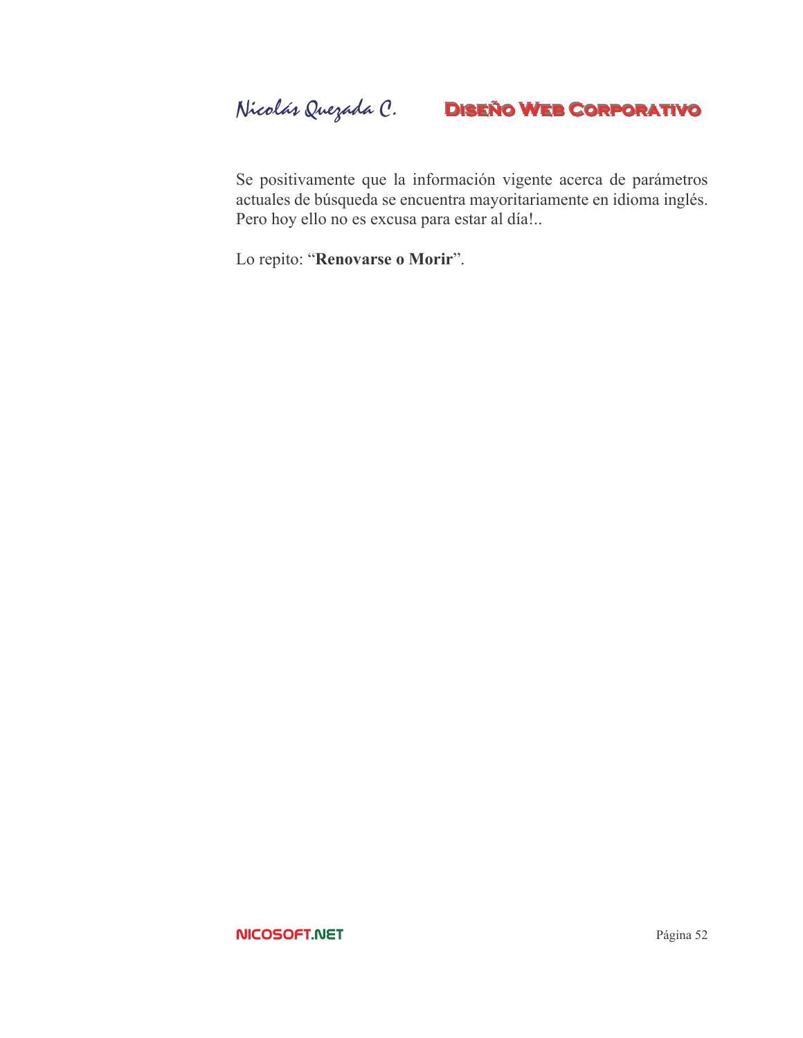Se positivamente que la información vigente acerca de parámetros actuales de búsqueda se encuentra mayoritariamente en idioma inglés. Pero hoy ello no es excusa para estar al día!..

Lo repito: "**Renovarse o Morir**".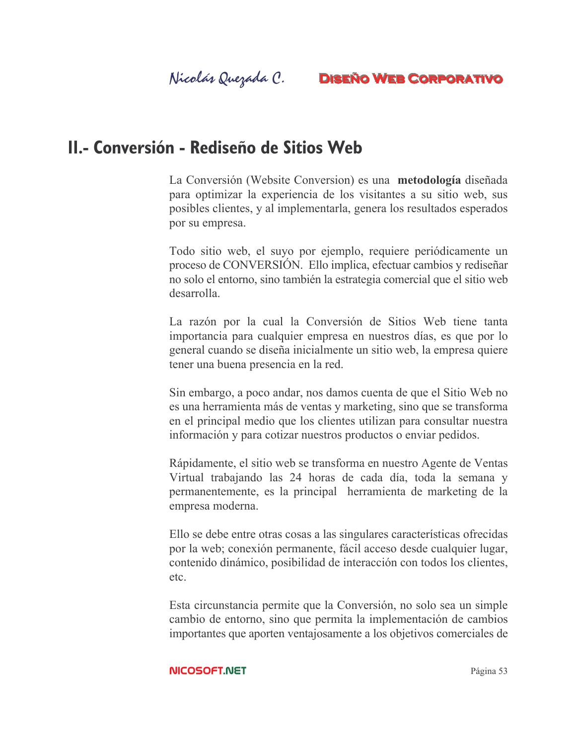# II.- Conversión - Rediseño de Sitios Web

La Conversión (Website Conversion) es una **metodología** diseñada para optimizar la experiencia de los visitantes a su sitio web, sus posibles clientes, y al implementarla, genera los resultados esperados por su empresa.

Todo sitio web, el suyo por ejemplo, requiere periódicamente un proceso de CONVERSIÓN. Ello implica, efectuar cambios y rediseñar no solo el entorno, sino también la estrategia comercial que el sitio web desarrolla.

La razón por la cual la Conversión de Sitios Web tiene tanta importancia para cualquier empresa en nuestros días, es que por lo general cuando se diseña inicialmente un sitio web, la empresa quiere tener una buena presencia en la red.

Sin embargo, a poco andar, nos damos cuenta de que el Sitio Web no es una herramienta más de ventas y marketing, sino que se transforma en el principal medio que los clientes utilizan para consultar nuestra información y para cotizar nuestros productos o enviar pedidos.

Rápidamente, el sitio web se transforma en nuestro Agente de Ventas Virtual trabajando las 24 horas de cada día, toda la semana y permanentemente, es la principal herramienta de marketing de la empresa moderna.

Ello se debe entre otras cosas a las singulares características ofrecidas por la web; conexión permanente, fácil acceso desde cualquier lugar, contenido dinámico, posibilidad de interacción con todos los clientes, etc.

Esta circunstancia permite que la Conversión, no solo sea un simple cambio de entorno, sino que permita la implementación de cambios importantes que aporten ventajosamente a los objetivos comerciales de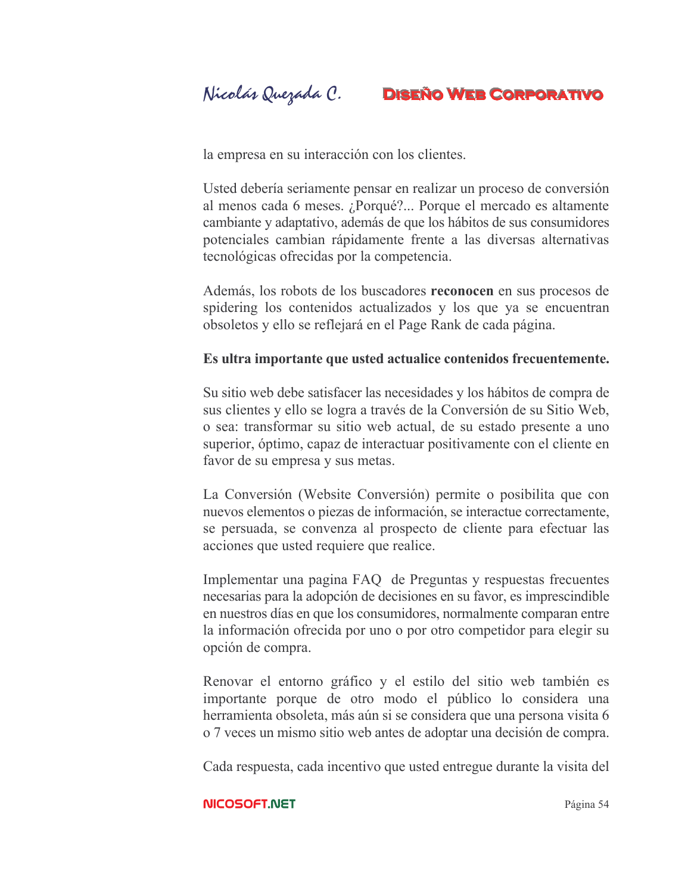la empresa en su interacción con los clientes.

Usted debería seriamente pensar en realizar un proceso de conversión al menos cada 6 meses. ¿Porqué?... Porque el mercado es altamente cambiante y adaptativo, además de que los hábitos de sus consumidores potenciales cambian rápidamente frente a las diversas alternativas tecnológicas ofrecidas por la competencia.

Además, los robots de los buscadores **reconocen** en sus procesos de spidering los contenidos actualizados y los que ya se encuentran obsoletos y ello se reflejará en el Page Rank de cada página.

**Es ultra importante que usted actualice contenidos frecuentemente.**

Su sitio web debe satisfacer las necesidades y los hábitos de compra de sus clientes y ello se logra a través de la Conversión de su Sitio Web, o sea: transformar su sitio web actual, de su estado presente a uno superior, óptimo, capaz de interactuar positivamente con el cliente en favor de su empresa y sus metas.

La Conversión (Website Conversión) permite o posibilita que con nuevos elementos o piezas de información, se interactue correctamente, se persuada, se convenza al prospecto de cliente para efectuar las acciones que usted requiere que realice.

Implementar una pagina FAQ de Preguntas y respuestas frecuentes necesarias para la adopción de decisiones en su favor, es imprescindible en nuestros días en que los consumidores, normalmente comparan entre la información ofrecida por uno o por otro competidor para elegir su opción de compra.

Renovar el entorno gráfico y el estilo del sitio web también es importante porque de otro modo el público lo considera una herramienta obsoleta, más aún si se considera que una persona visita 6 o 7 veces un mismo sitio web antes de adoptar una decisión de compra.

Cada respuesta, cada incentivo que usted entregue durante la visita del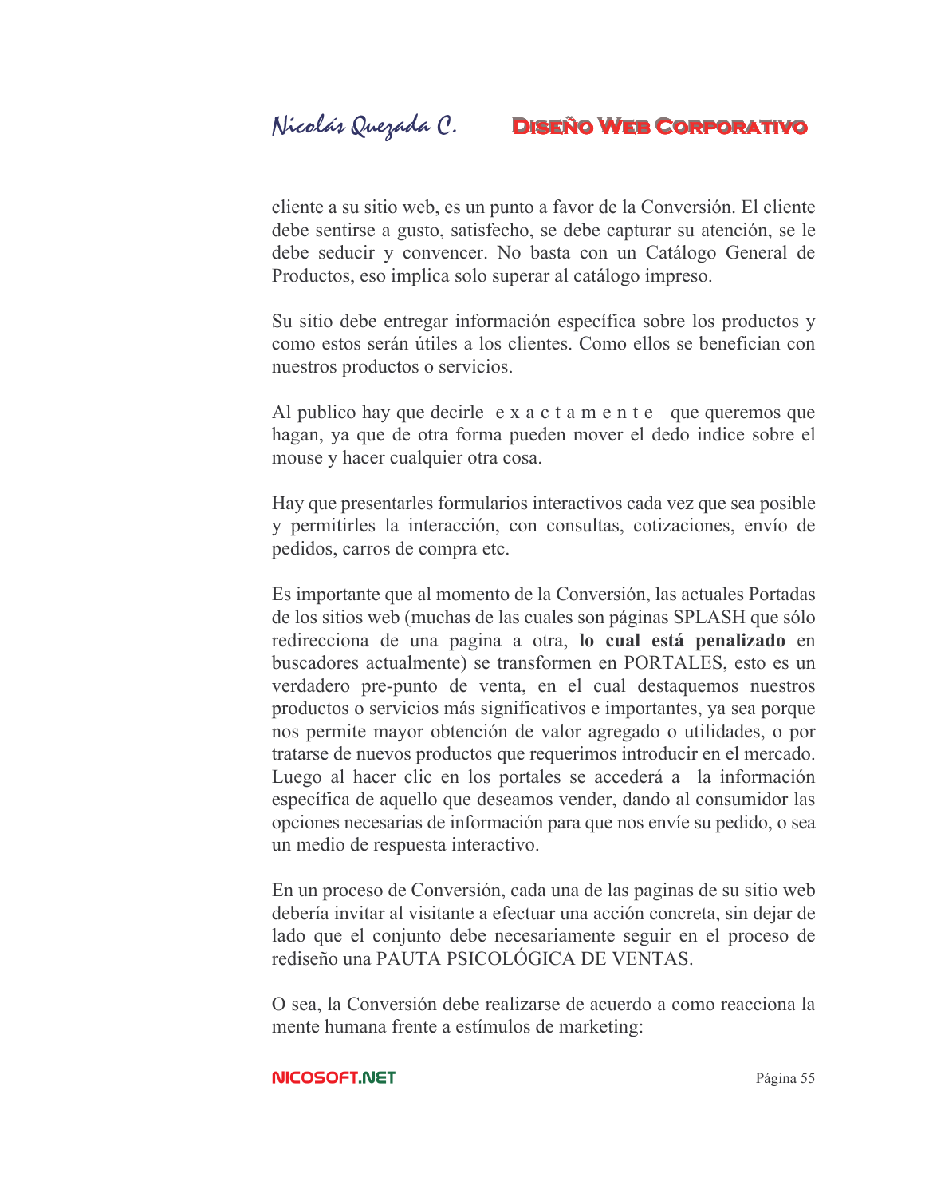cliente a su sitio web, es un punto a favor de la Conversión. El cliente debe sentirse a gusto, satisfecho, se debe capturar su atención, se le debe seducir y convencer. No basta con un Catálogo General de Productos, eso implica solo superar al catálogo impreso.

Su sitio debe entregar información específica sobre los productos y como estos serán útiles a los clientes. Como ellos se benefician con nuestros productos o servicios.

Al publico hay que decirle e x a c t a m e n t e que queremos que hagan, ya que de otra forma pueden mover el dedo indice sobre el mouse y hacer cualquier otra cosa.

Hay que presentarles formularios interactivos cada vez que sea posible y permitirles la interacción, con consultas, cotizaciones, envío de pedidos, carros de compra etc.

Es importante que al momento de la Conversión, las actuales Portadas de los sitios web (muchas de las cuales son páginas SPLASH que sólo redirecciona de una pagina a otra, **lo cual está penalizado** en buscadores actualmente) se transformen en PORTALES, esto es un verdadero pre-punto de venta, en el cual destaquemos nuestros productos o servicios más significativos e importantes, ya sea porque nos permite mayor obtención de valor agregado o utilidades, o por tratarse de nuevos productos que requerimos introducir en el mercado. Luego al hacer clic en los portales se accederá a la información específica de aquello que deseamos vender, dando al consumidor las opciones necesarias de información para que nos envíe su pedido, o sea un medio de respuesta interactivo.

En un proceso de Conversión, cada una de las paginas de su sitio web debería invitar al visitante a efectuar una acción concreta, sin dejar de lado que el conjunto debe necesariamente seguir en el proceso de rediseño una PAUTA PSICOLÓGICA DE VENTAS.

O sea, la Conversión debe realizarse de acuerdo a como reacciona la mente humana frente a estímulos de marketing: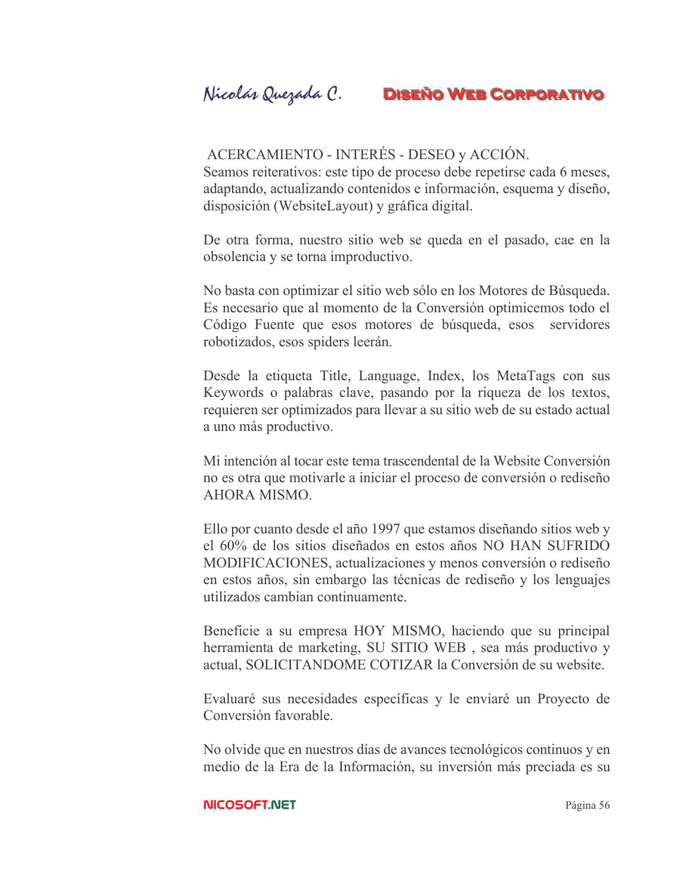ACERCAMIENTO - INTERÉS - DESEO y ACCIÓN.
Seamos reiterativos: este tipo de proceso debe repetirse cada 6 meses, adaptando, actualizando contenidos e información, esquema y diseño, disposición (WebsiteLayout) y gráfica digital.

De otra forma, nuestro sitio web se queda en el pasado, cae en la obsolencia y se torna improductivo.

No basta con optimizar el sitio web sólo en los Motores de Búsqueda. Es necesario que al momento de la Conversión optimicemos todo el Código Fuente que esos motores de búsqueda, esos servidores robotizados, esos spiders leerán.

Desde la etiqueta Title, Language, Index, los MetaTags con sus Keywords o palabras clave, pasando por la riqueza de los textos, requieren ser optimizados para llevar a su sitio web de su estado actual a uno más productivo.

Mi intención al tocar este tema trascendental de la Website Conversión no es otra que motivarle a iniciar el proceso de conversión o rediseño AHORA MISMO.

Ello por cuanto desde el año 1997 que estamos diseñando sitios web y el 60% de los sitios diseñados en estos años NO HAN SUFRIDO MODIFICACIONES, actualizaciones y menos conversión o rediseño en estos años, sin embargo las técnicas de rediseño y los lenguajes utilizados cambian continuamente.

Beneficie a su empresa HOY MISMO, haciendo que su principal herramienta de marketing, SU SITIO WEB , sea más productivo y actual, SOLICITANDOME COTIZAR la Conversión de su website.

Evaluaré sus necesidades específicas y le enviaré un Proyecto de Conversión favorable.

No olvide que en nuestros días de avances tecnológicos continuos y en medio de la Era de la Información, su inversión más preciada es su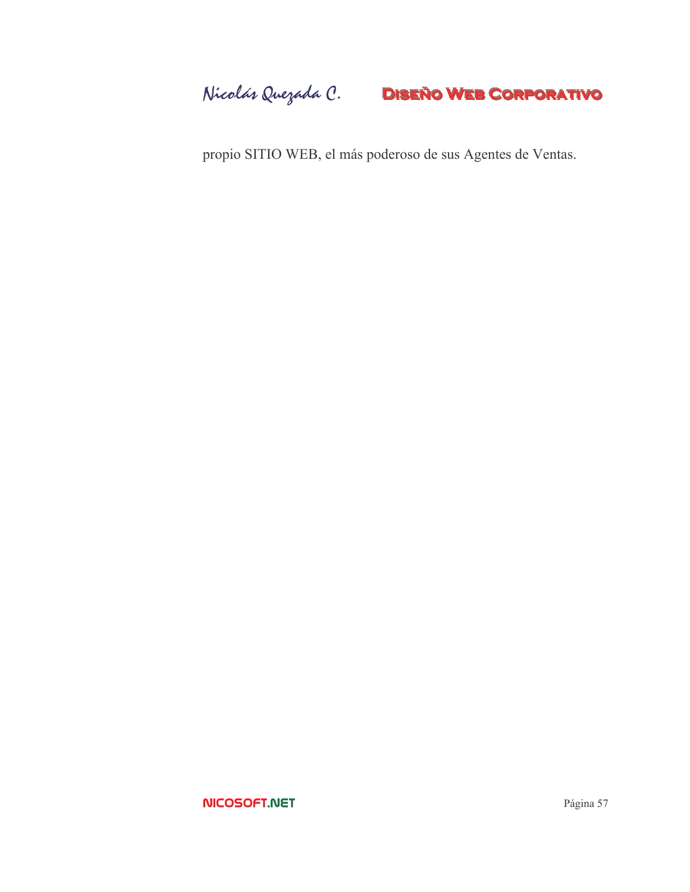propio SITIO WEB, el más poderoso de sus Agentes de Ventas.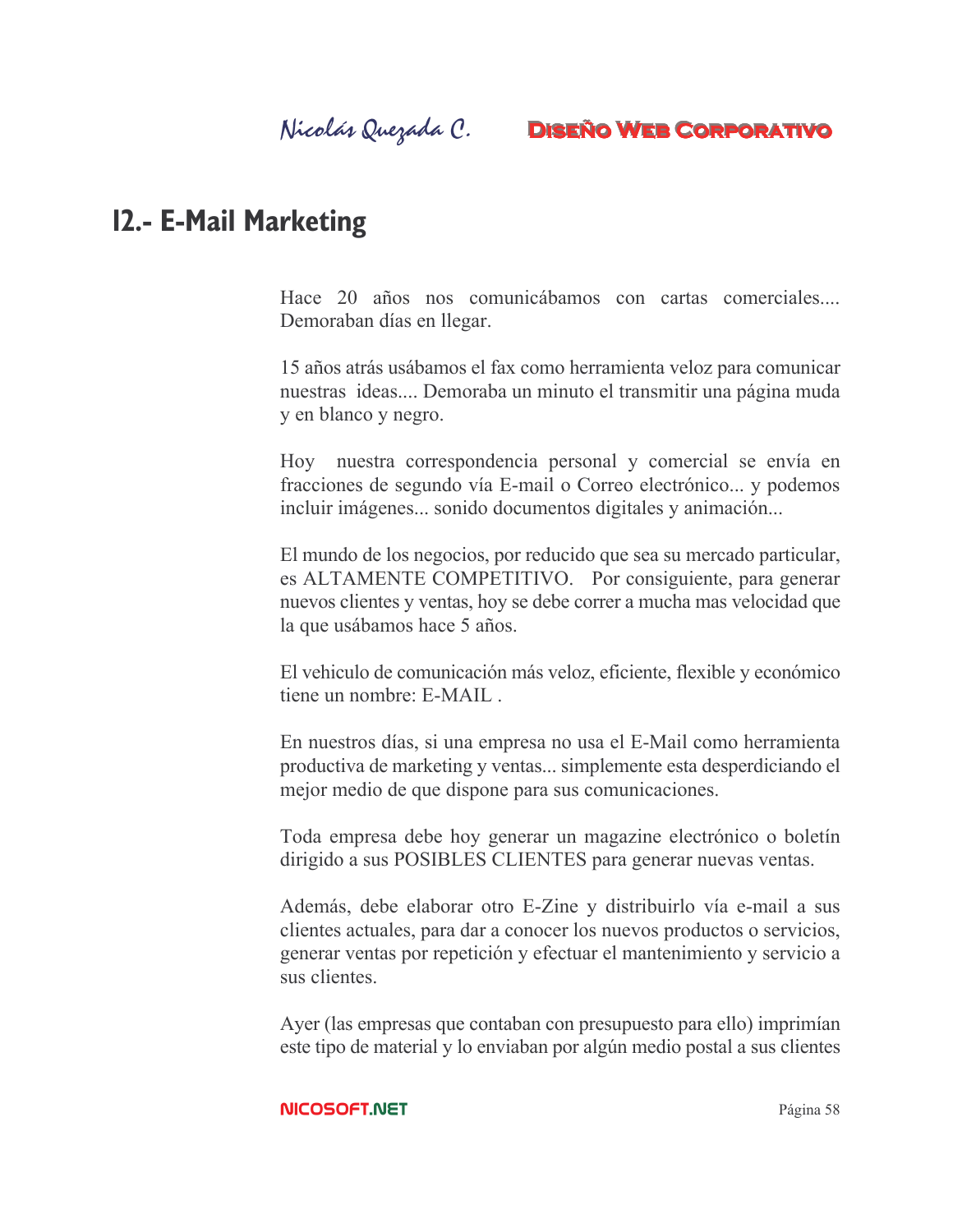# 12.- E-Mail Marketing

Hace 20 años nos comunicábamos con cartas comerciales.... Demoraban días en llegar.

15 años atrás usábamos el fax como herramienta veloz para comunicar nuestras ideas.... Demoraba un minuto el transmitir una página muda y en blanco y negro.

Hoy nuestra correspondencia personal y comercial se envía en fracciones de segundo vía E-mail o Correo electrónico... y podemos incluir imágenes... sonido documentos digitales y animación...

El mundo de los negocios, por reducido que sea su mercado particular, es ALTAMENTE COMPETITIVO. Por consiguiente, para generar nuevos clientes y ventas, hoy se debe correr a mucha mas velocidad que la que usábamos hace 5 años.

El vehiculo de comunicación más veloz, eficiente, flexible y económico tiene un nombre: E-MAIL .

En nuestros días, si una empresa no usa el E-Mail como herramienta productiva de marketing y ventas... simplemente esta desperdiciando el mejor medio de que dispone para sus comunicaciones.

Toda empresa debe hoy generar un magazine electrónico o boletín dirigido a sus POSIBLES CLIENTES para generar nuevas ventas.

Además, debe elaborar otro E-Zine y distribuirlo vía e-mail a sus clientes actuales, para dar a conocer los nuevos productos o servicios, generar ventas por repetición y efectuar el mantenimiento y servicio a sus clientes.

Ayer (las empresas que contaban con presupuesto para ello) imprimían este tipo de material y lo enviaban por algún medio postal a sus clientes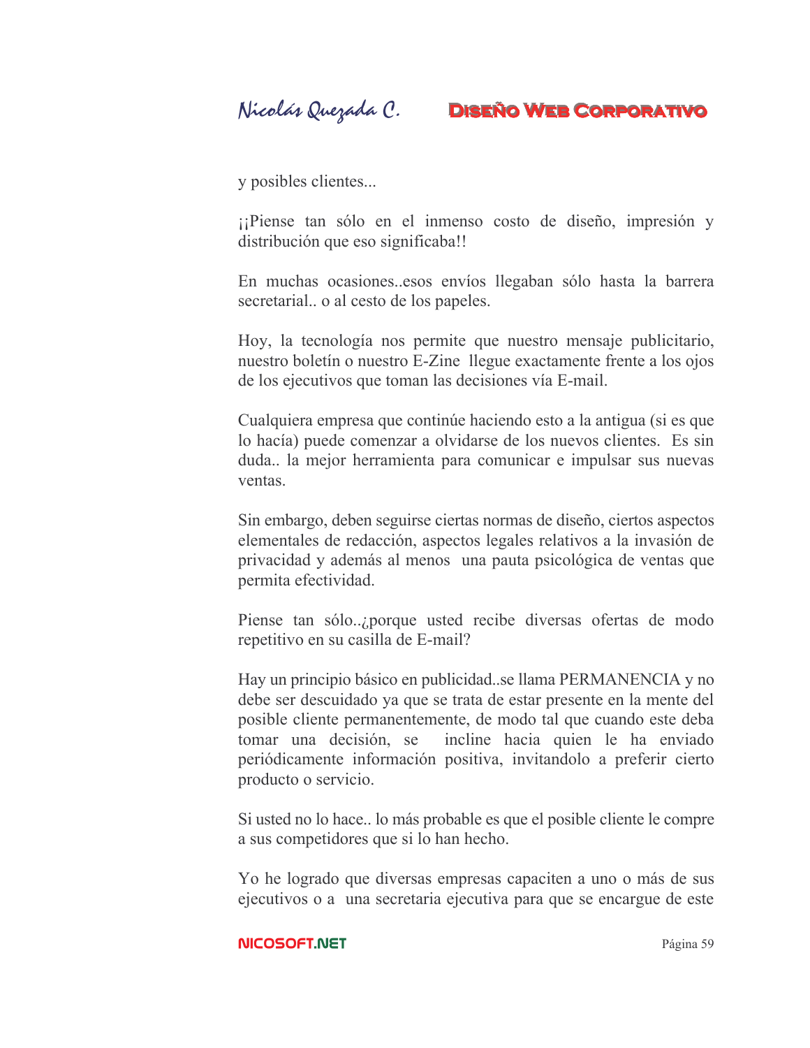y posibles clientes...

¡¡Piense tan sólo en el inmenso costo de diseño, impresión y distribución que eso significaba!!

En muchas ocasiones..esos envíos llegaban sólo hasta la barrera secretarial.. o al cesto de los papeles.

Hoy, la tecnología nos permite que nuestro mensaje publicitario, nuestro boletín o nuestro E-Zine llegue exactamente frente a los ojos de los ejecutivos que toman las decisiones vía E-mail.

Cualquiera empresa que continúe haciendo esto a la antigua (si es que lo hacía) puede comenzar a olvidarse de los nuevos clientes. Es sin duda.. la mejor herramienta para comunicar e impulsar sus nuevas ventas.

Sin embargo, deben seguirse ciertas normas de diseño, ciertos aspectos elementales de redacción, aspectos legales relativos a la invasión de privacidad y además al menos una pauta psicológica de ventas que permita efectividad.

Piense tan sólo..¿porque usted recibe diversas ofertas de modo repetitivo en su casilla de E-mail?

Hay un principio básico en publicidad..se llama PERMANENCIA y no debe ser descuidado ya que se trata de estar presente en la mente del posible cliente permanentemente, de modo tal que cuando este deba tomar una decisión, se incline hacia quien le ha enviado periódicamente información positiva, invitandolo a preferir cierto producto o servicio.

Si usted no lo hace.. lo más probable es que el posible cliente le compre a sus competidores que si lo han hecho.

Yo he logrado que diversas empresas capaciten a uno o más de sus ejecutivos o a una secretaria ejecutiva para que se encargue de este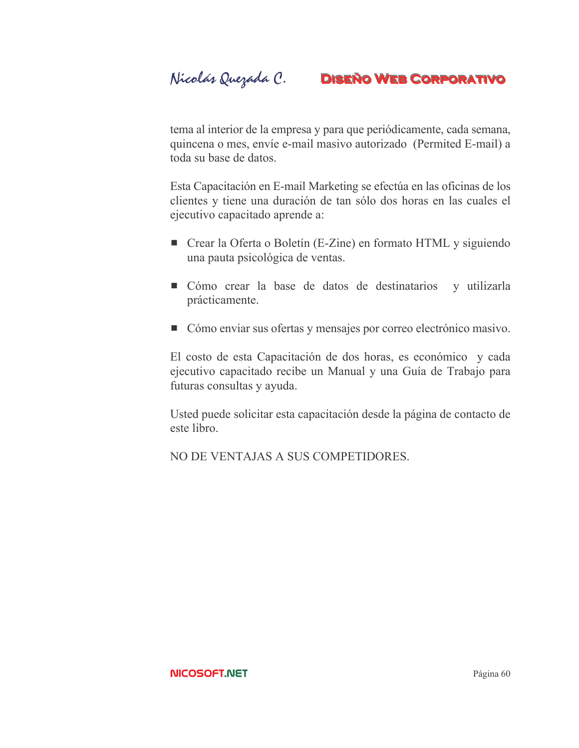tema al interior de la empresa y para que periódicamente, cada semana, quincena o mes, envíe e-mail masivo autorizado (Permited E-mail) a toda su base de datos.

Esta Capacitación en E-mail Marketing se efectúa en las oficinas de los clientes y tiene una duración de tan sólo dos horas en las cuales el ejecutivo capacitado aprende a:

- Crear la Oferta o Boletín (E-Zine) en formato HTML y siguiendo una pauta psicológica de ventas.

- Cómo crear la base de datos de destinatarios y utilizarla prácticamente.

- Cómo enviar sus ofertas y mensajes por correo electrónico masivo.

El costo de esta Capacitación de dos horas, es económico y cada ejecutivo capacitado recibe un Manual y una Guía de Trabajo para futuras consultas y ayuda.

Usted puede solicitar esta capacitación desde la página de contacto de este libro.

NO DE VENTAJAS A SUS COMPETIDORES.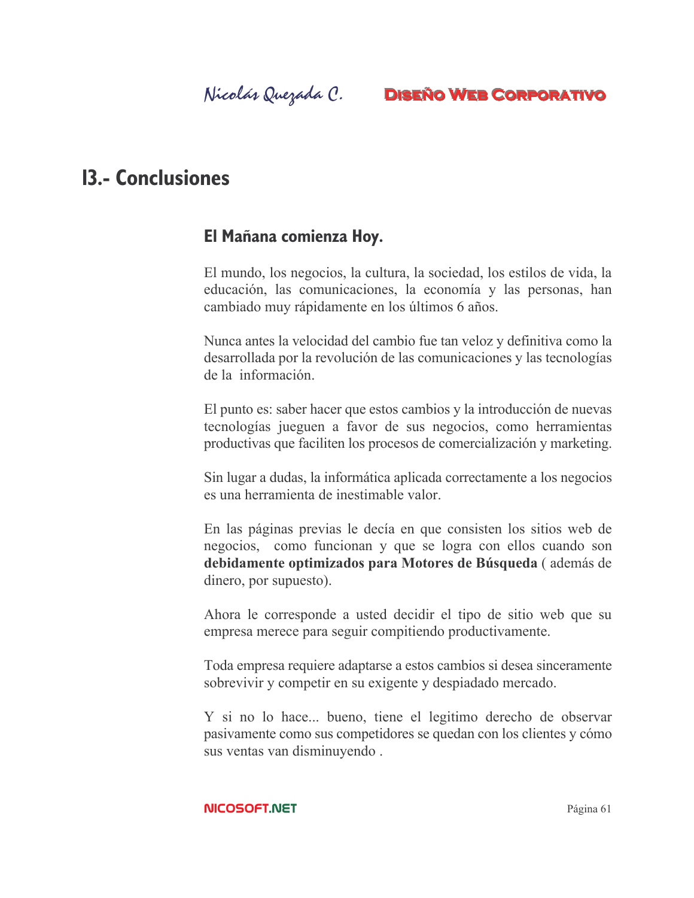# 13.- Conclusiones

## El Mañana comienza Hoy.

El mundo, los negocios, la cultura, la sociedad, los estilos de vida, la educación, las comunicaciones, la economía y las personas, han cambiado muy rápidamente en los últimos 6 años.

Nunca antes la velocidad del cambio fue tan veloz y definitiva como la desarrollada por la revolución de las comunicaciones y las tecnologías de la información.

El punto es: saber hacer que estos cambios y la introducción de nuevas tecnologías jueguen a favor de sus negocios, como herramientas productivas que faciliten los procesos de comercialización y marketing.

Sin lugar a dudas, la informática aplicada correctamente a los negocios es una herramienta de inestimable valor.

En las páginas previas le decía en que consisten los sitios web de negocios, como funcionan y que se logra con ellos cuando son **debidamente optimizados para Motores de Búsqueda** ( además de dinero, por supuesto).

Ahora le corresponde a usted decidir el tipo de sitio web que su empresa merece para seguir compitiendo productivamente.

Toda empresa requiere adaptarse a estos cambios si desea sinceramente sobrevivir y competir en su exigente y despiadado mercado.

Y si no lo hace... bueno, tiene el legitimo derecho de observar pasivamente como sus competidores se quedan con los clientes y cómo sus ventas van disminuyendo .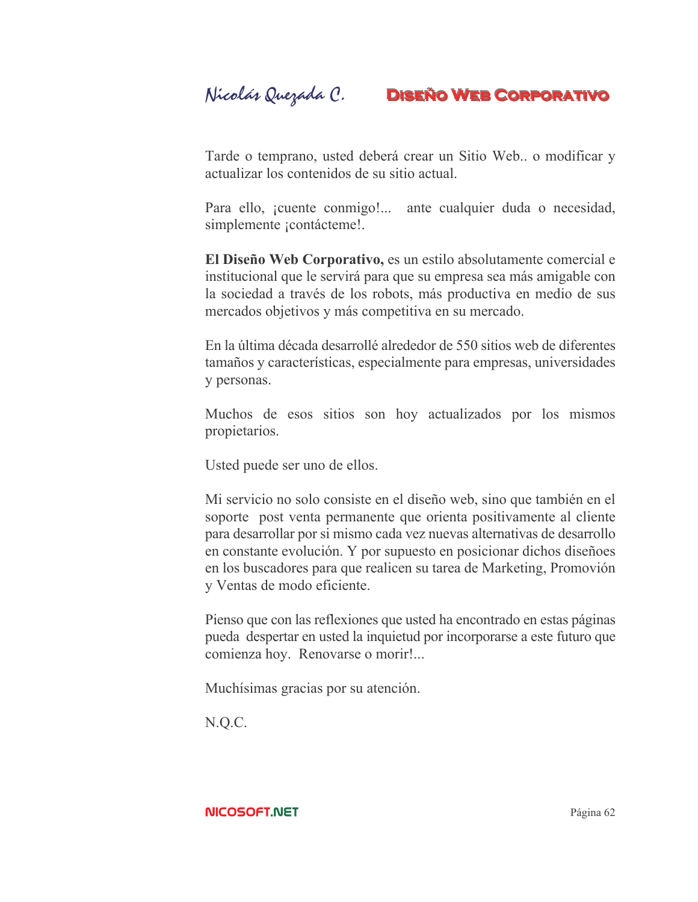Tarde o temprano, usted deberá crear un Sitio Web.. o modificar y actualizar los contenidos de su sitio actual.

Para ello, ¡cuente conmigo!... ante cualquier duda o necesidad, simplemente ¡contácteme!.

**El Diseño Web Corporativo,** es un estilo absolutamente comercial e institucional que le servirá para que su empresa sea más amigable con la sociedad a través de los robots, más productiva en medio de sus mercados objetivos y más competitiva en su mercado.

En la última década desarrollé alrededor de 550 sitios web de diferentes tamaños y características, especialmente para empresas, universidades y personas.

Muchos de esos sitios son hoy actualizados por los mismos propietarios.

Usted puede ser uno de ellos.

Mi servicio no solo consiste en el diseño web, sino que también en el soporte post venta permanente que orienta positivamente al cliente para desarrollar por si mismo cada vez nuevas alternativas de desarrollo en constante evolución. Y por supuesto en posicionar dichos diseñoes en los buscadores para que realicen su tarea de Marketing, Promovión y Ventas de modo eficiente.

Pienso que con las reflexiones que usted ha encontrado en estas páginas pueda despertar en usted la inquietud por incorporarse a este futuro que comienza hoy. Renovarse o morir!...

Muchísimas gracias por su atención.

N.Q.C.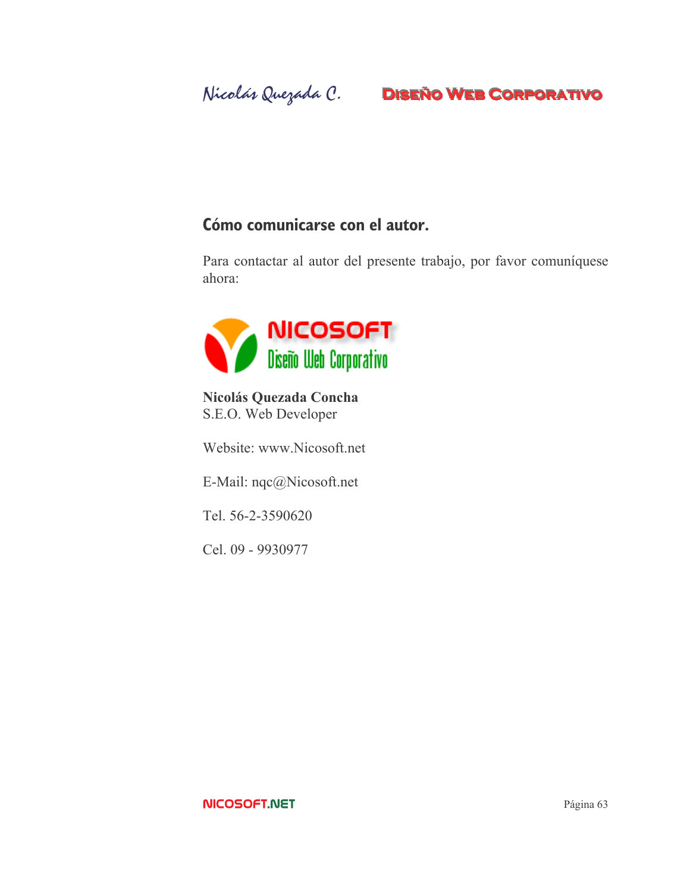## Cómo comunicarse con el autor.

Para contactar al autor del presente trabajo, por favor comuníquese ahora:

NICOSOFT
Diseño Web Corporativo

**Nicolás Quezada Concha**
S.E.O. Web Developer

Website: www.Nicosoft.net

E-Mail: nqc@Nicosoft.net

Tel. 56-2-3590620

Cel. 09 - 9930977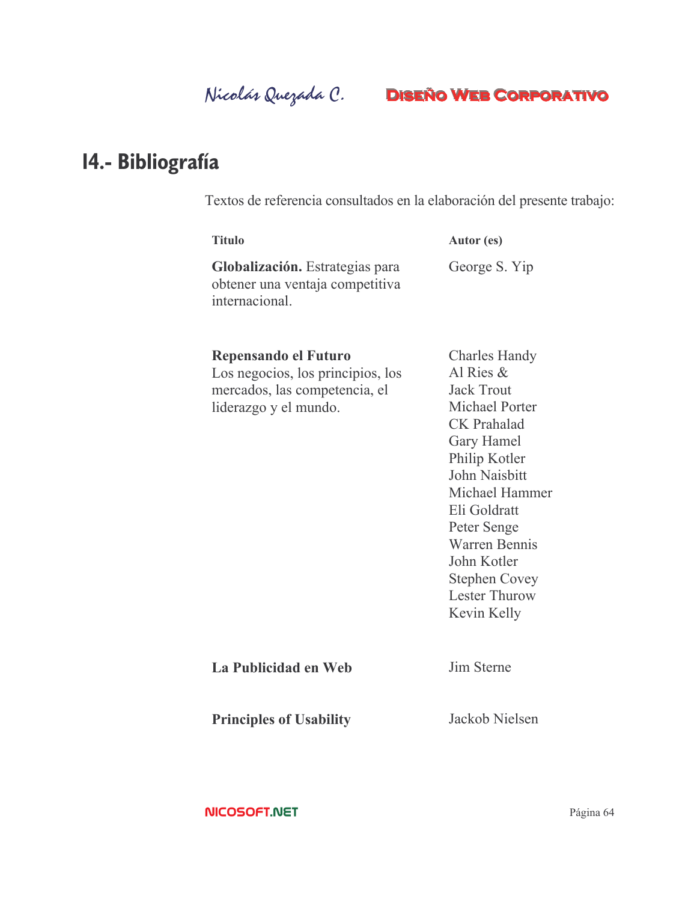# 14.- Bibliografía

Textos de referencia consultados en la elaboración del presente trabajo:

| Titulo | Autor (es) |
| --- | --- |
| **Globalización.** Estrategias para obtener una ventaja competitiva internacional. | George S. Yip |
| **Repensando el Futuro** Los negocios, los principios, los mercados, las competencia, el liderazgo y el mundo. | Charles Handy<br>Al Ries &<br>Jack Trout<br>Michael Porter<br>CK Prahalad<br>Gary Hamel<br>Philip Kotler<br>John Naisbitt<br>Michael Hammer<br>Eli Goldratt<br>Peter Senge<br>Warren Bennis<br>John Kotler<br>Stephen Covey<br>Lester Thurow<br>Kevin Kelly |
| **La Publicidad en Web** | Jim Sterne |
| **Principles of Usability** | Jackob Nielsen |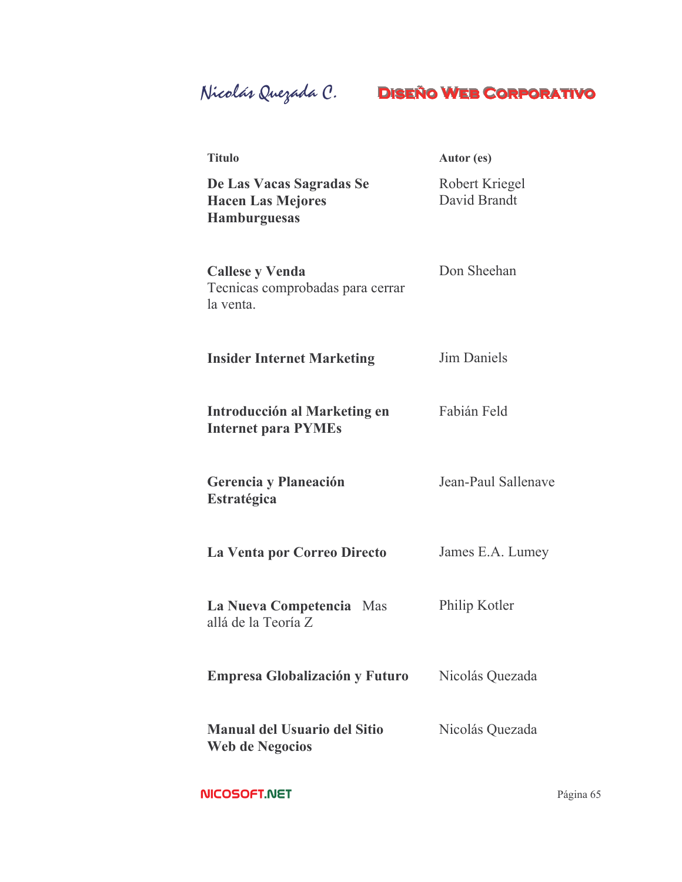| Titulo | Autor (es) |
|---|---|
| **De Las Vacas Sagradas Se Hacen Las Mejores Hamburguesas** | Robert Kriegel<br>David Brandt |
| **Callese y Venda** Tecnicas comprobadas para cerrar la venta. | Don Sheehan |
| **Insider Internet Marketing** | Jim Daniels |
| **Introducción al Marketing en Internet para PYMEs** | Fabián Feld |
| **Gerencia y Planeación Estratégica** | Jean-Paul Sallenave |
| **La Venta por Correo Directo** | James E.A. Lumey |
| **La Nueva Competencia** Mas allá de la Teoría Z | Philip Kotler |
| **Empresa Globalización y Futuro** | Nicolás Quezada |
| **Manual del Usuario del Sitio Web de Negocios** | Nicolás Quezada |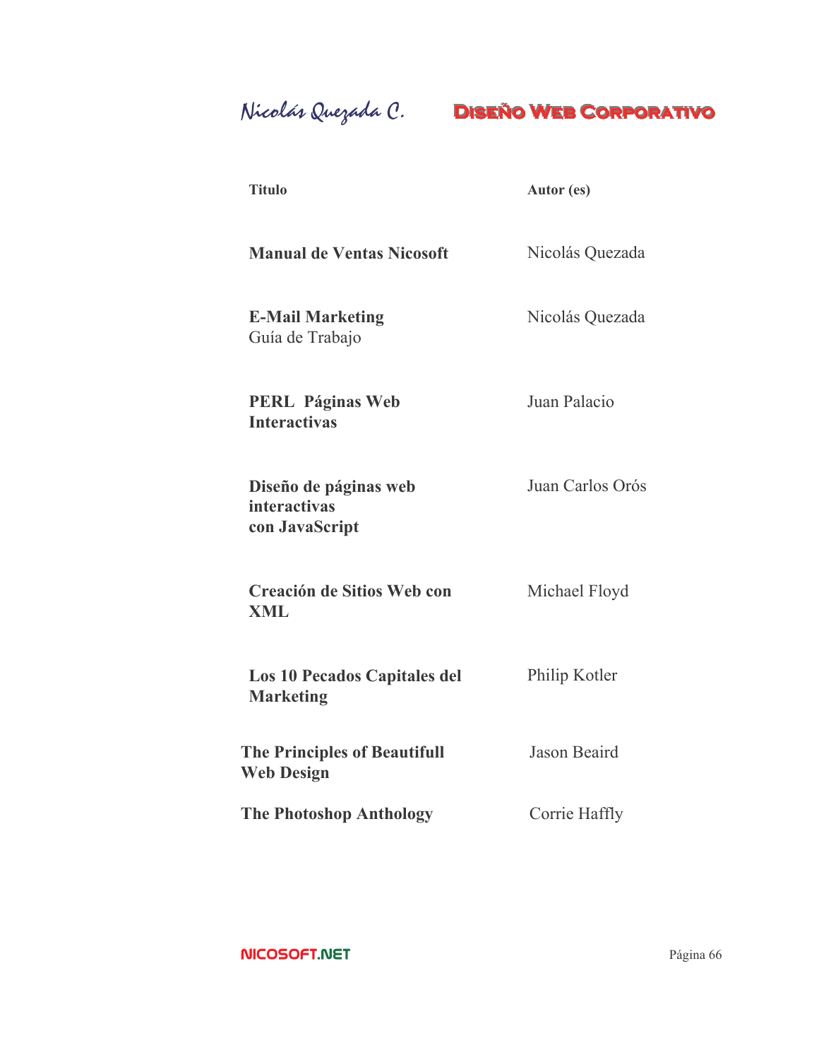| **Titulo** | **Autor (es)** |
|---|---|
| **Manual de Ventas Nicosoft** | Nicolás Quezada |
| **E-Mail Marketing** Guía de Trabajo | Nicolás Quezada |
| **PERL Páginas Web Interactivas** | Juan Palacio |
| **Diseño de páginas web interactivas con JavaScript** | Juan Carlos Orós |
| **Creación de Sitios Web con XML** | Michael Floyd |
| **Los 10 Pecados Capitales del Marketing** | Philip Kotler |
| **The Principles of Beautifull Web Design** | Jason Beaird |
| **The Photoshop Anthology** | Corrie Haffly |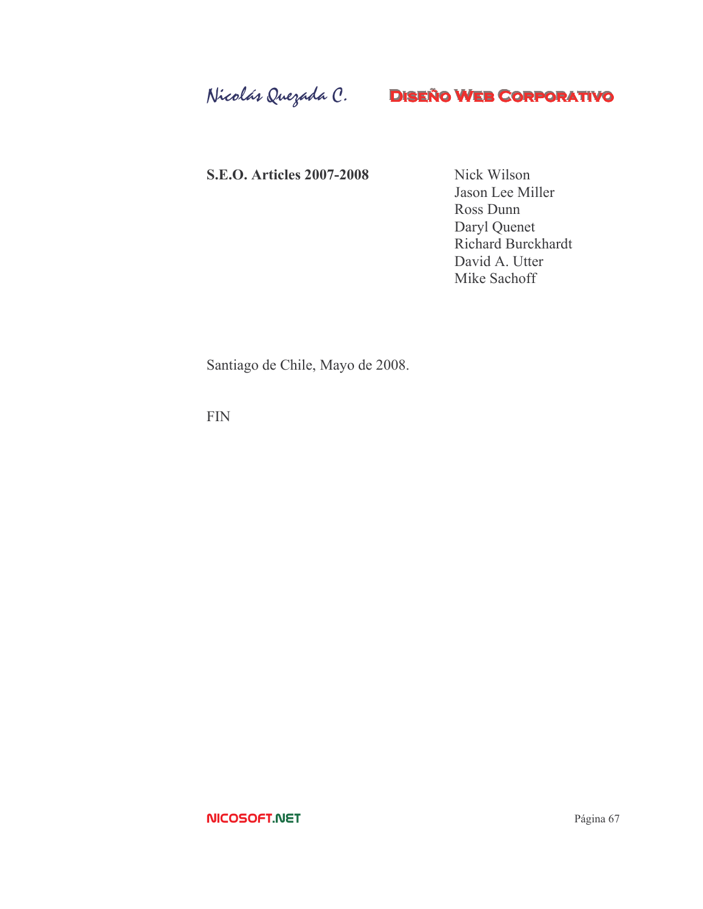**S.E.O. Articles 2007-2008**

Nick Wilson
Jason Lee Miller
Ross Dunn
Daryl Quenet
Richard Burckhardt
David A. Utter
Mike Sachoff

Santiago de Chile, Mayo de 2008.

FIN